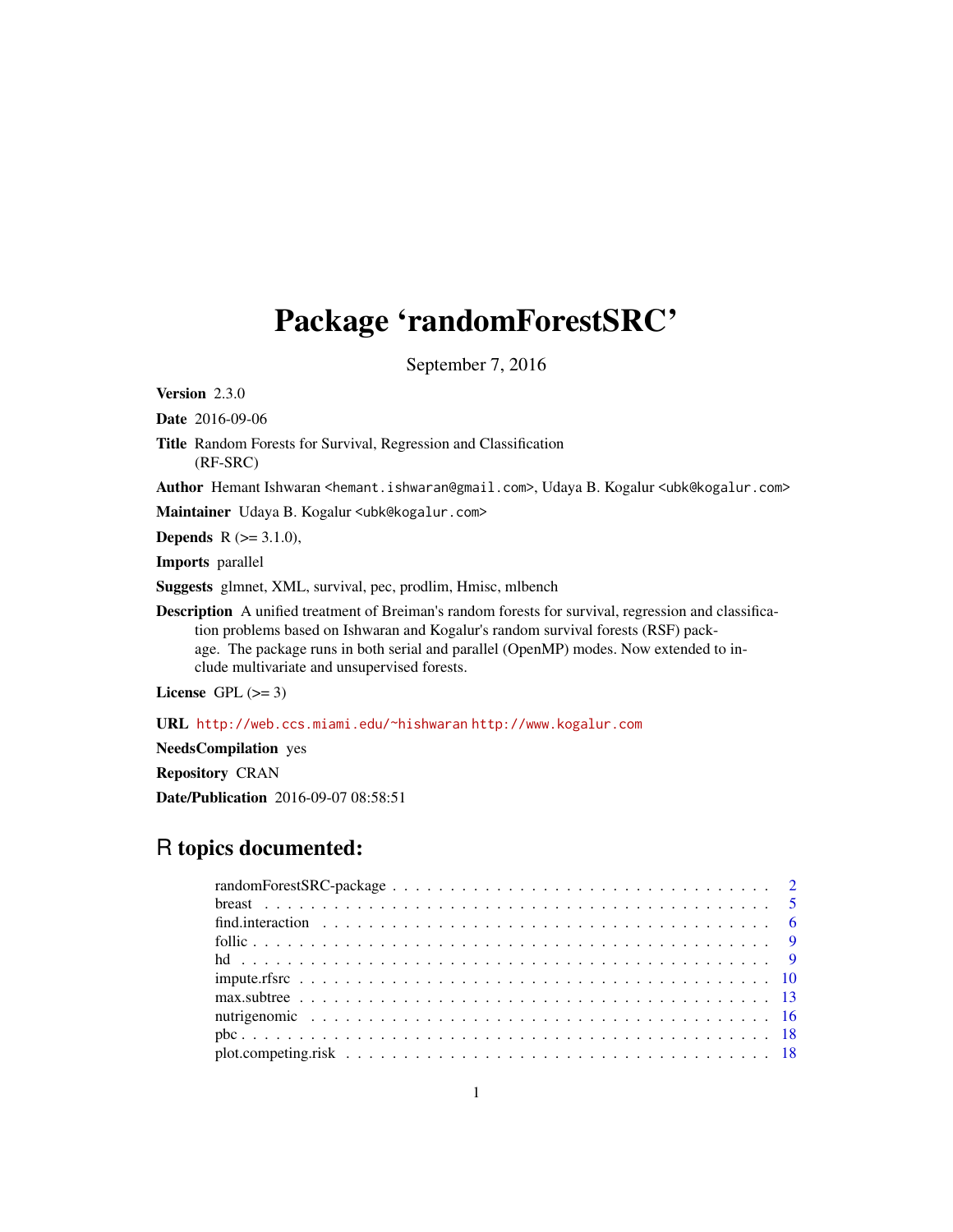# Package 'randomForestSRC'

September 7, 2016

**Version** 2.3.0

**Date** 2016-09-06

**Title** Random Forests for Survival, Regression and Classification (RF-SRC)

**Author** Hemant Ishwaran <hemant.ishwaran@gmail.com>, Udaya B. Kogalur <ubk@kogalur.com>

**Maintainer** Udaya B. Kogalur <ubk@kogalur.com>

**Depends** R (>= 3.1.0),

**Imports** parallel

**Suggests** glmnet, XML, survival, pec, prodlim, Hmisc, mlbench

**Description** A unified treatment of Breiman's random forests for survival, regression and classification problems based on Ishwaran and Kogalur's random survival forests (RSF) package. The package runs in both serial and parallel (OpenMP) modes. Now extended to include multivariate and unsupervised forests.

**License** GPL (>= 3)

**URL** http://web.ccs.miami.edu/~hishwaran http://www.kogalur.com

**NeedsCompilation** yes

**Repository** CRAN

**Date/Publication** 2016-09-07 08:58:51

## R topics documented:

| | |
|---|---|
| randomForestSRC-package | 2 |
| breast | 5 |
| find.interaction | 6 |
| follic | 9 |
| hd | 9 |
| impute.rfsrc | 10 |
| max.subtree | 13 |
| nutrigenomic | 16 |
| pbc | 18 |
| plot.competing.risk | 18 |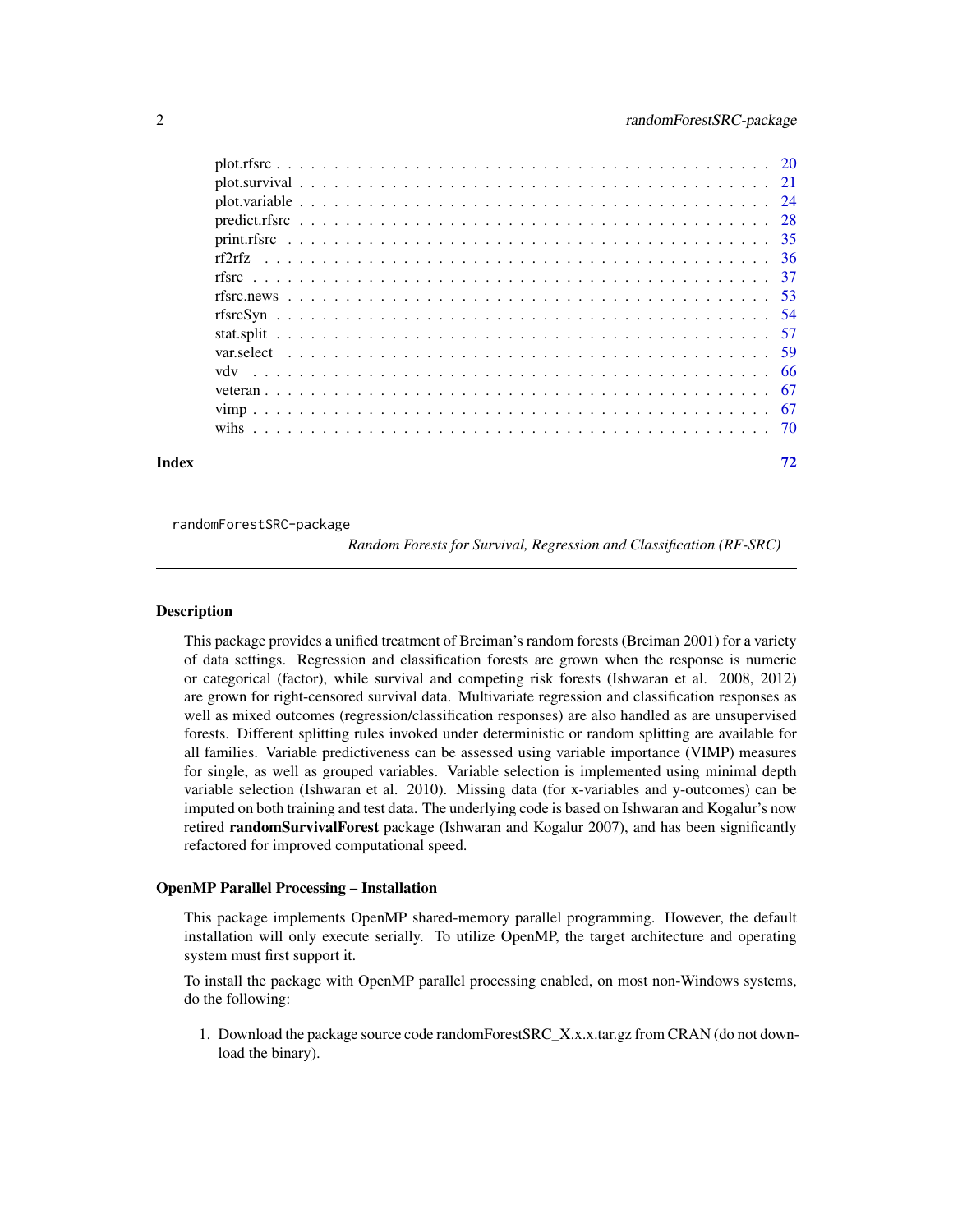| | |
|---|---|
| plot.rfsrc | 20 |
| plot.survival | 21 |
| plot.variable | 24 |
| predict.rfsrc | 28 |
| print.rfsrc | 35 |
| rf2rfz | 36 |
| rfsrc | 37 |
| rfsrc.news | 53 |
| rfsrcSyn | 54 |
| stat.split | 57 |
| var.select | 59 |
| vdv | 66 |
| veteran | 67 |
| vimp | 67 |
| wihs | 70 |

**Index** **72**

---

randomForestSRC-package

*Random Forests for Survival, Regression and Classification (RF-SRC)*

---

### Description

This package provides a unified treatment of Breiman's random forests (Breiman 2001) for a variety of data settings. Regression and classification forests are grown when the response is numeric or categorical (factor), while survival and competing risk forests (Ishwaran et al. 2008, 2012) are grown for right-censored survival data. Multivariate regression and classification responses as well as mixed outcomes (regression/classification responses) are also handled as are unsupervised forests. Different splitting rules invoked under deterministic or random splitting are available for all families. Variable predictiveness can be assessed using variable importance (VIMP) measures for single, as well as grouped variables. Variable selection is implemented using minimal depth variable selection (Ishwaran et al. 2010). Missing data (for x-variables and y-outcomes) can be imputed on both training and test data. The underlying code is based on Ishwaran and Kogalur's now retired **randomSurvivalForest** package (Ishwaran and Kogalur 2007), and has been significantly refactored for improved computational speed.

### OpenMP Parallel Processing – Installation

This package implements OpenMP shared-memory parallel programming. However, the default installation will only execute serially. To utilize OpenMP, the target architecture and operating system must first support it.

To install the package with OpenMP parallel processing enabled, on most non-Windows systems, do the following:

1. Download the package source code randomForestSRC_X.x.x.tar.gz from CRAN (do not download the binary).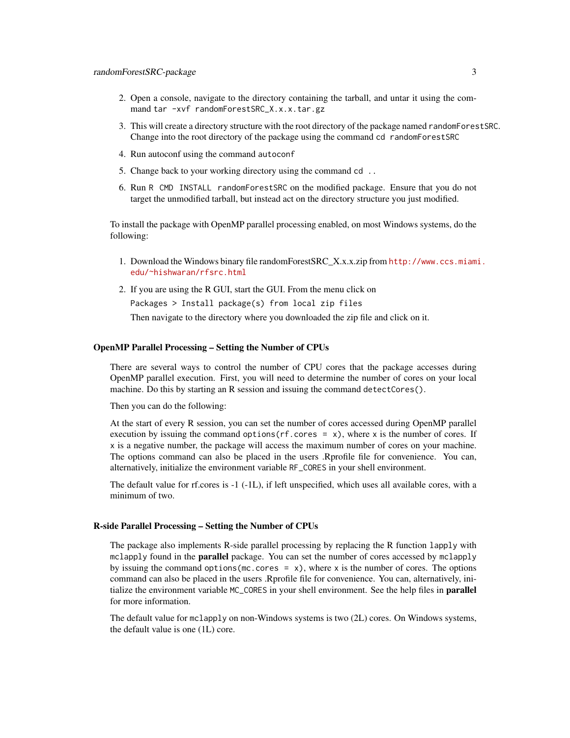2. Open a console, navigate to the directory containing the tarball, and untar it using the command `tar -xvf randomForestSRC_X.x.x.tar.gz`
3. This will create a directory structure with the root directory of the package named `randomForestSRC`. Change into the root directory of the package using the command `cd randomForestSRC`
4. Run autoconf using the command `autoconf`
5. Change back to your working directory using the command `cd ..`
6. Run `R CMD INSTALL randomForestSRC` on the modified package. Ensure that you do not target the unmodified tarball, but instead act on the directory structure you just modified.

To install the package with OpenMP parallel processing enabled, on most Windows systems, do the following:

1. Download the Windows binary file randomForestSRC_X.x.x.zip from http://www.ccs.miami.edu/~hishwaran/rfsrc.html
2. If you are using the R GUI, start the GUI. From the menu click on

   `Packages > Install package(s) from local zip files`

   Then navigate to the directory where you downloaded the zip file and click on it.

### OpenMP Parallel Processing – Setting the Number of CPUs

There are several ways to control the number of CPU cores that the package accesses during OpenMP parallel execution. First, you will need to determine the number of cores on your local machine. Do this by starting an R session and issuing the command `detectCores()`.

Then you can do the following:

At the start of every R session, you can set the number of cores accessed during OpenMP parallel execution by issuing the command `options(rf.cores = x)`, where `x` is the number of cores. If `x` is a negative number, the package will access the maximum number of cores on your machine. The options command can also be placed in the users .Rprofile file for convenience. You can, alternatively, initialize the environment variable `RF_CORES` in your shell environment.

The default value for rf.cores is -1 (-1L), if left unspecified, which uses all available cores, with a minimum of two.

### R-side Parallel Processing – Setting the Number of CPUs

The package also implements R-side parallel processing by replacing the R function `lapply` with `mclapply` found in the **parallel** package. You can set the number of cores accessed by `mclapply` by issuing the command `options(mc.cores = x)`, where `x` is the number of cores. The options command can also be placed in the users .Rprofile file for convenience. You can, alternatively, initialize the environment variable `MC_CORES` in your shell environment. See the help files in **parallel** for more information.

The default value for `mclapply` on non-Windows systems is two (2L) cores. On Windows systems, the default value is one (1L) core.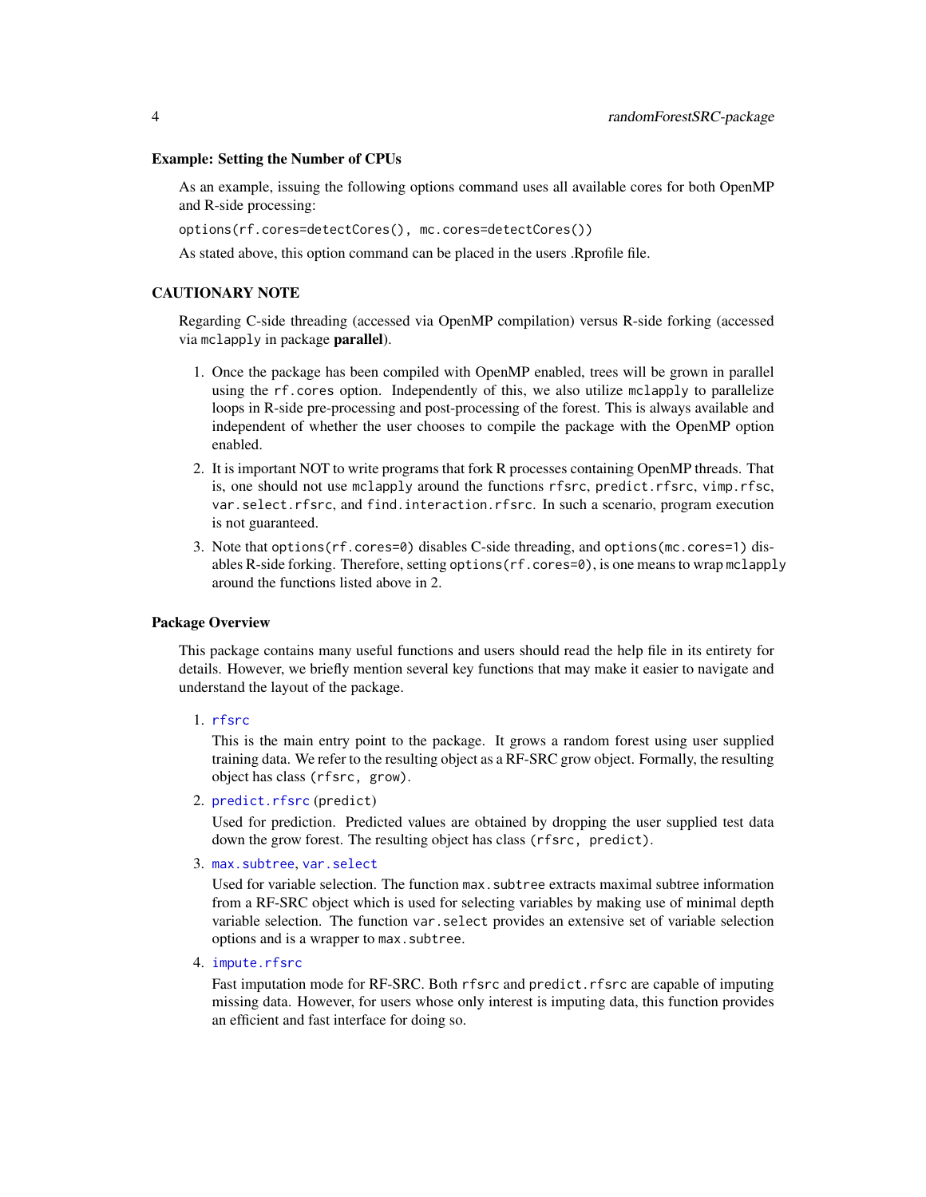### Example: Setting the Number of CPUs

As an example, issuing the following options command uses all available cores for both OpenMP and R-side processing:

```
options(rf.cores=detectCores(), mc.cores=detectCores())
```

As stated above, this option command can be placed in the users .Rprofile file.

### CAUTIONARY NOTE

Regarding C-side threading (accessed via OpenMP compilation) versus R-side forking (accessed via `mclapply` in package **parallel**).

1. Once the package has been compiled with OpenMP enabled, trees will be grown in parallel using the `rf.cores` option. Independently of this, we also utilize `mclapply` to parallelize loops in R-side pre-processing and post-processing of the forest. This is always available and independent of whether the user chooses to compile the package with the OpenMP option enabled.
2. It is important NOT to write programs that fork R processes containing OpenMP threads. That is, one should not use `mclapply` around the functions `rfsrc`, `predict.rfsrc`, `vimp.rfsc`, `var.select.rfsrc`, and `find.interaction.rfsrc`. In such a scenario, program execution is not guaranteed.
3. Note that `options(rf.cores=0)` disables C-side threading, and `options(mc.cores=1)` disables R-side forking. Therefore, setting `options(rf.cores=0)`, is one means to wrap `mclapply` around the functions listed above in 2.

### Package Overview

This package contains many useful functions and users should read the help file in its entirety for details. However, we briefly mention several key functions that may make it easier to navigate and understand the layout of the package.

1. `rfsrc`

   This is the main entry point to the package. It grows a random forest using user supplied training data. We refer to the resulting object as a RF-SRC grow object. Formally, the resulting object has class `(rfsrc, grow)`.

2. `predict.rfsrc` `(predict)`

   Used for prediction. Predicted values are obtained by dropping the user supplied test data down the grow forest. The resulting object has class `(rfsrc, predict)`.

3. `max.subtree`, `var.select`

   Used for variable selection. The function `max.subtree` extracts maximal subtree information from a RF-SRC object which is used for selecting variables by making use of minimal depth variable selection. The function `var.select` provides an extensive set of variable selection options and is a wrapper to `max.subtree`.

4. `impute.rfsrc`

   Fast imputation mode for RF-SRC. Both `rfsrc` and `predict.rfsrc` are capable of imputing missing data. However, for users whose only interest is imputing data, this function provides an efficient and fast interface for doing so.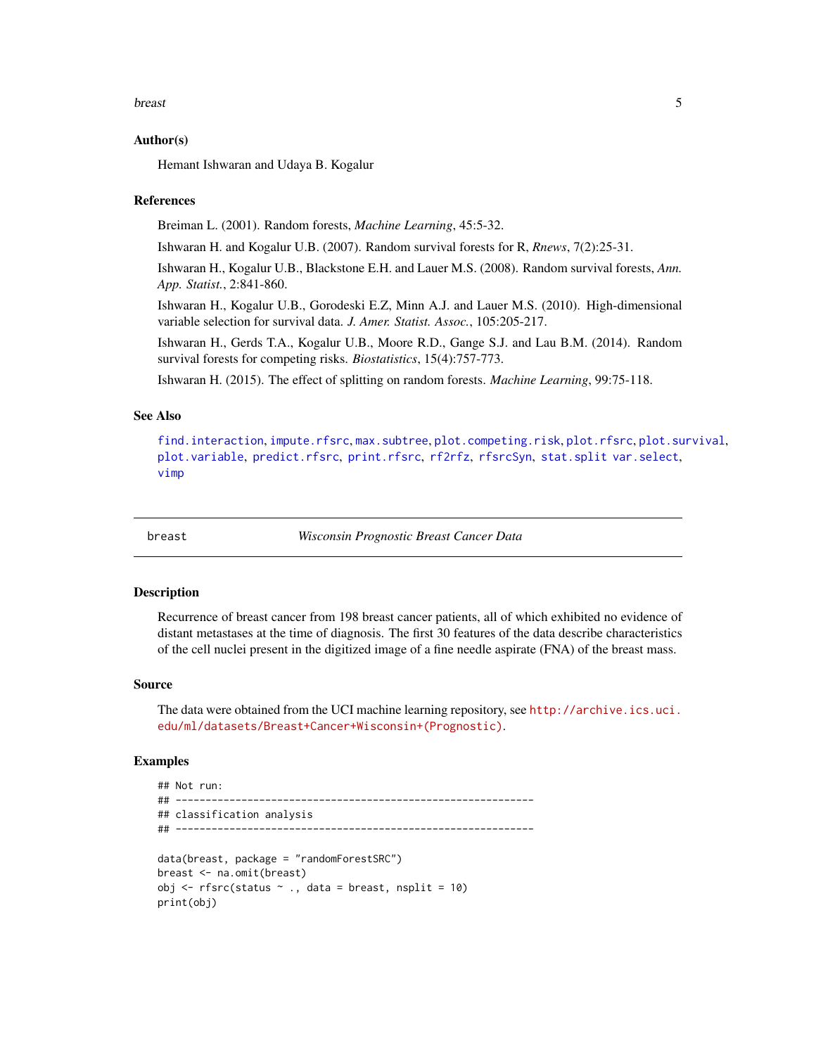## Author(s)

Hemant Ishwaran and Udaya B. Kogalur

## References

Breiman L. (2001). Random forests, *Machine Learning*, 45:5-32.

Ishwaran H. and Kogalur U.B. (2007). Random survival forests for R, *Rnews*, 7(2):25-31.

Ishwaran H., Kogalur U.B., Blackstone E.H. and Lauer M.S. (2008). Random survival forests, *Ann. App. Statist.*, 2:841-860.

Ishwaran H., Kogalur U.B., Gorodeski E.Z, Minn A.J. and Lauer M.S. (2010). High-dimensional variable selection for survival data. *J. Amer. Statist. Assoc.*, 105:205-217.

Ishwaran H., Gerds T.A., Kogalur U.B., Moore R.D., Gange S.J. and Lau B.M. (2014). Random survival forests for competing risks. *Biostatistics*, 15(4):757-773.

Ishwaran H. (2015). The effect of splitting on random forests. *Machine Learning*, 99:75-118.

## See Also

`find.interaction`, `impute.rfsrc`, `max.subtree`, `plot.competing.risk`, `plot.rfsrc`, `plot.survival`, `plot.variable`, `predict.rfsrc`, `print.rfsrc`, `rf2rfz`, `rfsrcSyn`, `stat.split` `var.select`, `vimp`

---

# breast — *Wisconsin Prognostic Breast Cancer Data*

## Description

Recurrence of breast cancer from 198 breast cancer patients, all of which exhibited no evidence of distant metastases at the time of diagnosis. The first 30 features of the data describe characteristics of the cell nuclei present in the digitized image of a fine needle aspirate (FNA) of the breast mass.

## Source

The data were obtained from the UCI machine learning repository, see http://archive.ics.uci.edu/ml/datasets/Breast+Cancer+Wisconsin+(Prognostic).

## Examples

```
## Not run:
## ------------------------------------------------------------
## classification analysis
## ------------------------------------------------------------

data(breast, package = "randomForestSRC")
breast <- na.omit(breast)
obj <- rfsrc(status ~ ., data = breast, nsplit = 10)
print(obj)
```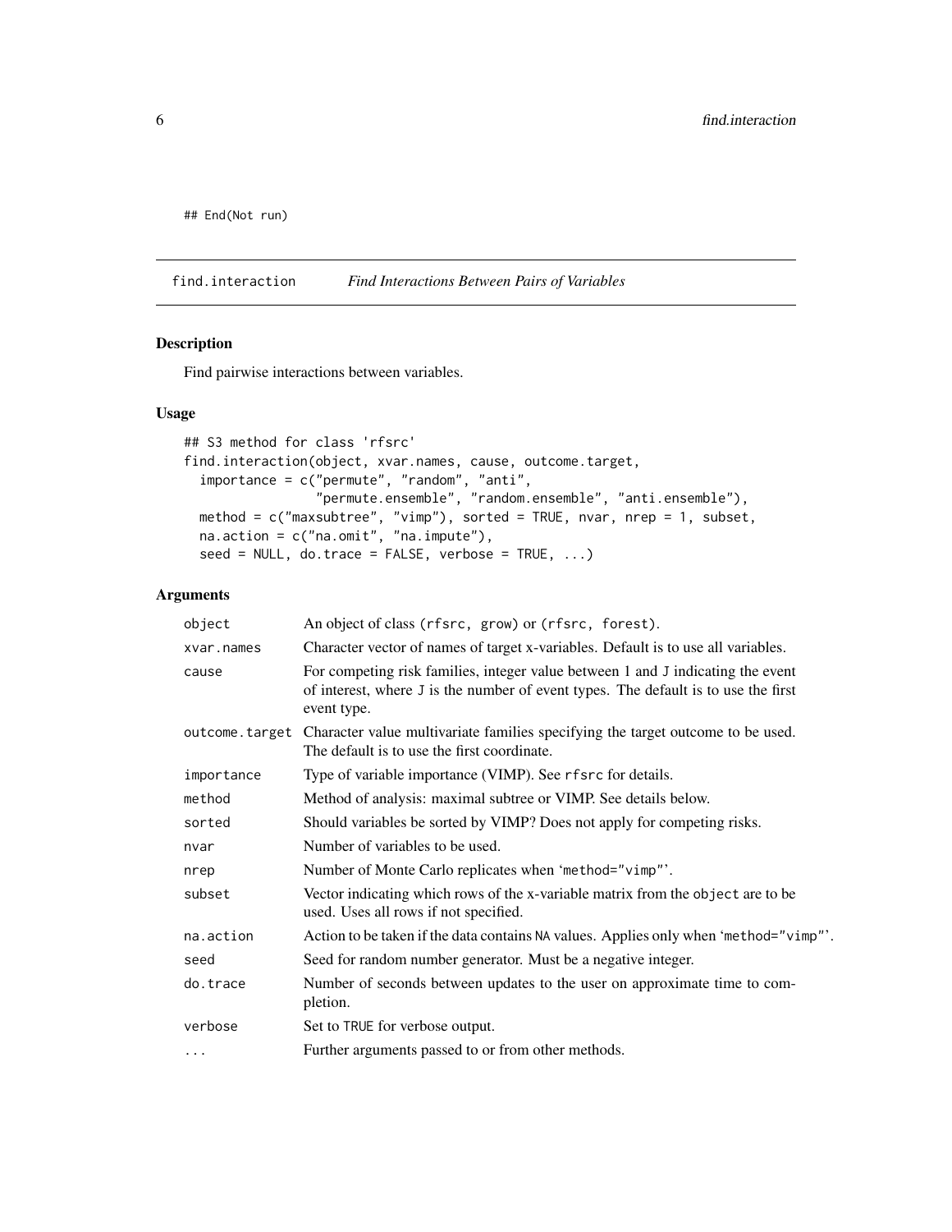```
## End(Not run)
```

## find.interaction — *Find Interactions Between Pairs of Variables*

### Description

Find pairwise interactions between variables.

### Usage

```
## S3 method for class 'rfsrc'
find.interaction(object, xvar.names, cause, outcome.target,
  importance = c("permute", "random", "anti",
                 "permute.ensemble", "random.ensemble", "anti.ensemble"),
  method = c("maxsubtree", "vimp"), sorted = TRUE, nvar, nrep = 1, subset,
  na.action = c("na.omit", "na.impute"),
  seed = NULL, do.trace = FALSE, verbose = TRUE, ...)
```

### Arguments

| Argument | Description |
|---|---|
| `object` | An object of class (rfsrc, grow) or (rfsrc, forest). |
| `xvar.names` | Character vector of names of target x-variables. Default is to use all variables. |
| `cause` | For competing risk families, integer value between 1 and J indicating the event of interest, where J is the number of event types. The default is to use the first event type. |
| `outcome.target` | Character value multivariate families specifying the target outcome to be used. The default is to use the first coordinate. |
| `importance` | Type of variable importance (VIMP). See rfsrc for details. |
| `method` | Method of analysis: maximal subtree or VIMP. See details below. |
| `sorted` | Should variables be sorted by VIMP? Does not apply for competing risks. |
| `nvar` | Number of variables to be used. |
| `nrep` | Number of Monte Carlo replicates when 'method="vimp"'. |
| `subset` | Vector indicating which rows of the x-variable matrix from the object are to be used. Uses all rows if not specified. |
| `na.action` | Action to be taken if the data contains NA values. Applies only when 'method="vimp"'. |
| `seed` | Seed for random number generator. Must be a negative integer. |
| `do.trace` | Number of seconds between updates to the user on approximate time to completion. |
| `verbose` | Set to TRUE for verbose output. |
| `...` | Further arguments passed to or from other methods. |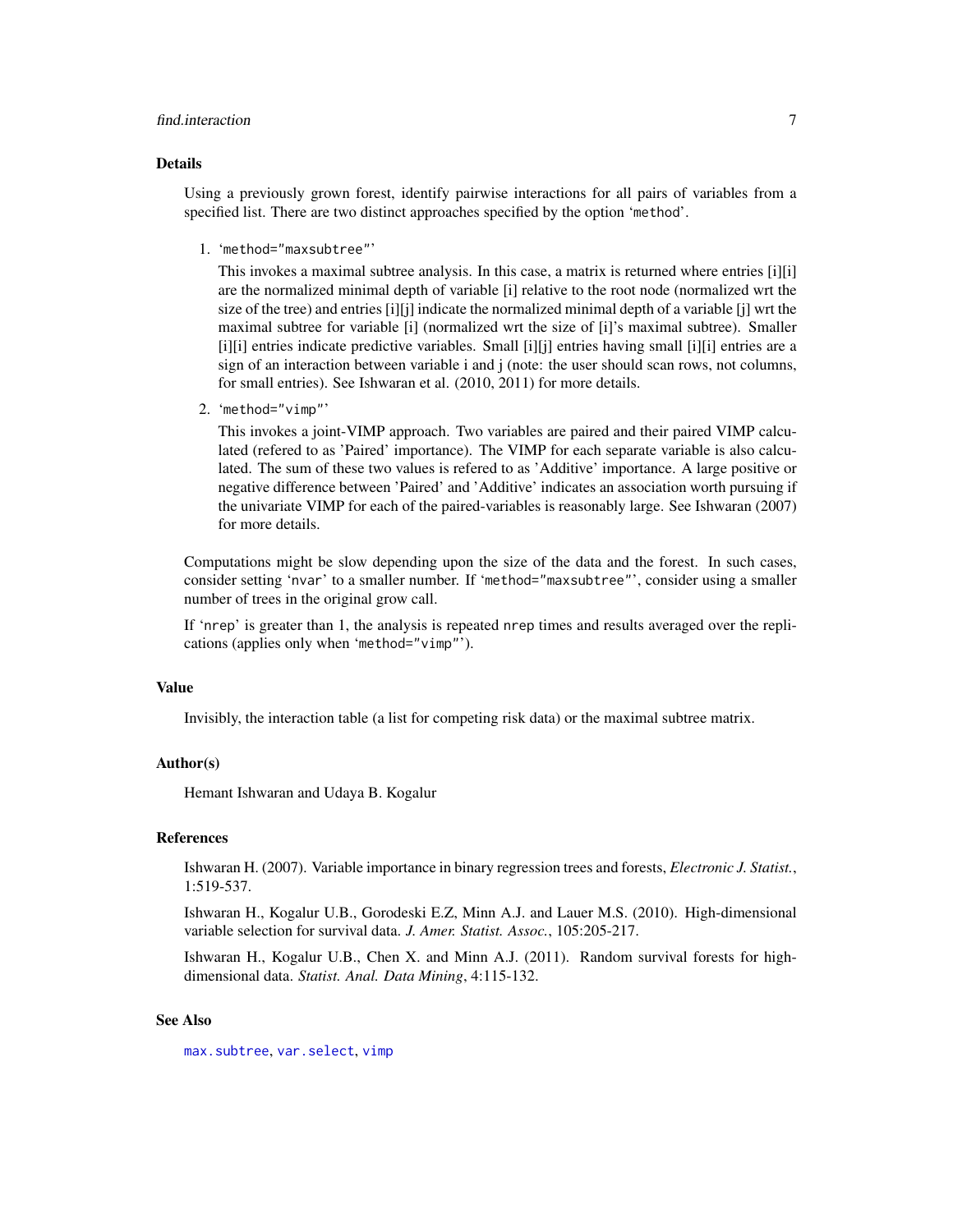### Details

Using a previously grown forest, identify pairwise interactions for all pairs of variables from a specified list. There are two distinct approaches specified by the option 'method'.

1. 'method="maxsubtree"'

   This invokes a maximal subtree analysis. In this case, a matrix is returned where entries [i][i] are the normalized minimal depth of variable [i] relative to the root node (normalized wrt the size of the tree) and entries [i][j] indicate the normalized minimal depth of a variable [j] wrt the maximal subtree for variable [i] (normalized wrt the size of [i]'s maximal subtree). Smaller [i][i] entries indicate predictive variables. Small [i][j] entries having small [i][i] entries are a sign of an interaction between variable i and j (note: the user should scan rows, not columns, for small entries). See Ishwaran et al. (2010, 2011) for more details.

2. 'method="vimp"'

   This invokes a joint-VIMP approach. Two variables are paired and their paired VIMP calculated (refered to as 'Paired' importance). The VIMP for each separate variable is also calculated. The sum of these two values is refered to as 'Additive' importance. A large positive or negative difference between 'Paired' and 'Additive' indicates an association worth pursuing if the univariate VIMP for each of the paired-variables is reasonably large. See Ishwaran (2007) for more details.

Computations might be slow depending upon the size of the data and the forest. In such cases, consider setting 'nvar' to a smaller number. If 'method="maxsubtree"', consider using a smaller number of trees in the original grow call.

If 'nrep' is greater than 1, the analysis is repeated nrep times and results averaged over the replications (applies only when 'method="vimp"').

### Value

Invisibly, the interaction table (a list for competing risk data) or the maximal subtree matrix.

### Author(s)

Hemant Ishwaran and Udaya B. Kogalur

### References

Ishwaran H. (2007). Variable importance in binary regression trees and forests, *Electronic J. Statist.*, 1:519-537.

Ishwaran H., Kogalur U.B., Gorodeski E.Z, Minn A.J. and Lauer M.S. (2010). High-dimensional variable selection for survival data. *J. Amer. Statist. Assoc.*, 105:205-217.

Ishwaran H., Kogalur U.B., Chen X. and Minn A.J. (2011). Random survival forests for high-dimensional data. *Statist. Anal. Data Mining*, 4:115-132.

### See Also

max.subtree, var.select, vimp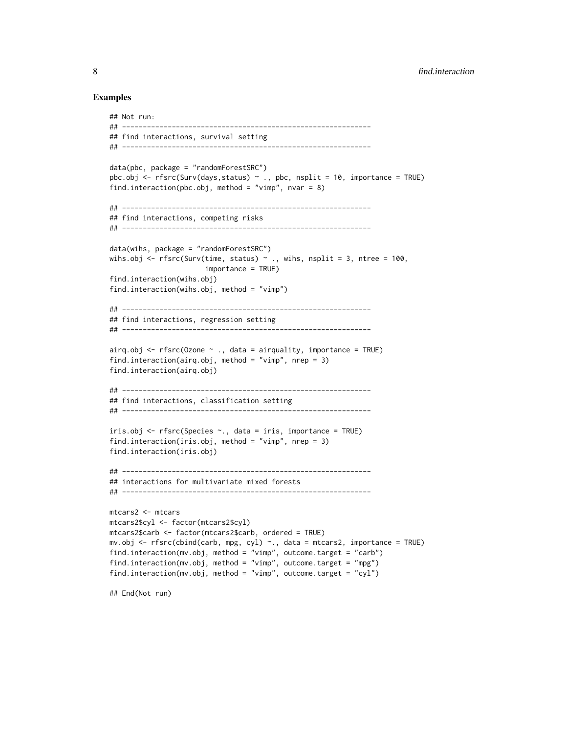## Examples

```
## Not run:
## ------------------------------------------------------------
## find interactions, survival setting
## ------------------------------------------------------------

data(pbc, package = "randomForestSRC")
pbc.obj <- rfsrc(Surv(days,status) ~ ., pbc, nsplit = 10, importance = TRUE)
find.interaction(pbc.obj, method = "vimp", nvar = 8)

## ------------------------------------------------------------
## find interactions, competing risks
## ------------------------------------------------------------

data(wihs, package = "randomForestSRC")
wihs.obj <- rfsrc(Surv(time, status) ~ ., wihs, nsplit = 3, ntree = 100,
                       importance = TRUE)
find.interaction(wihs.obj)
find.interaction(wihs.obj, method = "vimp")

## ------------------------------------------------------------
## find interactions, regression setting
## ------------------------------------------------------------

airq.obj <- rfsrc(Ozone ~ ., data = airquality, importance = TRUE)
find.interaction(airq.obj, method = "vimp", nrep = 3)
find.interaction(airq.obj)

## ------------------------------------------------------------
## find interactions, classification setting
## ------------------------------------------------------------

iris.obj <- rfsrc(Species ~., data = iris, importance = TRUE)
find.interaction(iris.obj, method = "vimp", nrep = 3)
find.interaction(iris.obj)

## ------------------------------------------------------------
## interactions for multivariate mixed forests
## ------------------------------------------------------------

mtcars2 <- mtcars
mtcars2$cyl <- factor(mtcars2$cyl)
mtcars2$carb <- factor(mtcars2$carb, ordered = TRUE)
mv.obj <- rfsrc(cbind(carb, mpg, cyl) ~., data = mtcars2, importance = TRUE)
find.interaction(mv.obj, method = "vimp", outcome.target = "carb")
find.interaction(mv.obj, method = "vimp", outcome.target = "mpg")
find.interaction(mv.obj, method = "vimp", outcome.target = "cyl")

## End(Not run)
```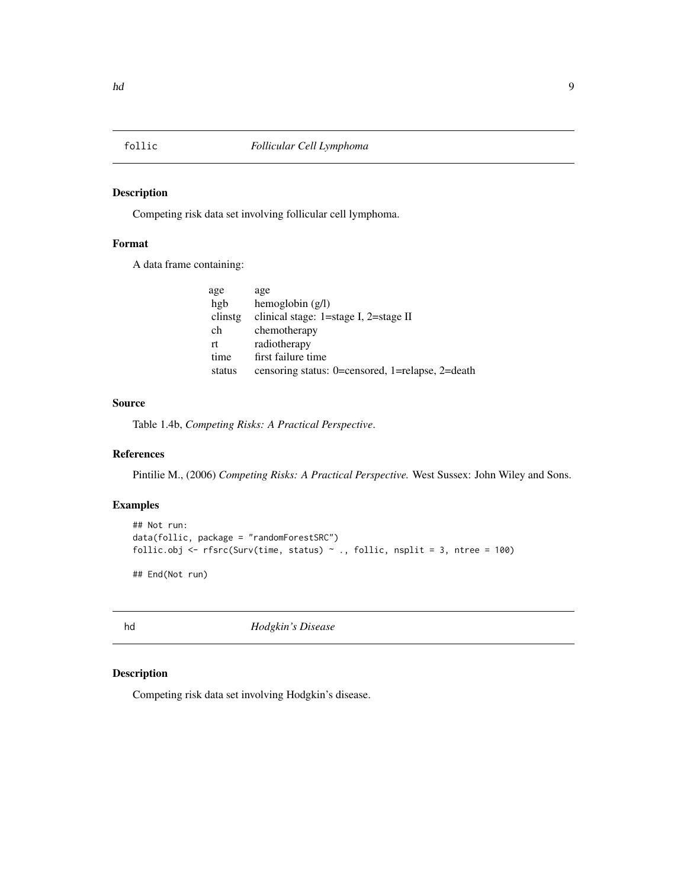## follic *Follicular Cell Lymphoma*

### Description

Competing risk data set involving follicular cell lymphoma.

### Format

A data frame containing:

| | |
|---|---|
| age | age |
| hgb | hemoglobin (g/l) |
| clinstg | clinical stage: 1=stage I, 2=stage II |
| ch | chemotherapy |
| rt | radiotherapy |
| time | first failure time |
| status | censoring status: 0=censored, 1=relapse, 2=death |

### Source

Table 1.4b, *Competing Risks: A Practical Perspective*.

### References

Pintilie M., (2006) *Competing Risks: A Practical Perspective.* West Sussex: John Wiley and Sons.

### Examples

```
## Not run:
data(follic, package = "randomForestSRC")
follic.obj <- rfsrc(Surv(time, status) ~ ., follic, nsplit = 3, ntree = 100)

## End(Not run)
```

## hd *Hodgkin's Disease*

### Description

Competing risk data set involving Hodgkin's disease.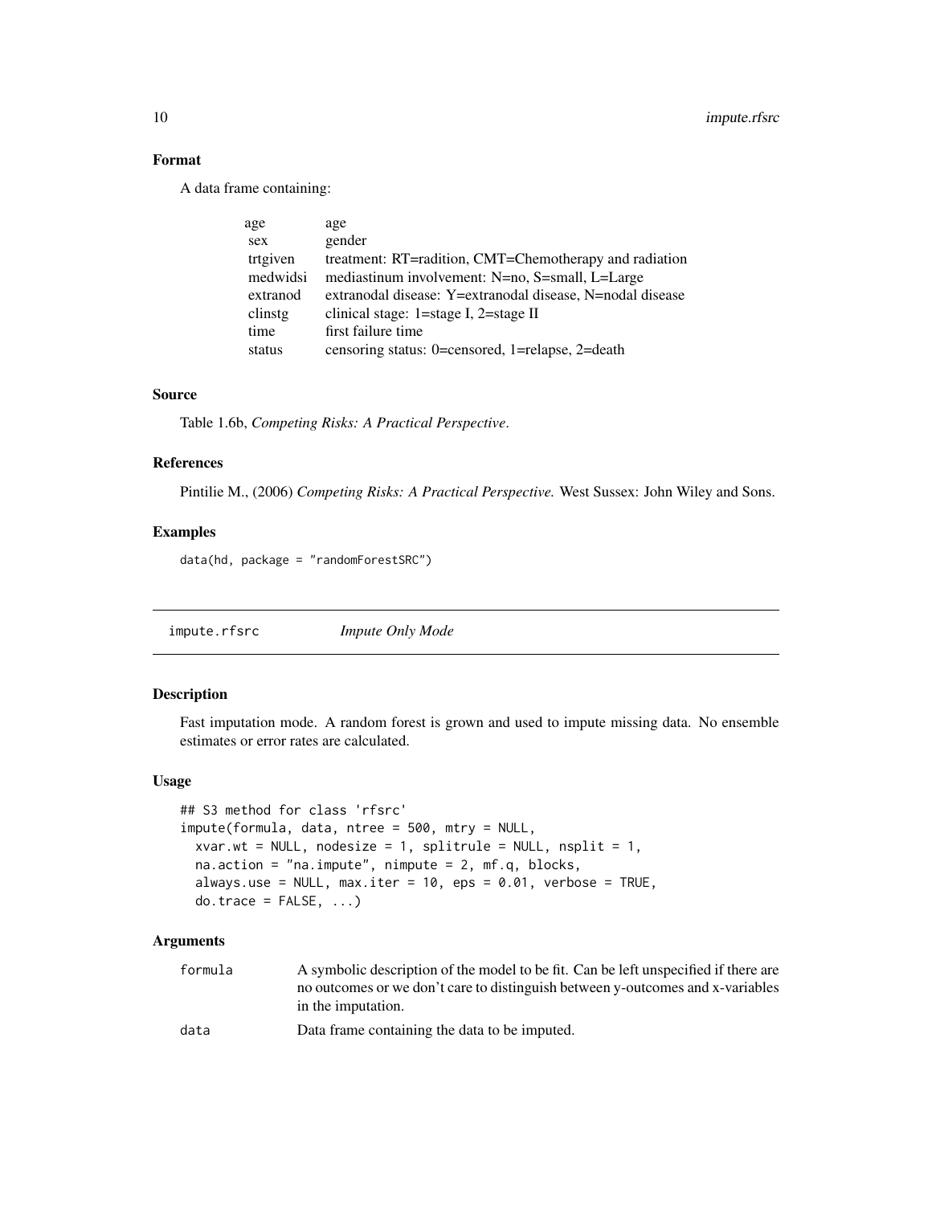### Format

A data frame containing:

| | |
|---|---|
| age | age |
| sex | gender |
| trtgiven | treatment: RT=radition, CMT=Chemotherapy and radiation |
| medwidsi | mediastinum involvement: N=no, S=small, L=Large |
| extranod | extranodal disease: Y=extranodal disease, N=nodal disease |
| clinstg | clinical stage: 1=stage I, 2=stage II |
| time | first failure time |
| status | censoring status: 0=censored, 1=relapse, 2=death |

### Source

Table 1.6b, *Competing Risks: A Practical Perspective*.

### References

Pintilie M., (2006) *Competing Risks: A Practical Perspective.* West Sussex: John Wiley and Sons.

### Examples

```
data(hd, package = "randomForestSRC")
```

---

## impute.rfsrc — *Impute Only Mode*

---

### Description

Fast imputation mode. A random forest is grown and used to impute missing data. No ensemble estimates or error rates are calculated.

### Usage

```
## S3 method for class 'rfsrc'
impute(formula, data, ntree = 500, mtry = NULL,
  xvar.wt = NULL, nodesize = 1, splitrule = NULL, nsplit = 1,
  na.action = "na.impute", nimpute = 2, mf.q, blocks,
  always.use = NULL, max.iter = 10, eps = 0.01, verbose = TRUE,
  do.trace = FALSE, ...)
```

### Arguments

| | |
|---|---|
| formula | A symbolic description of the model to be fit. Can be left unspecified if there are no outcomes or we don't care to distinguish between y-outcomes and x-variables in the imputation. |
| data | Data frame containing the data to be imputed. |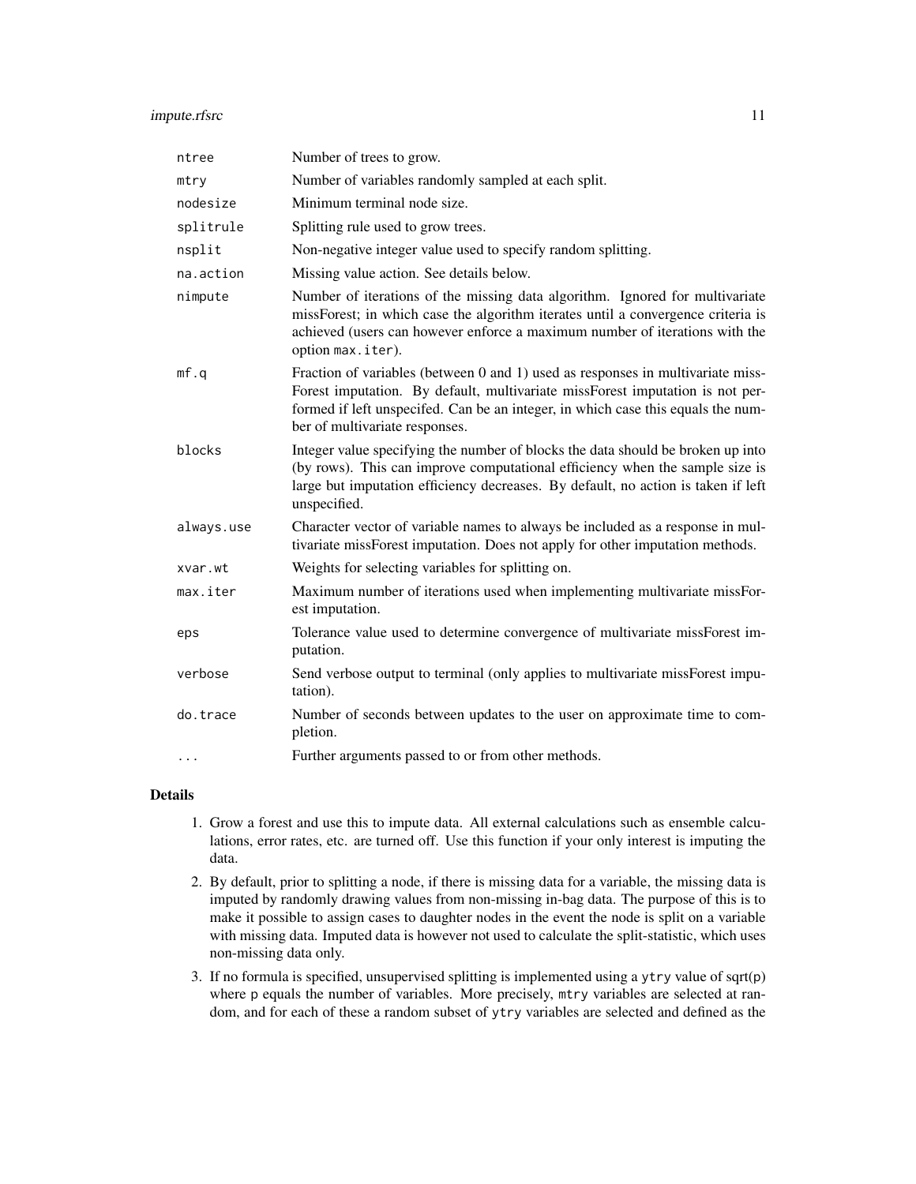| | |
|---|---|
| `ntree` | Number of trees to grow. |
| `mtry` | Number of variables randomly sampled at each split. |
| `nodesize` | Minimum terminal node size. |
| `splitrule` | Splitting rule used to grow trees. |
| `nsplit` | Non-negative integer value used to specify random splitting. |
| `na.action` | Missing value action. See details below. |
| `nimpute` | Number of iterations of the missing data algorithm. Ignored for multivariate missForest; in which case the algorithm iterates until a convergence criteria is achieved (users can however enforce a maximum number of iterations with the option `max.iter`). |
| `mf.q` | Fraction of variables (between 0 and 1) used as responses in multivariate missForest imputation. By default, multivariate missForest imputation is not performed if left unspecifed. Can be an integer, in which case this equals the number of multivariate responses. |
| `blocks` | Integer value specifying the number of blocks the data should be broken up into (by rows). This can improve computational efficiency when the sample size is large but imputation efficiency decreases. By default, no action is taken if left unspecified. |
| `always.use` | Character vector of variable names to always be included as a response in multivariate missForest imputation. Does not apply for other imputation methods. |
| `xvar.wt` | Weights for selecting variables for splitting on. |
| `max.iter` | Maximum number of iterations used when implementing multivariate missForest imputation. |
| `eps` | Tolerance value used to determine convergence of multivariate missForest imputation. |
| `verbose` | Send verbose output to terminal (only applies to multivariate missForest imputation). |
| `do.trace` | Number of seconds between updates to the user on approximate time to completion. |
| `...` | Further arguments passed to or from other methods. |

## Details

1. Grow a forest and use this to impute data. All external calculations such as ensemble calculations, error rates, etc. are turned off. Use this function if your only interest is imputing the data.
2. By default, prior to splitting a node, if there is missing data for a variable, the missing data is imputed by randomly drawing values from non-missing in-bag data. The purpose of this is to make it possible to assign cases to daughter nodes in the event the node is split on a variable with missing data. Imputed data is however not used to calculate the split-statistic, which uses non-missing data only.
3. If no formula is specified, unsupervised splitting is implemented using a `ytry` value of sqrt(`p`) where `p` equals the number of variables. More precisely, `mtry` variables are selected at random, and for each of these a random subset of `ytry` variables are selected and defined as the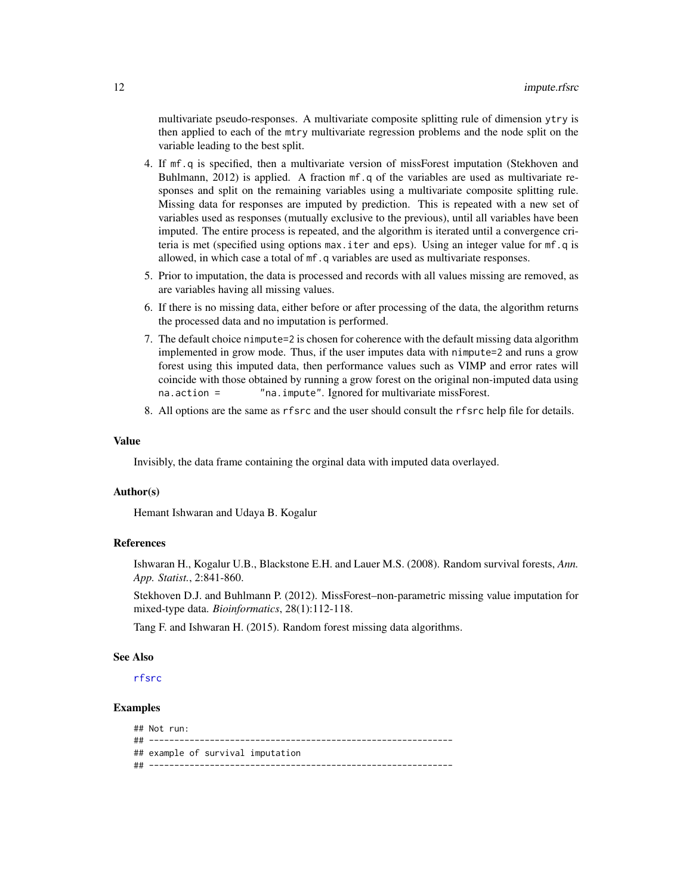multivariate pseudo-responses. A multivariate composite splitting rule of dimension ytry is then applied to each of the mtry multivariate regression problems and the node split on the variable leading to the best split.

4. If mf.q is specified, then a multivariate version of missForest imputation (Stekhoven and Buhlmann, 2012) is applied. A fraction mf.q of the variables are used as multivariate responses and split on the remaining variables using a multivariate composite splitting rule. Missing data for responses are imputed by prediction. This is repeated with a new set of variables used as responses (mutually exclusive to the previous), until all variables have been imputed. The entire process is repeated, and the algorithm is iterated until a convergence criteria is met (specified using options max.iter and eps). Using an integer value for mf.q is allowed, in which case a total of mf.q variables are used as multivariate responses.
5. Prior to imputation, the data is processed and records with all values missing are removed, as are variables having all missing values.
6. If there is no missing data, either before or after processing of the data, the algorithm returns the processed data and no imputation is performed.
7. The default choice nimpute=2 is chosen for coherence with the default missing data algorithm implemented in grow mode. Thus, if the user imputes data with nimpute=2 and runs a grow forest using this imputed data, then performance values such as VIMP and error rates will coincide with those obtained by running a grow forest on the original non-imputed data using na.action = "na.impute". Ignored for multivariate missForest.
8. All options are the same as rfsrc and the user should consult the rfsrc help file for details.

### Value

Invisibly, the data frame containing the orginal data with imputed data overlayed.

### Author(s)

Hemant Ishwaran and Udaya B. Kogalur

### References

Ishwaran H., Kogalur U.B., Blackstone E.H. and Lauer M.S. (2008). Random survival forests, *Ann. App. Statist.*, 2:841-860.

Stekhoven D.J. and Buhlmann P. (2012). MissForest–non-parametric missing value imputation for mixed-type data. *Bioinformatics*, 28(1):112-118.

Tang F. and Ishwaran H. (2015). Random forest missing data algorithms.

### See Also

rfsrc

### Examples

```
## Not run:
## ------------------------------------------------------------
## example of survival imputation
## ------------------------------------------------------------
```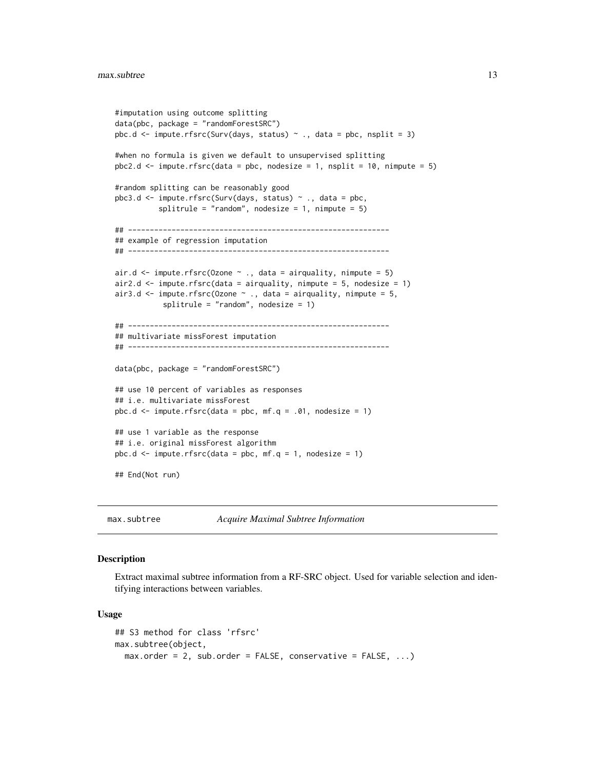```
#imputation using outcome splitting
data(pbc, package = "randomForestSRC")
pbc.d <- impute.rfsrc(Surv(days, status) ~ ., data = pbc, nsplit = 3)

#when no formula is given we default to unsupervised splitting
pbc2.d <- impute.rfsrc(data = pbc, nodesize = 1, nsplit = 10, nimpute = 5)

#random splitting can be reasonably good
pbc3.d <- impute.rfsrc(Surv(days, status) ~ ., data = pbc,
          splitrule = "random", nodesize = 1, nimpute = 5)

## ------------------------------------------------------------
## example of regression imputation
## ------------------------------------------------------------

air.d <- impute.rfsrc(Ozone ~ ., data = airquality, nimpute = 5)
air2.d <- impute.rfsrc(data = airquality, nimpute = 5, nodesize = 1)
air3.d <- impute.rfsrc(Ozone ~ ., data = airquality, nimpute = 5,
           splitrule = "random", nodesize = 1)

## ------------------------------------------------------------
## multivariate missForest imputation
## ------------------------------------------------------------

data(pbc, package = "randomForestSRC")

## use 10 percent of variables as responses
## i.e. multivariate missForest
pbc.d <- impute.rfsrc(data = pbc, mf.q = .01, nodesize = 1)

## use 1 variable as the response
## i.e. original missForest algorithm
pbc.d <- impute.rfsrc(data = pbc, mf.q = 1, nodesize = 1)

## End(Not run)
```

---

## max.subtree — *Acquire Maximal Subtree Information*

---

### Description

Extract maximal subtree information from a RF-SRC object. Used for variable selection and identifying interactions between variables.

### Usage

```
## S3 method for class 'rfsrc'
max.subtree(object,
  max.order = 2, sub.order = FALSE, conservative = FALSE, ...)
```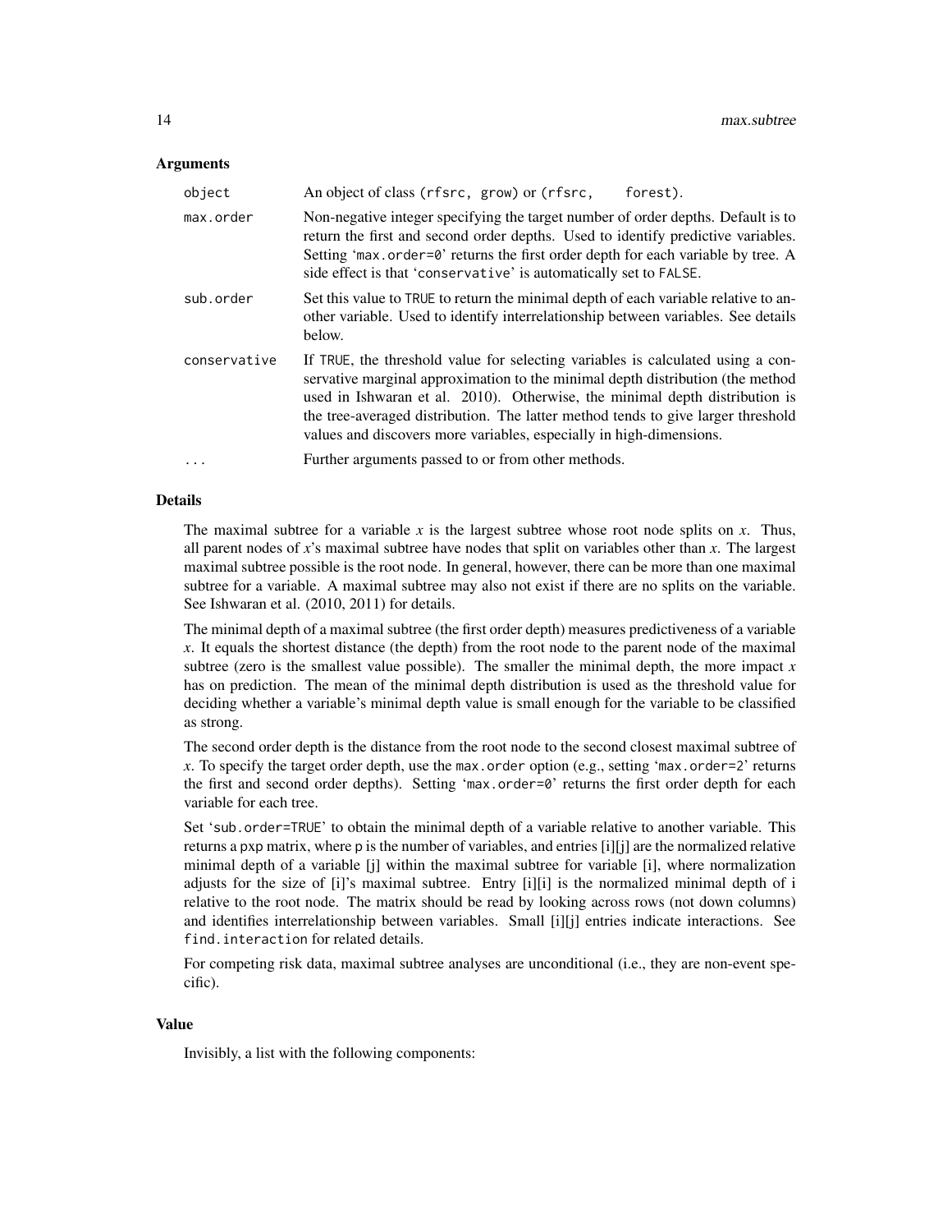### Arguments

| | |
|---|---|
| `object` | An object of class `(rfsrc, grow)` or `(rfsrc, forest)`. |
| `max.order` | Non-negative integer specifying the target number of order depths. Default is to return the first and second order depths. Used to identify predictive variables. Setting '`max.order=0`' returns the first order depth for each variable by tree. A side effect is that '`conservative`' is automatically set to `FALSE`. |
| `sub.order` | Set this value to `TRUE` to return the minimal depth of each variable relative to another variable. Used to identify interrelationship between variables. See details below. |
| `conservative` | If `TRUE`, the threshold value for selecting variables is calculated using a conservative marginal approximation to the minimal depth distribution (the method used in Ishwaran et al. 2010). Otherwise, the minimal depth distribution is the tree-averaged distribution. The latter method tends to give larger threshold values and discovers more variables, especially in high-dimensions. |
| `...` | Further arguments passed to or from other methods. |

### Details

The maximal subtree for a variable *x* is the largest subtree whose root node splits on *x*. Thus, all parent nodes of *x*'s maximal subtree have nodes that split on variables other than *x*. The largest maximal subtree possible is the root node. In general, however, there can be more than one maximal subtree for a variable. A maximal subtree may also not exist if there are no splits on the variable. See Ishwaran et al. (2010, 2011) for details.

The minimal depth of a maximal subtree (the first order depth) measures predictiveness of a variable *x*. It equals the shortest distance (the depth) from the root node to the parent node of the maximal subtree (zero is the smallest value possible). The smaller the minimal depth, the more impact *x* has on prediction. The mean of the minimal depth distribution is used as the threshold value for deciding whether a variable's minimal depth value is small enough for the variable to be classified as strong.

The second order depth is the distance from the root node to the second closest maximal subtree of *x*. To specify the target order depth, use the `max.order` option (e.g., setting '`max.order=2`' returns the first and second order depths). Setting '`max.order=0`' returns the first order depth for each variable for each tree.

Set '`sub.order=TRUE`' to obtain the minimal depth of a variable relative to another variable. This returns a `pxp` matrix, where `p` is the number of variables, and entries [i][j] are the normalized relative minimal depth of a variable [j] within the maximal subtree for variable [i], where normalization adjusts for the size of [i]'s maximal subtree. Entry [i][i] is the normalized minimal depth of i relative to the root node. The matrix should be read by looking across rows (not down columns) and identifies interrelationship between variables. Small [i][j] entries indicate interactions. See `find.interaction` for related details.

For competing risk data, maximal subtree analyses are unconditional (i.e., they are non-event specific).

### Value

Invisibly, a list with the following components: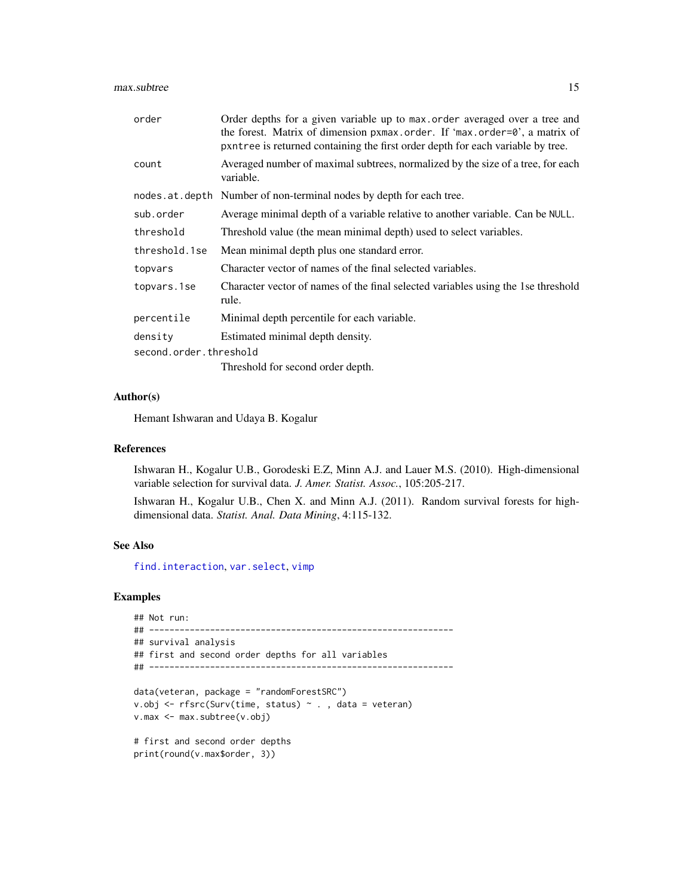| | |
|---|---|
| `order` | Order depths for a given variable up to `max.order` averaged over a tree and the forest. Matrix of dimension `pxmax.order`. If 'max.order=0', a matrix of `pxntree` is returned containing the first order depth for each variable by tree. |
| `count` | Averaged number of maximal subtrees, normalized by the size of a tree, for each variable. |
| `nodes.at.depth` | Number of non-terminal nodes by depth for each tree. |
| `sub.order` | Average minimal depth of a variable relative to another variable. Can be `NULL`. |
| `threshold` | Threshold value (the mean minimal depth) used to select variables. |
| `threshold.1se` | Mean minimal depth plus one standard error. |
| `topvars` | Character vector of names of the final selected variables. |
| `topvars.1se` | Character vector of names of the final selected variables using the 1se threshold rule. |
| `percentile` | Minimal depth percentile for each variable. |
| `density` | Estimated minimal depth density. |
| `second.order.threshold` | Threshold for second order depth. |

## Author(s)

Hemant Ishwaran and Udaya B. Kogalur

## References

Ishwaran H., Kogalur U.B., Gorodeski E.Z, Minn A.J. and Lauer M.S. (2010). High-dimensional variable selection for survival data. *J. Amer. Statist. Assoc.*, 105:205-217.

Ishwaran H., Kogalur U.B., Chen X. and Minn A.J. (2011). Random survival forests for high-dimensional data. *Statist. Anal. Data Mining*, 4:115-132.

## See Also

`find.interaction`, `var.select`, `vimp`

## Examples

```
## Not run:
## ------------------------------------------------------------
## survival analysis
## first and second order depths for all variables
## ------------------------------------------------------------

data(veteran, package = "randomForestSRC")
v.obj <- rfsrc(Surv(time, status) ~ . , data = veteran)
v.max <- max.subtree(v.obj)

# first and second order depths
print(round(v.max$order, 3))
```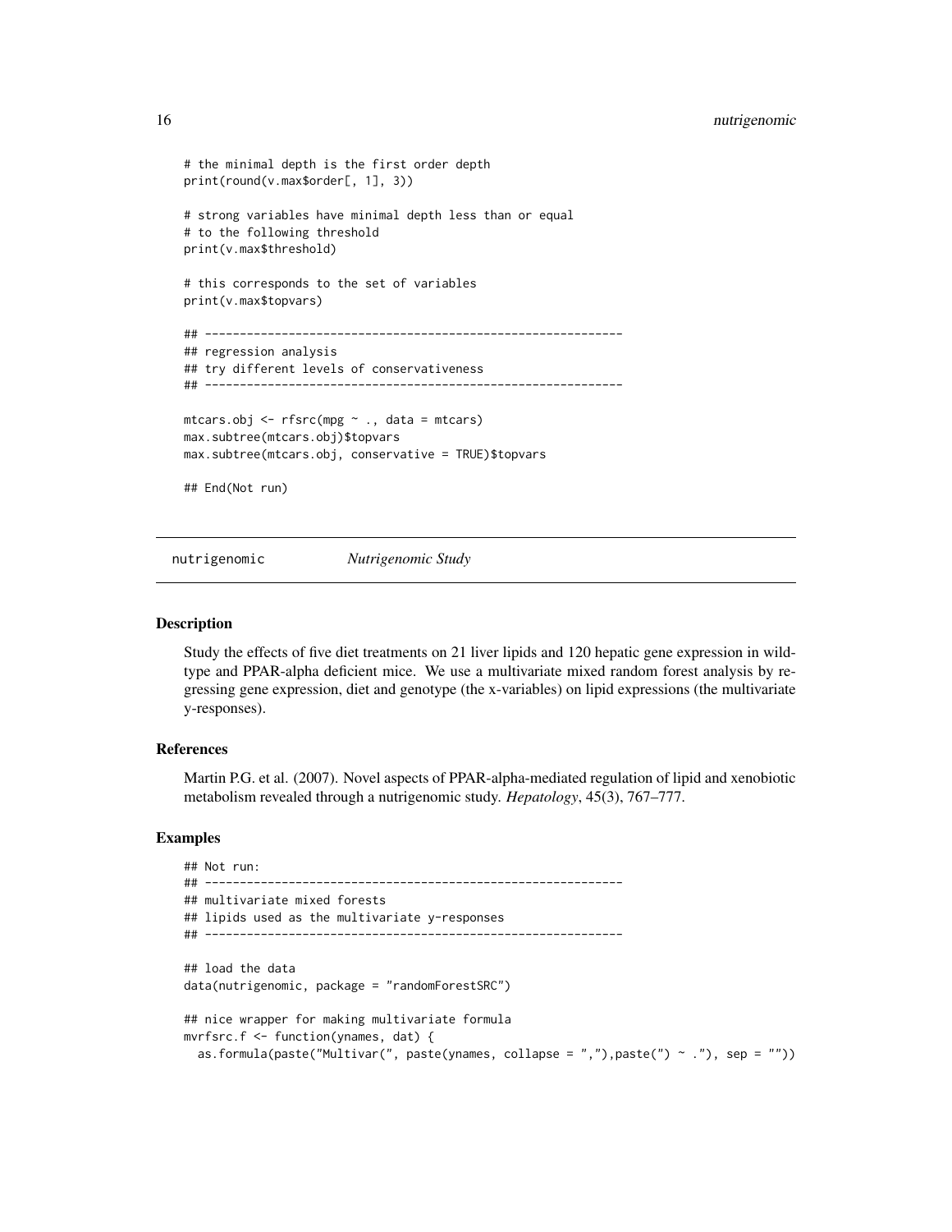```
# the minimal depth is the first order depth
print(round(v.max$order[, 1], 3))

# strong variables have minimal depth less than or equal
# to the following threshold
print(v.max$threshold)

# this corresponds to the set of variables
print(v.max$topvars)

## ------------------------------------------------------------
## regression analysis
## try different levels of conservativeness
## ------------------------------------------------------------

mtcars.obj <- rfsrc(mpg ~ ., data = mtcars)
max.subtree(mtcars.obj)$topvars
max.subtree(mtcars.obj, conservative = TRUE)$topvars

## End(Not run)
```

## nutrigenomic *Nutrigenomic Study*

### Description

Study the effects of five diet treatments on 21 liver lipids and 120 hepatic gene expression in wild-type and PPAR-alpha deficient mice. We use a multivariate mixed random forest analysis by regressing gene expression, diet and genotype (the x-variables) on lipid expressions (the multivariate y-responses).

### References

Martin P.G. et al. (2007). Novel aspects of PPAR-alpha-mediated regulation of lipid and xenobiotic metabolism revealed through a nutrigenomic study. *Hepatology*, 45(3), 767–777.

### Examples

```
## Not run:
## ------------------------------------------------------------
## multivariate mixed forests
## lipids used as the multivariate y-responses
## ------------------------------------------------------------

## load the data
data(nutrigenomic, package = "randomForestSRC")

## nice wrapper for making multivariate formula
mvrfsrc.f <- function(ynames, dat) {
  as.formula(paste("Multivar(", paste(ynames, collapse = ","),paste(") ~ ."), sep = ""))
```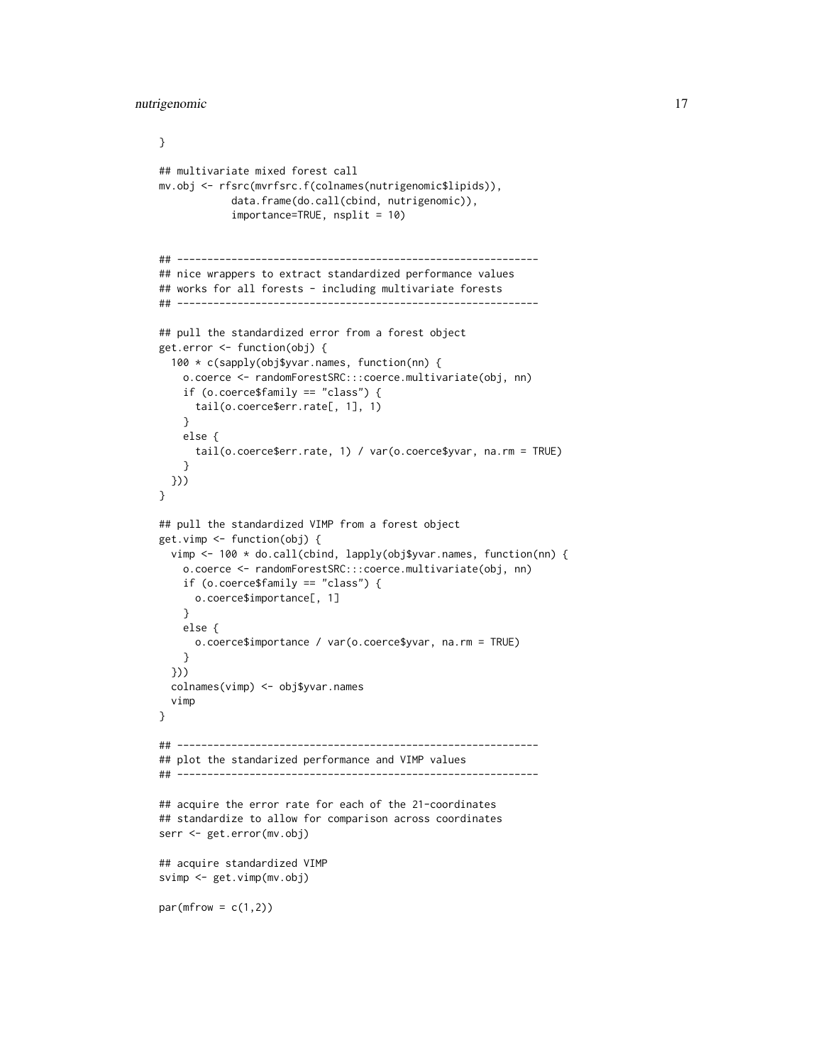```
}

## multivariate mixed forest call
mv.obj <- rfsrc(mvrfsrc.f(colnames(nutrigenomic$lipids)),
            data.frame(do.call(cbind, nutrigenomic)),
            importance=TRUE, nsplit = 10)


## ------------------------------------------------------------
## nice wrappers to extract standardized performance values
## works for all forests - including multivariate forests
## ------------------------------------------------------------

## pull the standardized error from a forest object
get.error <- function(obj) {
  100 * c(sapply(obj$yvar.names, function(nn) {
    o.coerce <- randomForestSRC:::coerce.multivariate(obj, nn)
    if (o.coerce$family == "class") {
      tail(o.coerce$err.rate[, 1], 1)
    }
    else {
      tail(o.coerce$err.rate, 1) / var(o.coerce$yvar, na.rm = TRUE)
    }
  }))
}

## pull the standardized VIMP from a forest object
get.vimp <- function(obj) {
  vimp <- 100 * do.call(cbind, lapply(obj$yvar.names, function(nn) {
    o.coerce <- randomForestSRC:::coerce.multivariate(obj, nn)
    if (o.coerce$family == "class") {
      o.coerce$importance[, 1]
    }
    else {
      o.coerce$importance / var(o.coerce$yvar, na.rm = TRUE)
    }
  }))
  colnames(vimp) <- obj$yvar.names
  vimp
}

## ------------------------------------------------------------
## plot the standarized performance and VIMP values
## ------------------------------------------------------------

## acquire the error rate for each of the 21-coordinates
## standardize to allow for comparison across coordinates
serr <- get.error(mv.obj)

## acquire standardized VIMP
svimp <- get.vimp(mv.obj)

par(mfrow = c(1,2))
```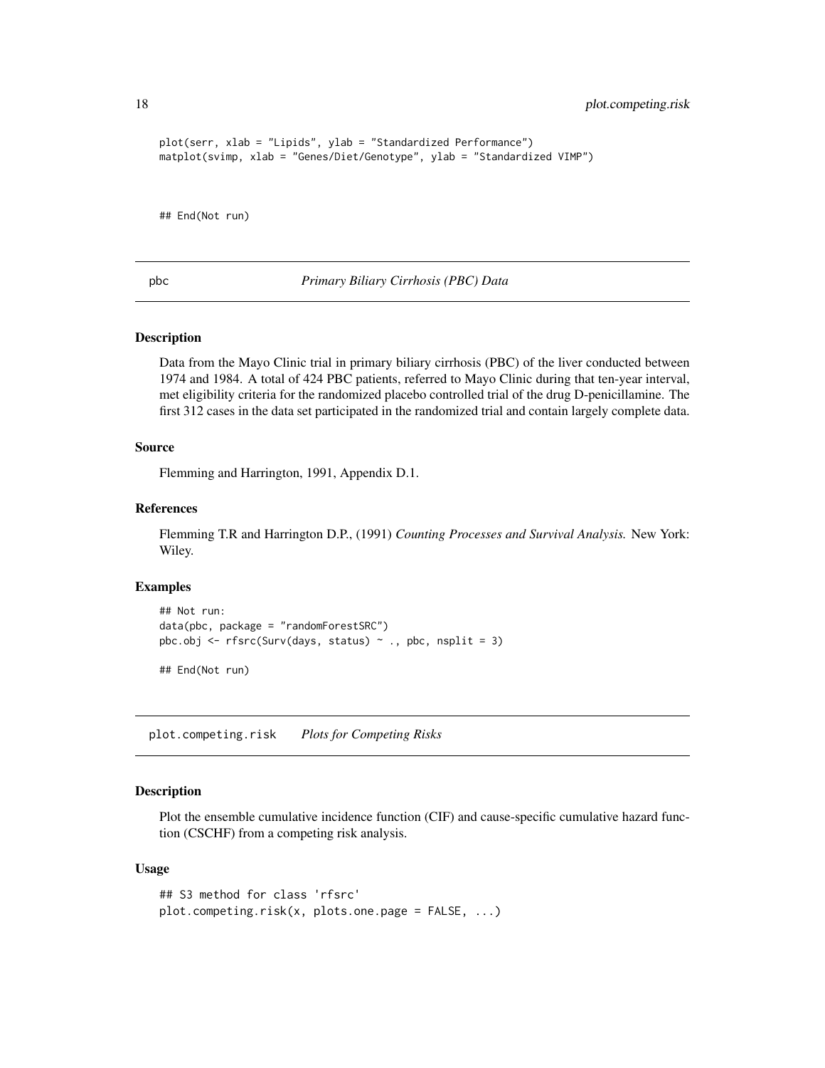```
plot(serr, xlab = "Lipids", ylab = "Standardized Performance")
matplot(svimp, xlab = "Genes/Diet/Genotype", ylab = "Standardized VIMP")


## End(Not run)
```

---

## pbc — *Primary Biliary Cirrhosis (PBC) Data*

### Description

Data from the Mayo Clinic trial in primary biliary cirrhosis (PBC) of the liver conducted between 1974 and 1984. A total of 424 PBC patients, referred to Mayo Clinic during that ten-year interval, met eligibility criteria for the randomized placebo controlled trial of the drug D-penicillamine. The first 312 cases in the data set participated in the randomized trial and contain largely complete data.

### Source

Flemming and Harrington, 1991, Appendix D.1.

### References

Flemming T.R and Harrington D.P., (1991) *Counting Processes and Survival Analysis.* New York: Wiley.

### Examples

```
## Not run:
data(pbc, package = "randomForestSRC")
pbc.obj <- rfsrc(Surv(days, status) ~ ., pbc, nsplit = 3)

## End(Not run)
```

---

## plot.competing.risk — *Plots for Competing Risks*

### Description

Plot the ensemble cumulative incidence function (CIF) and cause-specific cumulative hazard function (CSCHF) from a competing risk analysis.

### Usage

```
## S3 method for class 'rfsrc'
plot.competing.risk(x, plots.one.page = FALSE, ...)
```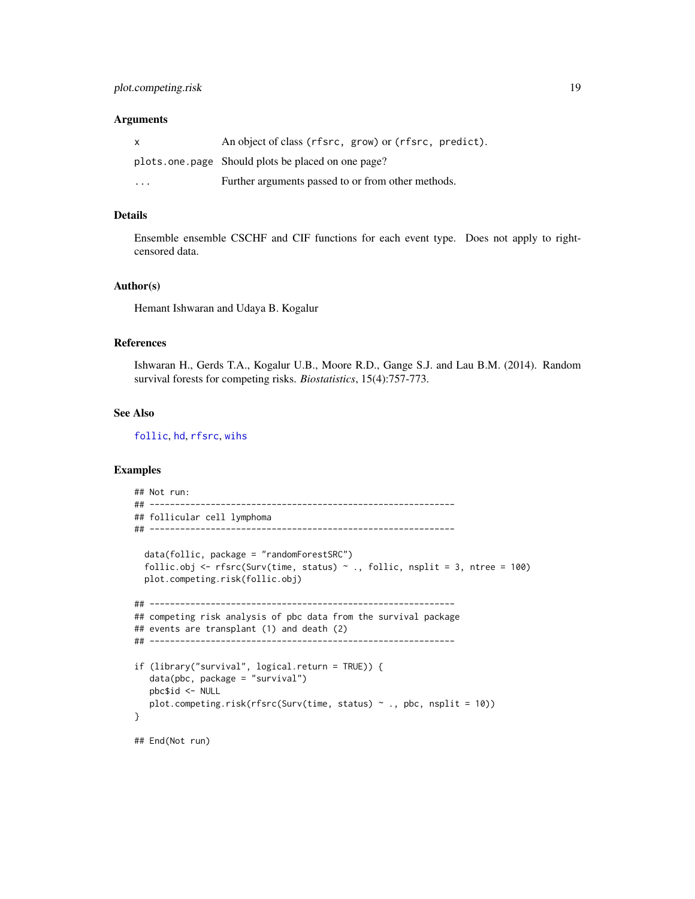### Arguments

| | |
|---|---|
| `x` | An object of class `(rfsrc, grow)` or `(rfsrc, predict)`. |
| `plots.one.page` | Should plots be placed on one page? |
| `...` | Further arguments passed to or from other methods. |

### Details

Ensemble ensemble CSCHF and CIF functions for each event type. Does not apply to right-censored data.

### Author(s)

Hemant Ishwaran and Udaya B. Kogalur

### References

Ishwaran H., Gerds T.A., Kogalur U.B., Moore R.D., Gange S.J. and Lau B.M. (2014). Random survival forests for competing risks. *Biostatistics*, 15(4):757-773.

### See Also

`follic`, `hd`, `rfsrc`, `wihs`

### Examples

```
## Not run:
## ------------------------------------------------------------
## follicular cell lymphoma
## ------------------------------------------------------------

  data(follic, package = "randomForestSRC")
  follic.obj <- rfsrc(Surv(time, status) ~ ., follic, nsplit = 3, ntree = 100)
  plot.competing.risk(follic.obj)

## ------------------------------------------------------------
## competing risk analysis of pbc data from the survival package
## events are transplant (1) and death (2)
## ------------------------------------------------------------

if (library("survival", logical.return = TRUE)) {
   data(pbc, package = "survival")
   pbc$id <- NULL
   plot.competing.risk(rfsrc(Surv(time, status) ~ ., pbc, nsplit = 10))
}

## End(Not run)
```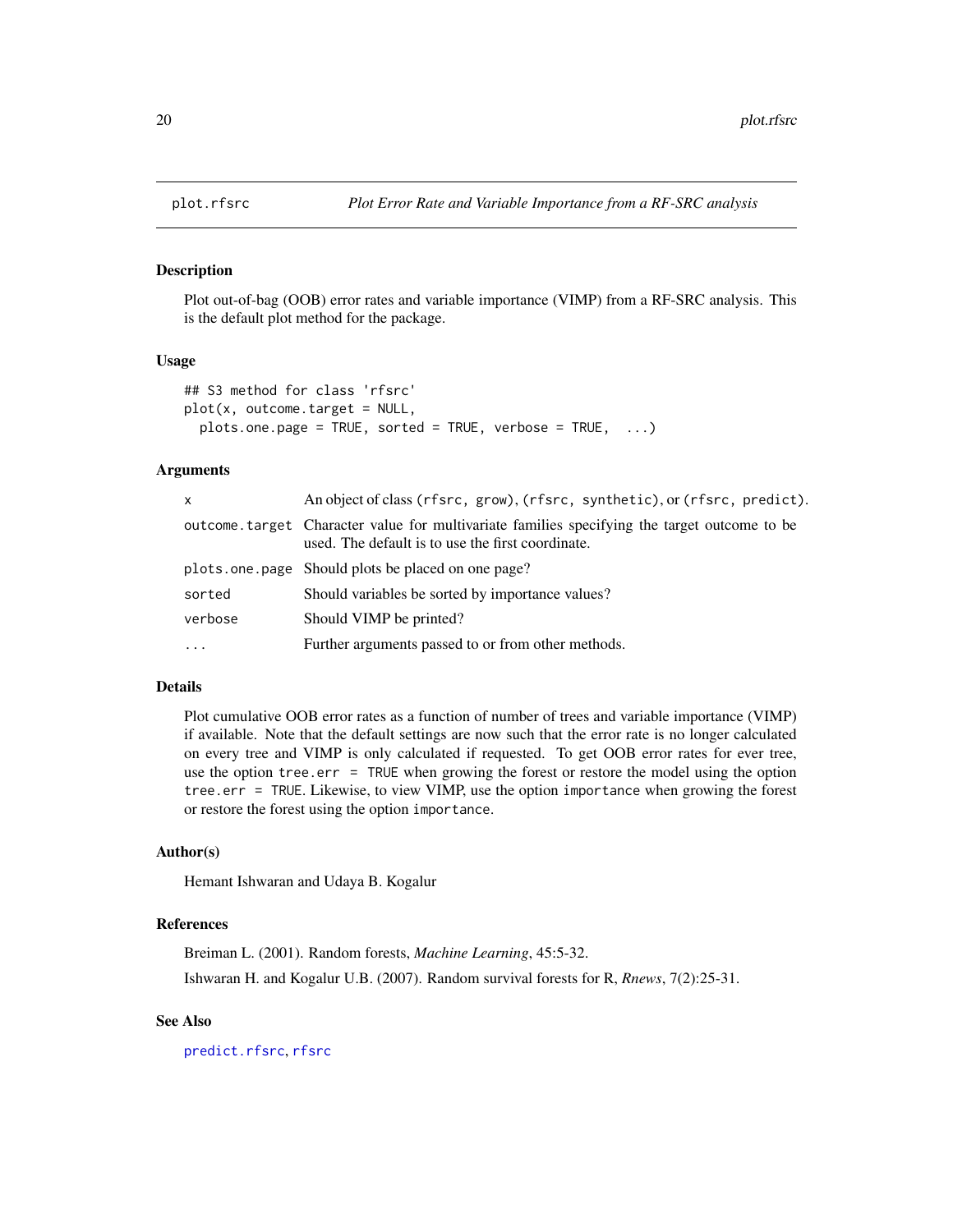plot.rfsrc *Plot Error Rate and Variable Importance from a RF-SRC analysis*

## Description

Plot out-of-bag (OOB) error rates and variable importance (VIMP) from a RF-SRC analysis. This is the default plot method for the package.

## Usage

```
## S3 method for class 'rfsrc'
plot(x, outcome.target = NULL,
  plots.one.page = TRUE, sorted = TRUE, verbose = TRUE,  ...)
```

## Arguments

| | |
|---|---|
| x | An object of class (rfsrc, grow), (rfsrc, synthetic), or (rfsrc, predict). |
| outcome.target | Character value for multivariate families specifying the target outcome to be used. The default is to use the first coordinate. |
| plots.one.page | Should plots be placed on one page? |
| sorted | Should variables be sorted by importance values? |
| verbose | Should VIMP be printed? |
| ... | Further arguments passed to or from other methods. |

## Details

Plot cumulative OOB error rates as a function of number of trees and variable importance (VIMP) if available. Note that the default settings are now such that the error rate is no longer calculated on every tree and VIMP is only calculated if requested. To get OOB error rates for ever tree, use the option `tree.err = TRUE` when growing the forest or restore the model using the option `tree.err = TRUE`. Likewise, to view VIMP, use the option `importance` when growing the forest or restore the forest using the option `importance`.

## Author(s)

Hemant Ishwaran and Udaya B. Kogalur

## References

Breiman L. (2001). Random forests, *Machine Learning*, 45:5-32.

Ishwaran H. and Kogalur U.B. (2007). Random survival forests for R, *Rnews*, 7(2):25-31.

## See Also

predict.rfsrc, rfsrc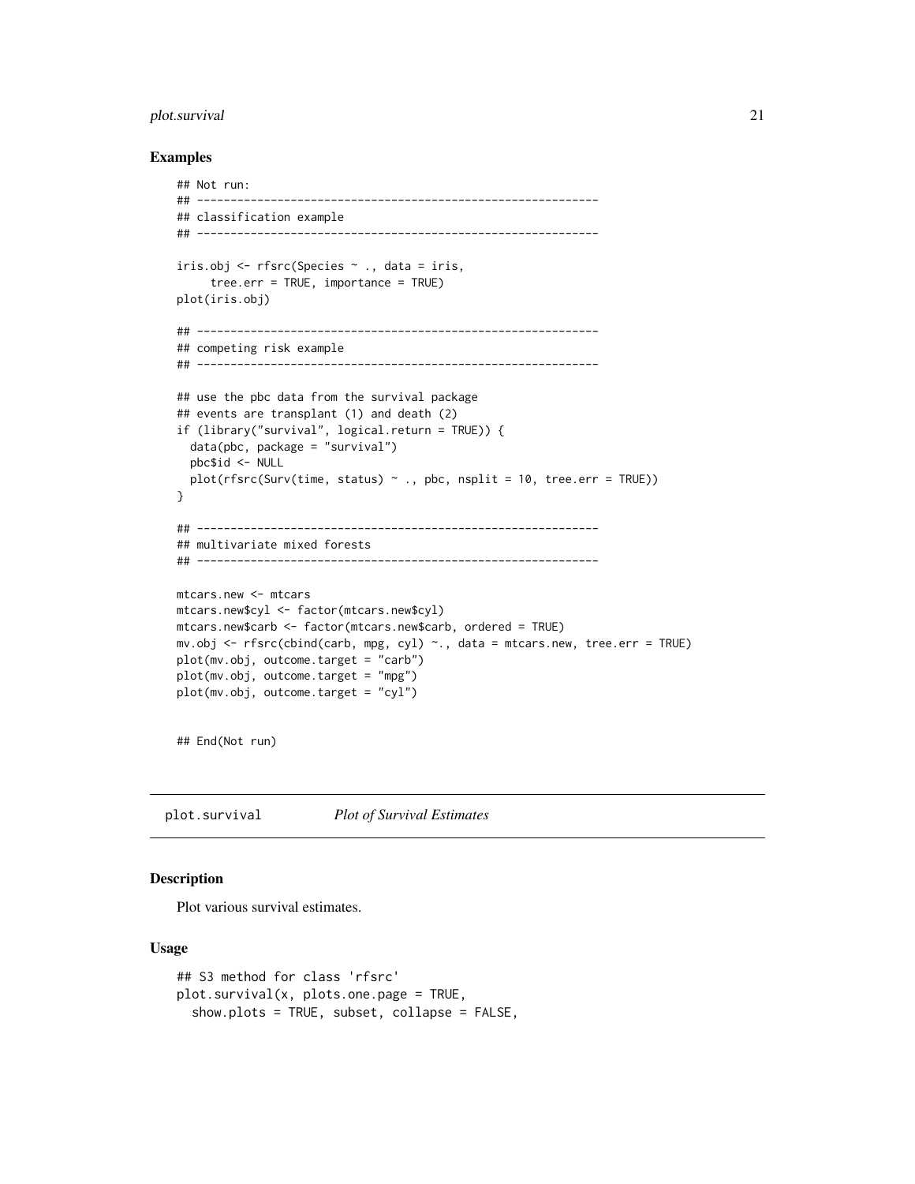### Examples

```
## Not run:
## ------------------------------------------------------------
## classification example
## ------------------------------------------------------------

iris.obj <- rfsrc(Species ~ ., data = iris,
     tree.err = TRUE, importance = TRUE)
plot(iris.obj)

## ------------------------------------------------------------
## competing risk example
## ------------------------------------------------------------

## use the pbc data from the survival package
## events are transplant (1) and death (2)
if (library("survival", logical.return = TRUE)) {
  data(pbc, package = "survival")
  pbc$id <- NULL
  plot(rfsrc(Surv(time, status) ~ ., pbc, nsplit = 10, tree.err = TRUE))
}

## ------------------------------------------------------------
## multivariate mixed forests
## ------------------------------------------------------------

mtcars.new <- mtcars
mtcars.new$cyl <- factor(mtcars.new$cyl)
mtcars.new$carb <- factor(mtcars.new$carb, ordered = TRUE)
mv.obj <- rfsrc(cbind(carb, mpg, cyl) ~., data = mtcars.new, tree.err = TRUE)
plot(mv.obj, outcome.target = "carb")
plot(mv.obj, outcome.target = "mpg")
plot(mv.obj, outcome.target = "cyl")


## End(Not run)
```

---

## plot.survival — *Plot of Survival Estimates*

### Description

Plot various survival estimates.

### Usage

```
## S3 method for class 'rfsrc'
plot.survival(x, plots.one.page = TRUE,
  show.plots = TRUE, subset, collapse = FALSE,
```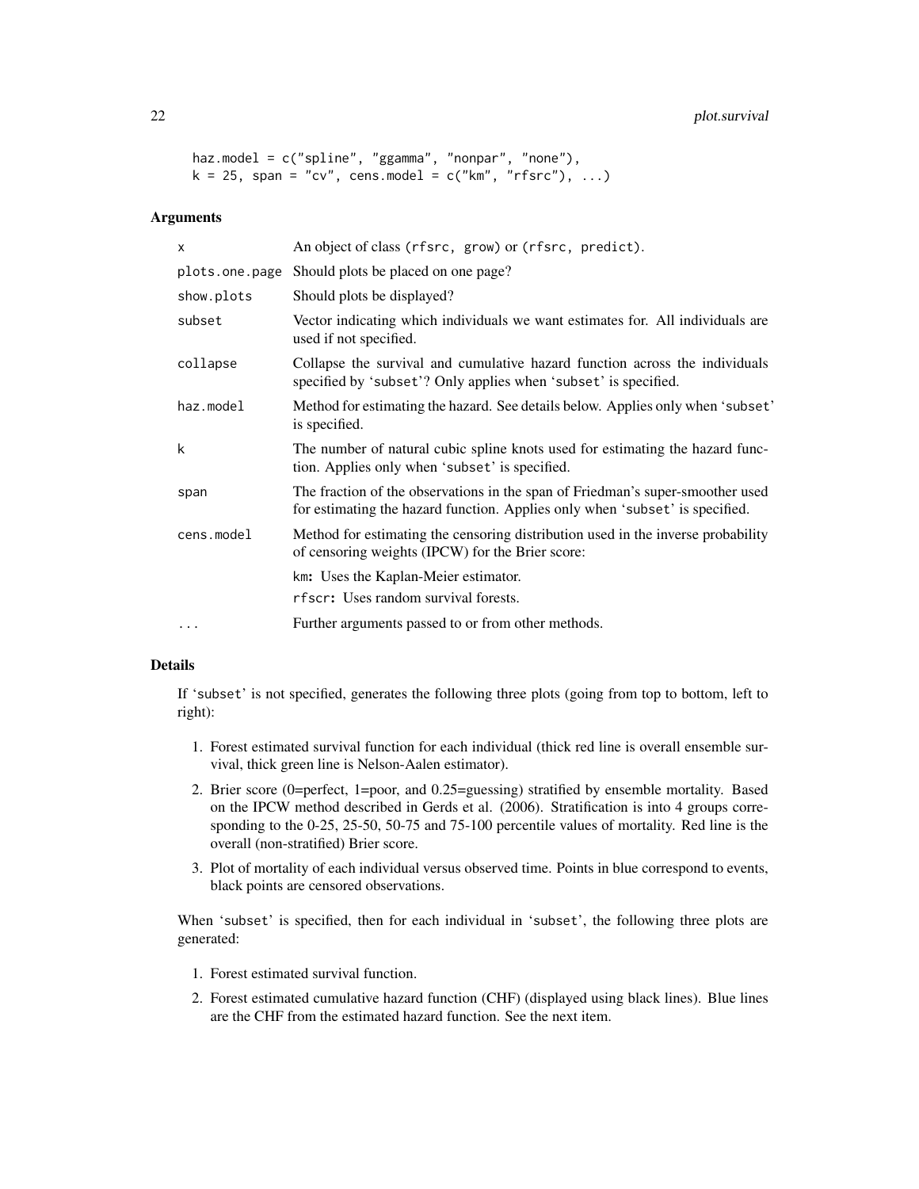```
haz.model = c("spline", "ggamma", "nonpar", "none"),
k = 25, span = "cv", cens.model = c("km", "rfsrc"), ...)
```

### Arguments

| | |
|---|---|
| `x` | An object of class `(rfsrc, grow)` or `(rfsrc, predict)`. |
| `plots.one.page` | Should plots be placed on one page? |
| `show.plots` | Should plots be displayed? |
| `subset` | Vector indicating which individuals we want estimates for. All individuals are used if not specified. |
| `collapse` | Collapse the survival and cumulative hazard function across the individuals specified by '`subset`'? Only applies when '`subset`' is specified. |
| `haz.model` | Method for estimating the hazard. See details below. Applies only when '`subset`' is specified. |
| `k` | The number of natural cubic spline knots used for estimating the hazard function. Applies only when '`subset`' is specified. |
| `span` | The fraction of the observations in the span of Friedman's super-smoother used for estimating the hazard function. Applies only when '`subset`' is specified. |
| `cens.model` | Method for estimating the censoring distribution used in the inverse probability of censoring weights (IPCW) for the Brier score: `km`**:** Uses the Kaplan-Meier estimator. `rfscr`**:** Uses random survival forests. |
| `...` | Further arguments passed to or from other methods. |

### Details

If '`subset`' is not specified, generates the following three plots (going from top to bottom, left to right):

1. Forest estimated survival function for each individual (thick red line is overall ensemble survival, thick green line is Nelson-Aalen estimator).
2. Brier score (0=perfect, 1=poor, and 0.25=guessing) stratified by ensemble mortality. Based on the IPCW method described in Gerds et al. (2006). Stratification is into 4 groups corresponding to the 0-25, 25-50, 50-75 and 75-100 percentile values of mortality. Red line is the overall (non-stratified) Brier score.
3. Plot of mortality of each individual versus observed time. Points in blue correspond to events, black points are censored observations.

When '`subset`' is specified, then for each individual in '`subset`', the following three plots are generated:

1. Forest estimated survival function.
2. Forest estimated cumulative hazard function (CHF) (displayed using black lines). Blue lines are the CHF from the estimated hazard function. See the next item.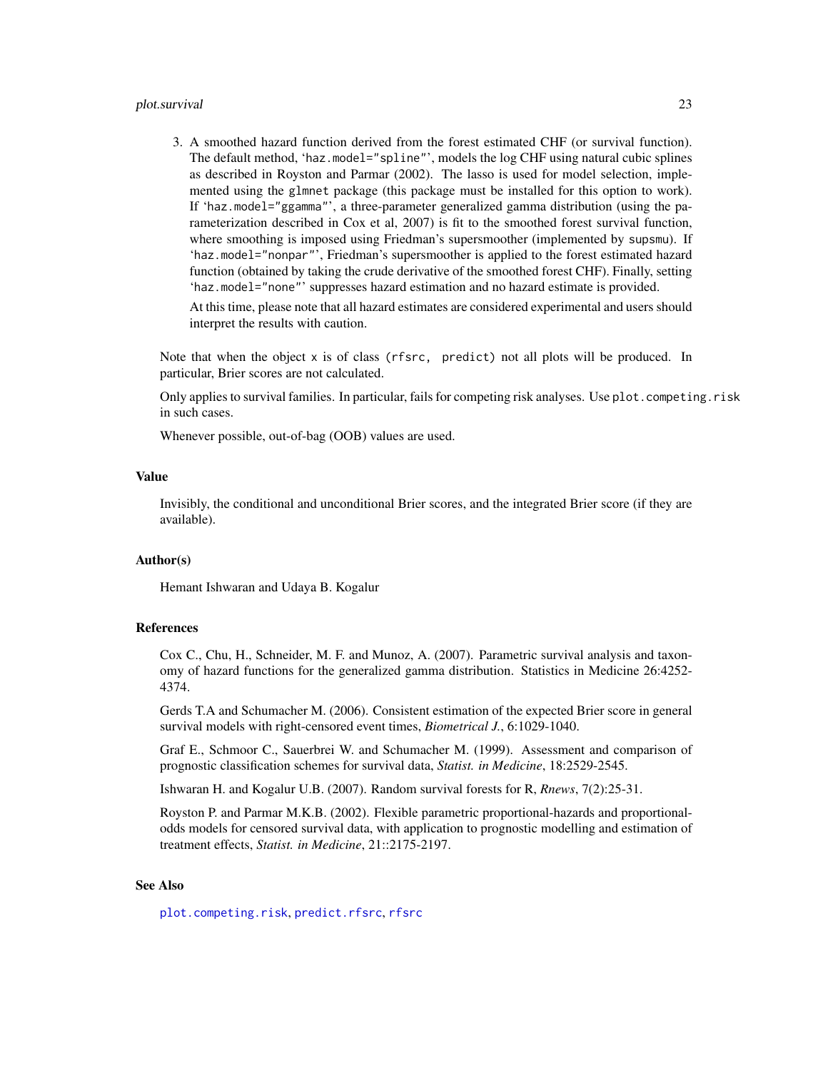3. A smoothed hazard function derived from the forest estimated CHF (or survival function). The default method, 'haz.model="spline"', models the log CHF using natural cubic splines as described in Royston and Parmar (2002). The lasso is used for model selection, implemented using the glmnet package (this package must be installed for this option to work). If 'haz.model="ggamma"', a three-parameter generalized gamma distribution (using the parameterization described in Cox et al, 2007) is fit to the smoothed forest survival function, where smoothing is imposed using Friedman's supersmoother (implemented by supsmu). If 'haz.model="nonpar"', Friedman's supersmoother is applied to the forest estimated hazard function (obtained by taking the crude derivative of the smoothed forest CHF). Finally, setting 'haz.model="none"' suppresses hazard estimation and no hazard estimate is provided.

   At this time, please note that all hazard estimates are considered experimental and users should interpret the results with caution.

Note that when the object x is of class (rfsrc, predict) not all plots will be produced. In particular, Brier scores are not calculated.

Only applies to survival families. In particular, fails for competing risk analyses. Use plot.competing.risk in such cases.

Whenever possible, out-of-bag (OOB) values are used.

## Value

Invisibly, the conditional and unconditional Brier scores, and the integrated Brier score (if they are available).

## Author(s)

Hemant Ishwaran and Udaya B. Kogalur

## References

Cox C., Chu, H., Schneider, M. F. and Munoz, A. (2007). Parametric survival analysis and taxonomy of hazard functions for the generalized gamma distribution. Statistics in Medicine 26:4252-4374.

Gerds T.A and Schumacher M. (2006). Consistent estimation of the expected Brier score in general survival models with right-censored event times, *Biometrical J.*, 6:1029-1040.

Graf E., Schmoor C., Sauerbrei W. and Schumacher M. (1999). Assessment and comparison of prognostic classification schemes for survival data, *Statist. in Medicine*, 18:2529-2545.

Ishwaran H. and Kogalur U.B. (2007). Random survival forests for R, *Rnews*, 7(2):25-31.

Royston P. and Parmar M.K.B. (2002). Flexible parametric proportional-hazards and proportional-odds models for censored survival data, with application to prognostic modelling and estimation of treatment effects, *Statist. in Medicine*, 21::2175-2197.

## See Also

plot.competing.risk, predict.rfsrc, rfsrc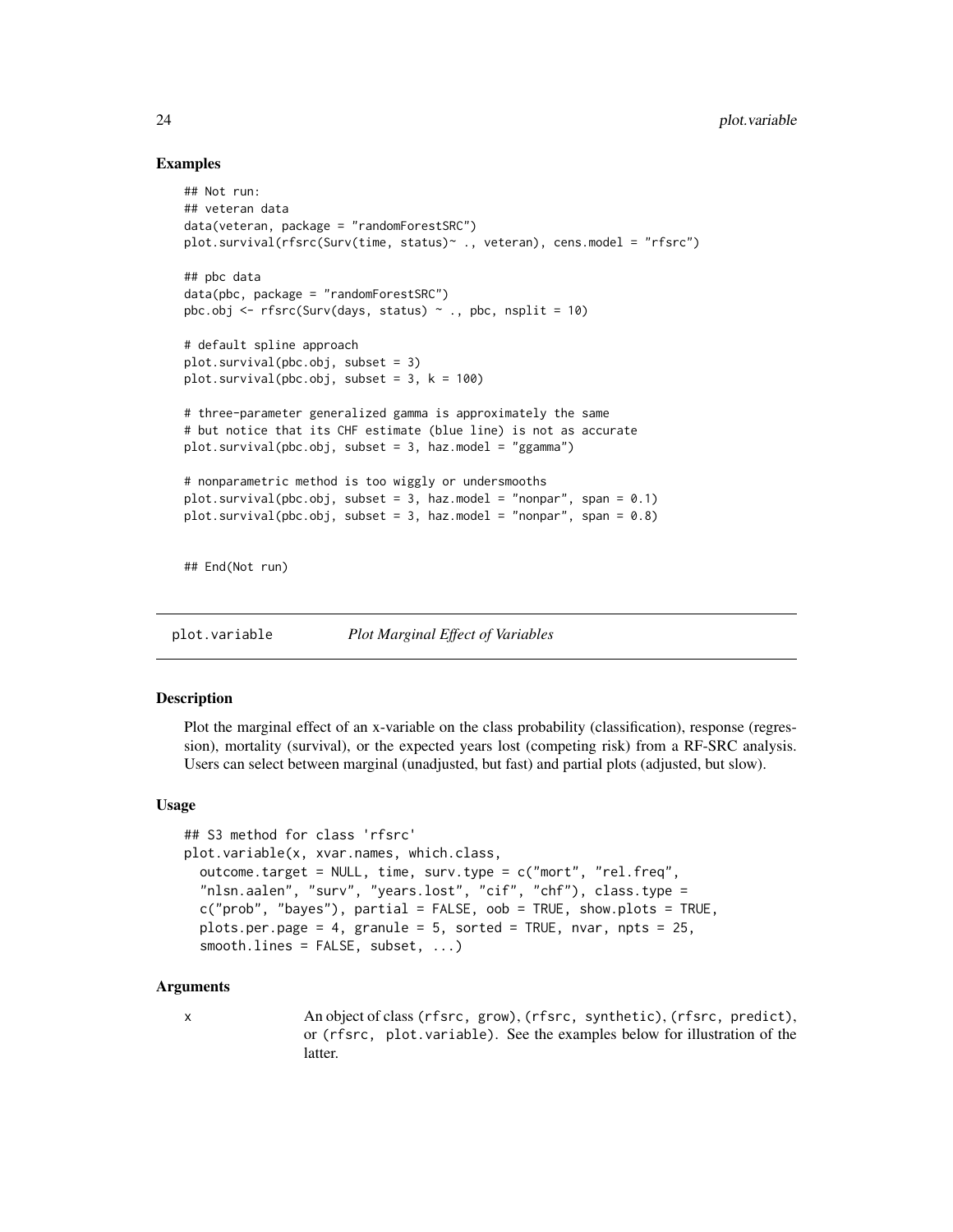### Examples

```
## Not run:
## veteran data
data(veteran, package = "randomForestSRC")
plot.survival(rfsrc(Surv(time, status)~ ., veteran), cens.model = "rfsrc")

## pbc data
data(pbc, package = "randomForestSRC")
pbc.obj <- rfsrc(Surv(days, status) ~ ., pbc, nsplit = 10)

# default spline approach
plot.survival(pbc.obj, subset = 3)
plot.survival(pbc.obj, subset = 3, k = 100)

# three-parameter generalized gamma is approximately the same
# but notice that its CHF estimate (blue line) is not as accurate
plot.survival(pbc.obj, subset = 3, haz.model = "ggamma")

# nonparametric method is too wiggly or undersmooths
plot.survival(pbc.obj, subset = 3, haz.model = "nonpar", span = 0.1)
plot.survival(pbc.obj, subset = 3, haz.model = "nonpar", span = 0.8)


## End(Not run)
```

## plot.variable — *Plot Marginal Effect of Variables*

### Description

Plot the marginal effect of an x-variable on the class probability (classification), response (regression), mortality (survival), or the expected years lost (competing risk) from a RF-SRC analysis. Users can select between marginal (unadjusted, but fast) and partial plots (adjusted, but slow).

### Usage

```
## S3 method for class 'rfsrc'
plot.variable(x, xvar.names, which.class,
  outcome.target = NULL, time, surv.type = c("mort", "rel.freq",
  "nlsn.aalen", "surv", "years.lost", "cif", "chf"), class.type =
  c("prob", "bayes"), partial = FALSE, oob = TRUE, show.plots = TRUE,
  plots.per.page = 4, granule = 5, sorted = TRUE, nvar, npts = 25,
  smooth.lines = FALSE, subset, ...)
```

### Arguments

x — An object of class (rfsrc, grow), (rfsrc, synthetic), (rfsrc, predict), or (rfsrc, plot.variable). See the examples below for illustration of the latter.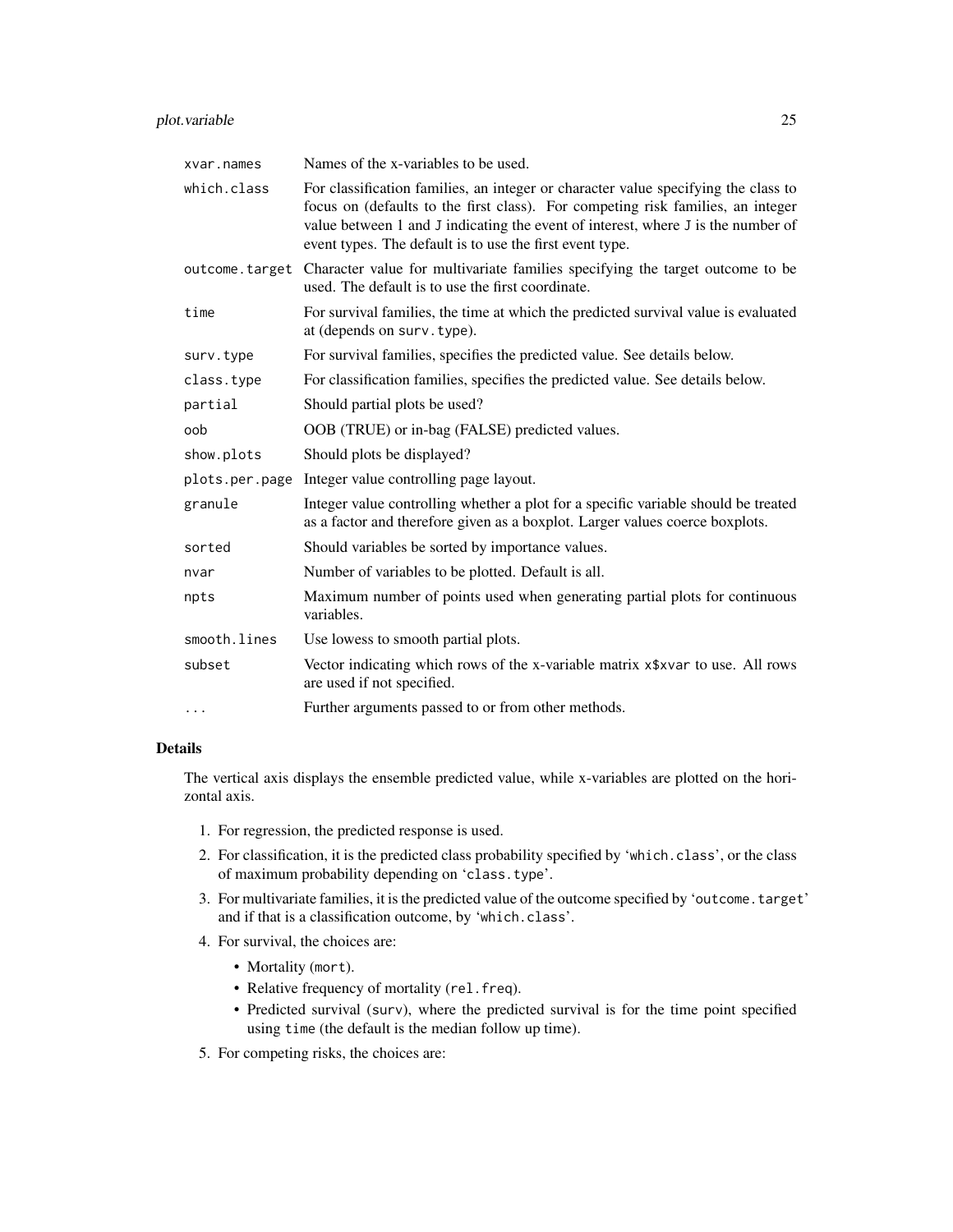| | |
|---|---|
| xvar.names | Names of the x-variables to be used. |
| which.class | For classification families, an integer or character value specifying the class to focus on (defaults to the first class). For competing risk families, an integer value between 1 and J indicating the event of interest, where J is the number of event types. The default is to use the first event type. |
| outcome.target | Character value for multivariate families specifying the target outcome to be used. The default is to use the first coordinate. |
| time | For survival families, the time at which the predicted survival value is evaluated at (depends on surv.type). |
| surv.type | For survival families, specifies the predicted value. See details below. |
| class.type | For classification families, specifies the predicted value. See details below. |
| partial | Should partial plots be used? |
| oob | OOB (TRUE) or in-bag (FALSE) predicted values. |
| show.plots | Should plots be displayed? |
| plots.per.page | Integer value controlling page layout. |
| granule | Integer value controlling whether a plot for a specific variable should be treated as a factor and therefore given as a boxplot. Larger values coerce boxplots. |
| sorted | Should variables be sorted by importance values. |
| nvar | Number of variables to be plotted. Default is all. |
| npts | Maximum number of points used when generating partial plots for continuous variables. |
| smooth.lines | Use lowess to smooth partial plots. |
| subset | Vector indicating which rows of the x-variable matrix x$xvar to use. All rows are used if not specified. |
| ... | Further arguments passed to or from other methods. |

## Details

The vertical axis displays the ensemble predicted value, while x-variables are plotted on the horizontal axis.

1. For regression, the predicted response is used.
2. For classification, it is the predicted class probability specified by 'which.class', or the class of maximum probability depending on 'class.type'.
3. For multivariate families, it is the predicted value of the outcome specified by 'outcome.target' and if that is a classification outcome, by 'which.class'.
4. For survival, the choices are:
   - Mortality (mort).
   - Relative frequency of mortality (rel.freq).
   - Predicted survival (surv), where the predicted survival is for the time point specified using time (the default is the median follow up time).
5. For competing risks, the choices are: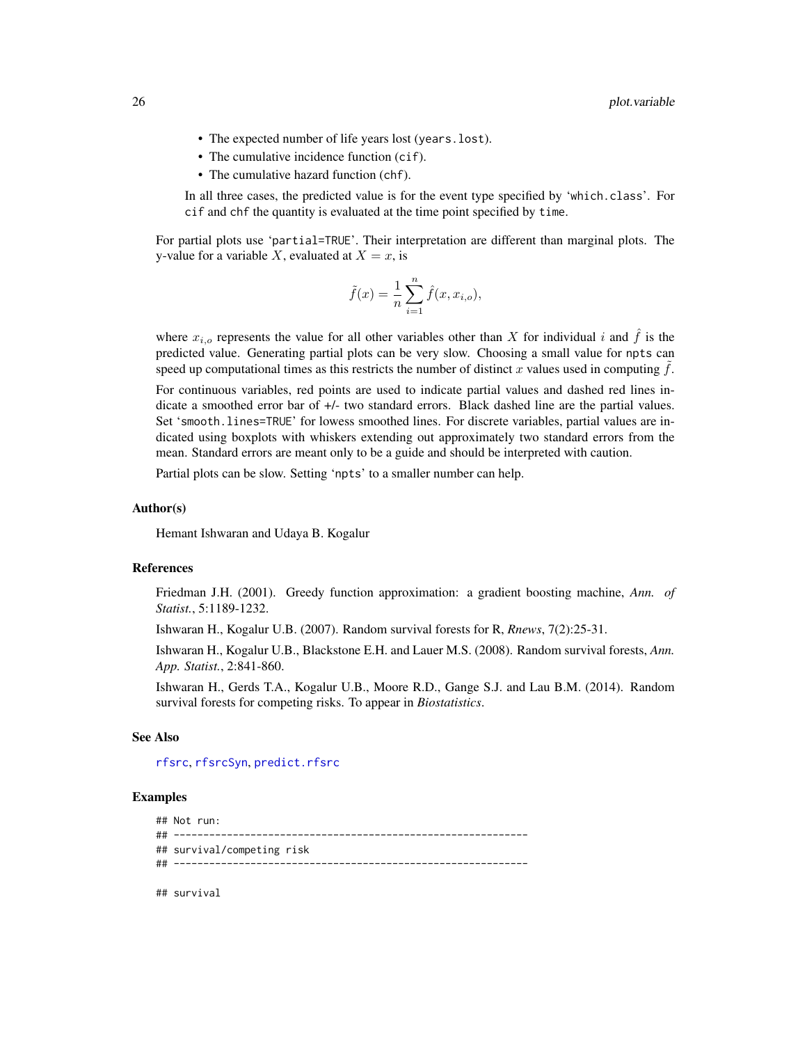- The expected number of life years lost (years.lost).
- The cumulative incidence function (cif).
- The cumulative hazard function (chf).

In all three cases, the predicted value is for the event type specified by 'which.class'. For cif and chf the quantity is evaluated at the time point specified by time.

For partial plots use 'partial=TRUE'. Their interpretation are different than marginal plots. The y-value for a variable $X$, evaluated at $X = x$, is

$$\tilde{f}(x) = \frac{1}{n}\sum_{i=1}^{n} \hat{f}(x, x_{i,o}),$$

where $x_{i,o}$ represents the value for all other variables other than $X$ for individual $i$ and $\hat{f}$ is the predicted value. Generating partial plots can be very slow. Choosing a small value for npts can speed up computational times as this restricts the number of distinct $x$ values used in computing $\tilde{f}$.

For continuous variables, red points are used to indicate partial values and dashed red lines indicate a smoothed error bar of +/- two standard errors. Black dashed line are the partial values. Set 'smooth.lines=TRUE' for lowess smoothed lines. For discrete variables, partial values are indicated using boxplots with whiskers extending out approximately two standard errors from the mean. Standard errors are meant only to be a guide and should be interpreted with caution.

Partial plots can be slow. Setting 'npts' to a smaller number can help.

### Author(s)

Hemant Ishwaran and Udaya B. Kogalur

### References

Friedman J.H. (2001). Greedy function approximation: a gradient boosting machine, *Ann. of Statist.*, 5:1189-1232.

Ishwaran H., Kogalur U.B. (2007). Random survival forests for R, *Rnews*, 7(2):25-31.

Ishwaran H., Kogalur U.B., Blackstone E.H. and Lauer M.S. (2008). Random survival forests, *Ann. App. Statist.*, 2:841-860.

Ishwaran H., Gerds T.A., Kogalur U.B., Moore R.D., Gange S.J. and Lau B.M. (2014). Random survival forests for competing risks. To appear in *Biostatistics*.

### See Also

rfsrc, rfsrcSyn, predict.rfsrc

### Examples

```
## Not run:
## ------------------------------------------------------------
## survival/competing risk
## ------------------------------------------------------------

## survival
```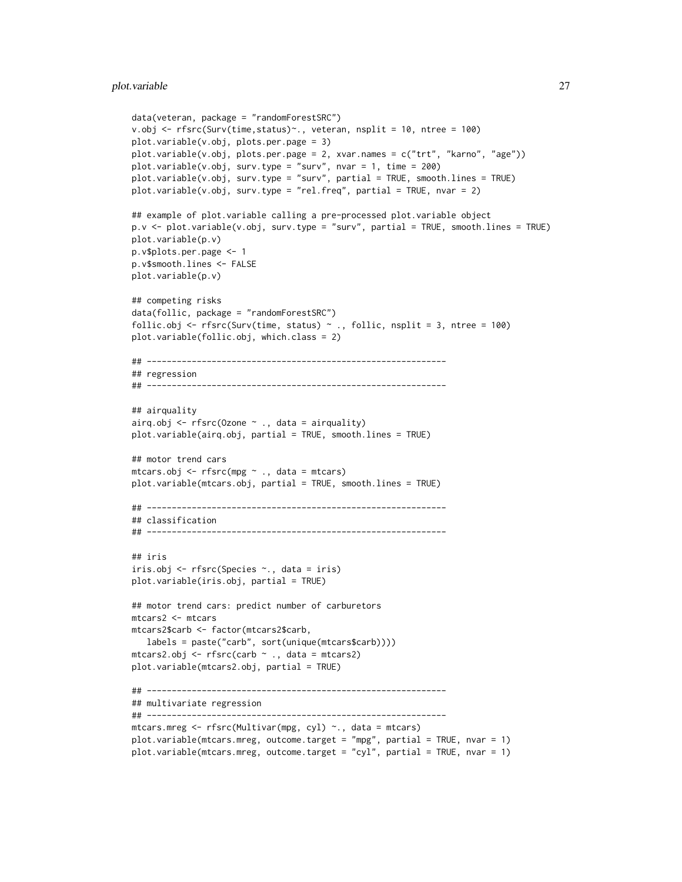```
data(veteran, package = "randomForestSRC")
v.obj <- rfsrc(Surv(time,status)~., veteran, nsplit = 10, ntree = 100)
plot.variable(v.obj, plots.per.page = 3)
plot.variable(v.obj, plots.per.page = 2, xvar.names = c("trt", "karno", "age"))
plot.variable(v.obj, surv.type = "surv", nvar = 1, time = 200)
plot.variable(v.obj, surv.type = "surv", partial = TRUE, smooth.lines = TRUE)
plot.variable(v.obj, surv.type = "rel.freq", partial = TRUE, nvar = 2)

## example of plot.variable calling a pre-processed plot.variable object
p.v <- plot.variable(v.obj, surv.type = "surv", partial = TRUE, smooth.lines = TRUE)
plot.variable(p.v)
p.v$plots.per.page <- 1
p.v$smooth.lines <- FALSE
plot.variable(p.v)

## competing risks
data(follic, package = "randomForestSRC")
follic.obj <- rfsrc(Surv(time, status) ~ ., follic, nsplit = 3, ntree = 100)
plot.variable(follic.obj, which.class = 2)

## ------------------------------------------------------------
## regression
## ------------------------------------------------------------

## airquality
airq.obj <- rfsrc(Ozone ~ ., data = airquality)
plot.variable(airq.obj, partial = TRUE, smooth.lines = TRUE)

## motor trend cars
mtcars.obj <- rfsrc(mpg ~ ., data = mtcars)
plot.variable(mtcars.obj, partial = TRUE, smooth.lines = TRUE)

## ------------------------------------------------------------
## classification
## ------------------------------------------------------------

## iris
iris.obj <- rfsrc(Species ~., data = iris)
plot.variable(iris.obj, partial = TRUE)

## motor trend cars: predict number of carburetors
mtcars2 <- mtcars
mtcars2$carb <- factor(mtcars2$carb,
   labels = paste("carb", sort(unique(mtcars$carb))))
mtcars2.obj <- rfsrc(carb ~ ., data = mtcars2)
plot.variable(mtcars2.obj, partial = TRUE)

## ------------------------------------------------------------
## multivariate regression
## ------------------------------------------------------------
mtcars.mreg <- rfsrc(Multivar(mpg, cyl) ~., data = mtcars)
plot.variable(mtcars.mreg, outcome.target = "mpg", partial = TRUE, nvar = 1)
plot.variable(mtcars.mreg, outcome.target = "cyl", partial = TRUE, nvar = 1)
```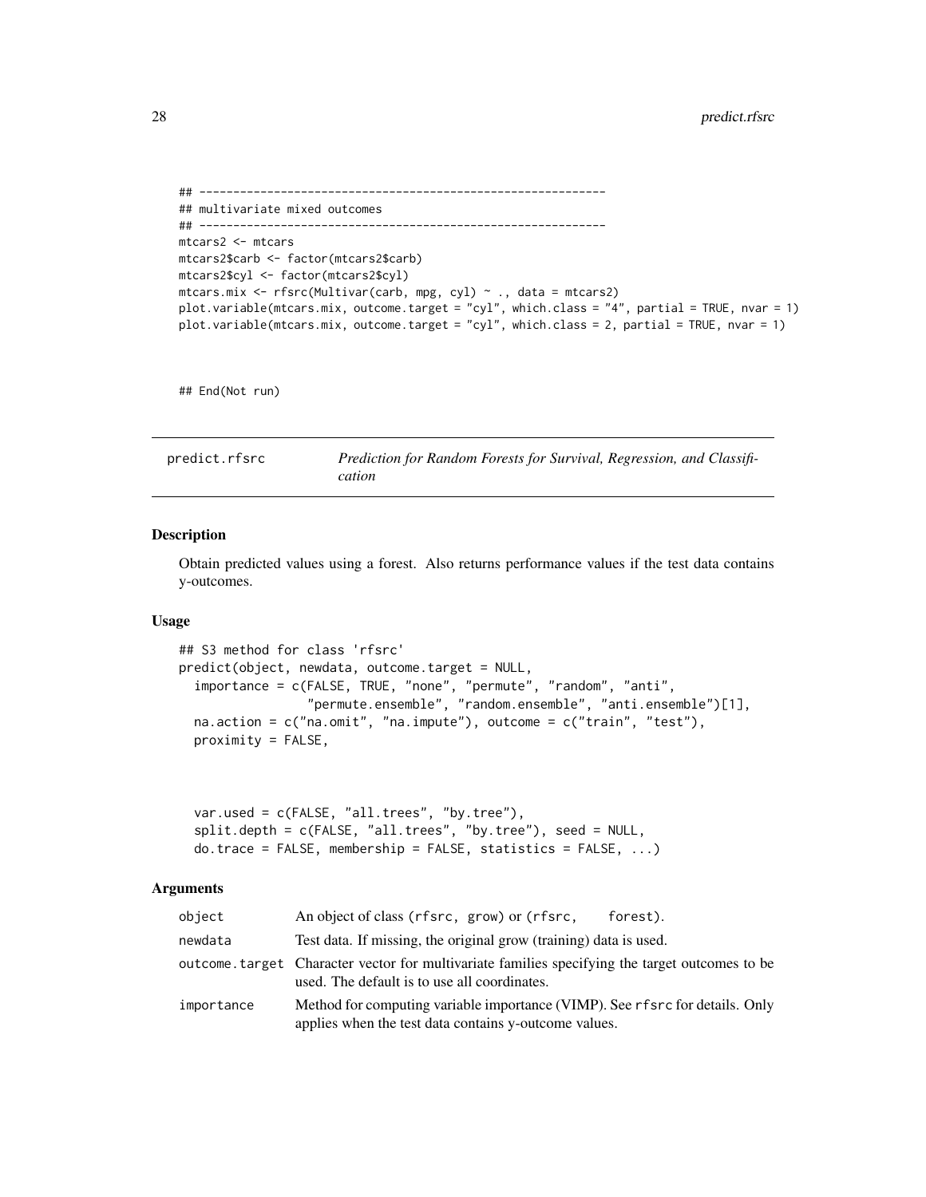```
## ------------------------------------------------------------
## multivariate mixed outcomes
## ------------------------------------------------------------
mtcars2 <- mtcars
mtcars2$carb <- factor(mtcars2$carb)
mtcars2$cyl <- factor(mtcars2$cyl)
mtcars.mix <- rfsrc(Multivar(carb, mpg, cyl) ~ ., data = mtcars2)
plot.variable(mtcars.mix, outcome.target = "cyl", which.class = "4", partial = TRUE, nvar = 1)
plot.variable(mtcars.mix, outcome.target = "cyl", which.class = 2, partial = TRUE, nvar = 1)


## End(Not run)
```

---

## predict.rfsrc — *Prediction for Random Forests for Survival, Regression, and Classification*

---

### Description

Obtain predicted values using a forest. Also returns performance values if the test data contains y-outcomes.

### Usage

```
## S3 method for class 'rfsrc'
predict(object, newdata, outcome.target = NULL,
  importance = c(FALSE, TRUE, "none", "permute", "random", "anti",
               "permute.ensemble", "random.ensemble", "anti.ensemble")[1],
  na.action = c("na.omit", "na.impute"), outcome = c("train", "test"),
  proximity = FALSE,



  var.used = c(FALSE, "all.trees", "by.tree"),
  split.depth = c(FALSE, "all.trees", "by.tree"), seed = NULL,
  do.trace = FALSE, membership = FALSE, statistics = FALSE, ...)
```

### Arguments

| | |
|---|---|
| `object` | An object of class `(rfsrc, grow)` or `(rfsrc, forest)`. |
| `newdata` | Test data. If missing, the original grow (training) data is used. |
| `outcome.target` | Character vector for multivariate families specifying the target outcomes to be used. The default is to use all coordinates. |
| `importance` | Method for computing variable importance (VIMP). See `rfsrc` for details. Only applies when the test data contains y-outcome values. |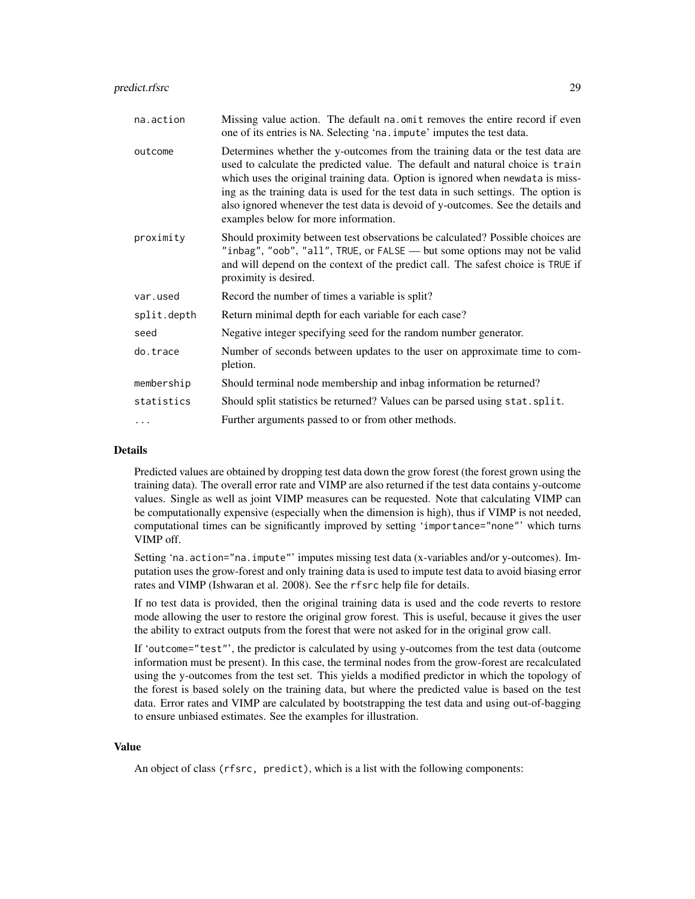| | |
|---|---|
| `na.action` | Missing value action. The default `na.omit` removes the entire record if even one of its entries is `NA`. Selecting '`na.impute`' imputes the test data. |
| `outcome` | Determines whether the y-outcomes from the training data or the test data are used to calculate the predicted value. The default and natural choice is `train` which uses the original training data. Option is ignored when `newdata` is missing as the training data is used for the test data in such settings. The option is also ignored whenever the test data is devoid of y-outcomes. See the details and examples below for more information. |
| `proximity` | Should proximity between test observations be calculated? Possible choices are `"inbag"`, `"oob"`, `"all"`, `TRUE`, or `FALSE` — but some options may not be valid and will depend on the context of the predict call. The safest choice is `TRUE` if proximity is desired. |
| `var.used` | Record the number of times a variable is split? |
| `split.depth` | Return minimal depth for each variable for each case? |
| `seed` | Negative integer specifying seed for the random number generator. |
| `do.trace` | Number of seconds between updates to the user on approximate time to completion. |
| `membership` | Should terminal node membership and inbag information be returned? |
| `statistics` | Should split statistics be returned? Values can be parsed using `stat.split`. |
| `...` | Further arguments passed to or from other methods. |

## Details

Predicted values are obtained by dropping test data down the grow forest (the forest grown using the training data). The overall error rate and VIMP are also returned if the test data contains y-outcome values. Single as well as joint VIMP measures can be requested. Note that calculating VIMP can be computationally expensive (especially when the dimension is high), thus if VIMP is not needed, computational times can be significantly improved by setting '`importance="none"`' which turns VIMP off.

Setting '`na.action="na.impute"`' imputes missing test data (x-variables and/or y-outcomes). Imputation uses the grow-forest and only training data is used to impute test data to avoid biasing error rates and VIMP (Ishwaran et al. 2008). See the `rfsrc` help file for details.

If no test data is provided, then the original training data is used and the code reverts to restore mode allowing the user to restore the original grow forest. This is useful, because it gives the user the ability to extract outputs from the forest that were not asked for in the original grow call.

If '`outcome="test"`', the predictor is calculated by using y-outcomes from the test data (outcome information must be present). In this case, the terminal nodes from the grow-forest are recalculated using the y-outcomes from the test set. This yields a modified predictor in which the topology of the forest is based solely on the training data, but where the predicted value is based on the test data. Error rates and VIMP are calculated by bootstrapping the test data and using out-of-bagging to ensure unbiased estimates. See the examples for illustration.

## Value

An object of class `(rfsrc, predict)`, which is a list with the following components: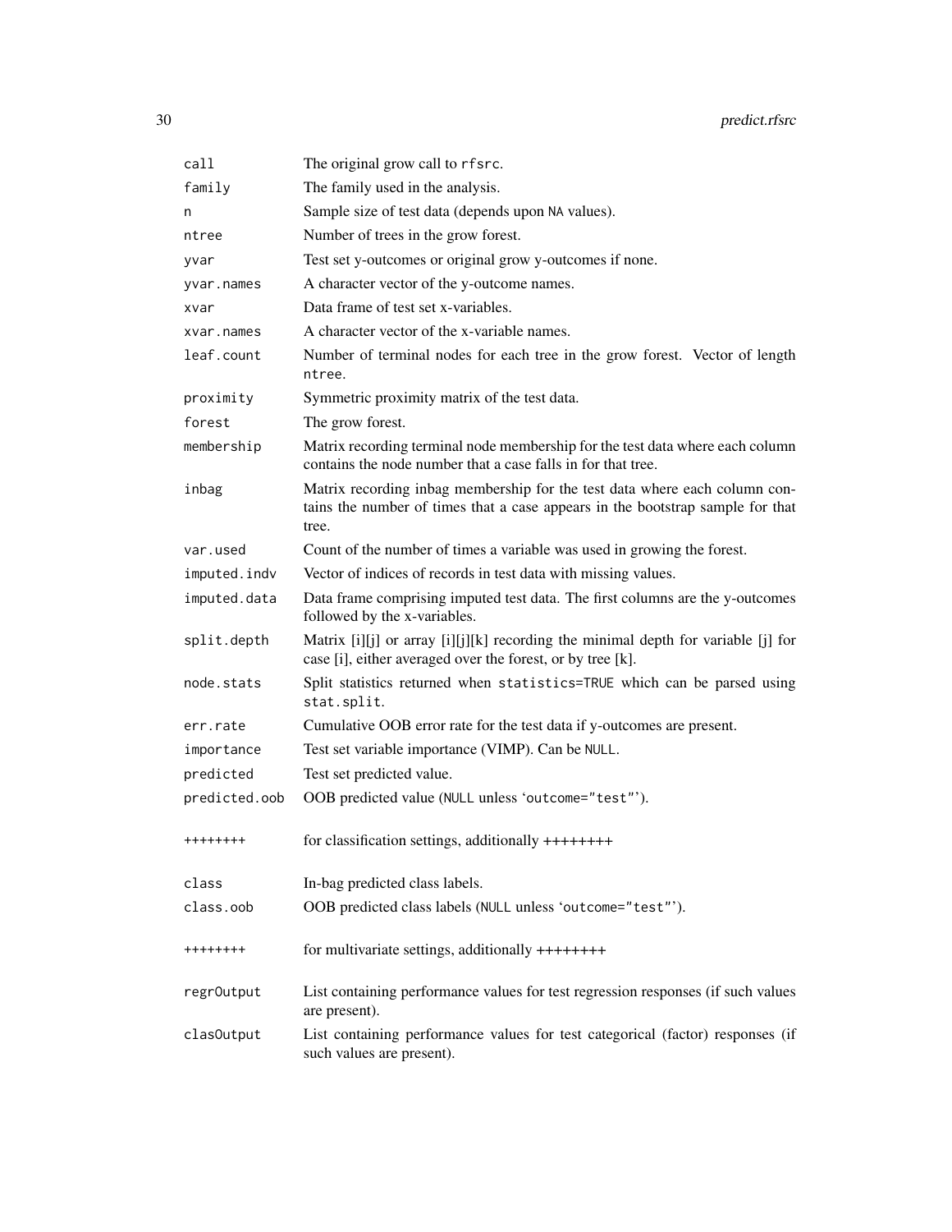| | |
|---|---|
| `call` | The original grow call to `rfsrc`. |
| `family` | The family used in the analysis. |
| `n` | Sample size of test data (depends upon NA values). |
| `ntree` | Number of trees in the grow forest. |
| `yvar` | Test set y-outcomes or original grow y-outcomes if none. |
| `yvar.names` | A character vector of the y-outcome names. |
| `xvar` | Data frame of test set x-variables. |
| `xvar.names` | A character vector of the x-variable names. |
| `leaf.count` | Number of terminal nodes for each tree in the grow forest. Vector of length `ntree`. |
| `proximity` | Symmetric proximity matrix of the test data. |
| `forest` | The grow forest. |
| `membership` | Matrix recording terminal node membership for the test data where each column contains the node number that a case falls in for that tree. |
| `inbag` | Matrix recording inbag membership for the test data where each column contains the number of times that a case appears in the bootstrap sample for that tree. |
| `var.used` | Count of the number of times a variable was used in growing the forest. |
| `imputed.indv` | Vector of indices of records in test data with missing values. |
| `imputed.data` | Data frame comprising imputed test data. The first columns are the y-outcomes followed by the x-variables. |
| `split.depth` | Matrix [i][j] or array [i][j][k] recording the minimal depth for variable [j] for case [i], either averaged over the forest, or by tree [k]. |
| `node.stats` | Split statistics returned when `statistics=TRUE` which can be parsed using `stat.split`. |
| `err.rate` | Cumulative OOB error rate for the test data if y-outcomes are present. |
| `importance` | Test set variable importance (VIMP). Can be NULL. |
| `predicted` | Test set predicted value. |
| `predicted.oob` | OOB predicted value (NULL unless 'outcome="test"'). |
| `++++++++` | for classification settings, additionally ++++++++ |
| `class` | In-bag predicted class labels. |
| `class.oob` | OOB predicted class labels (NULL unless 'outcome="test"'). |
| `++++++++` | for multivariate settings, additionally ++++++++ |
| `regrOutput` | List containing performance values for test regression responses (if such values are present). |
| `clasOutput` | List containing performance values for test categorical (factor) responses (if such values are present). |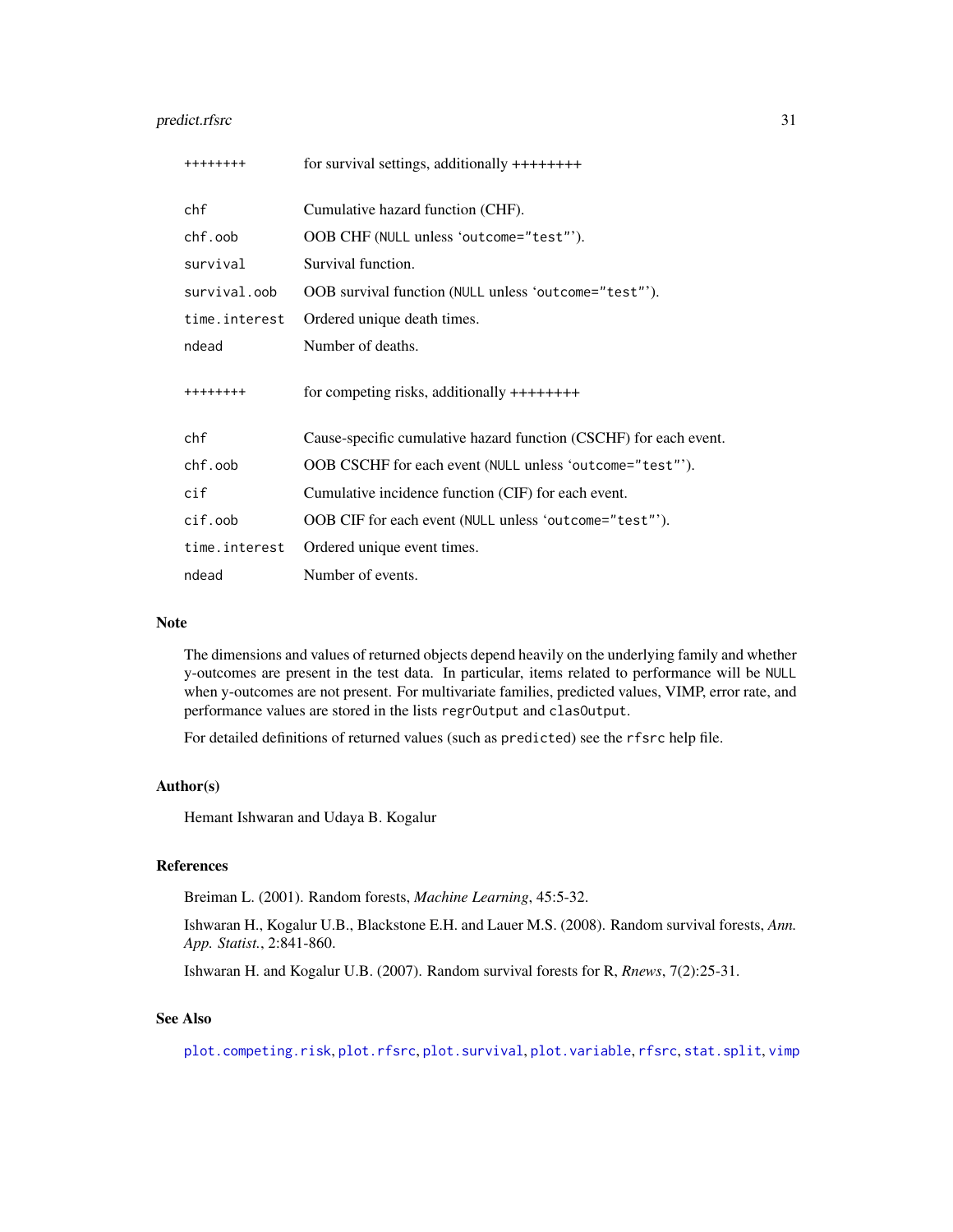| | |
|---|---|
| ++++++++ | for survival settings, additionally ++++++++ |
| `chf` | Cumulative hazard function (CHF). |
| `chf.oob` | OOB CHF (`NULL` unless '`outcome="test"`'). |
| `survival` | Survival function. |
| `survival.oob` | OOB survival function (`NULL` unless '`outcome="test"`'). |
| `time.interest` | Ordered unique death times. |
| `ndead` | Number of deaths. |
| ++++++++ | for competing risks, additionally ++++++++ |
| `chf` | Cause-specific cumulative hazard function (CSCHF) for each event. |
| `chf.oob` | OOB CSCHF for each event (`NULL` unless '`outcome="test"`'). |
| `cif` | Cumulative incidence function (CIF) for each event. |
| `cif.oob` | OOB CIF for each event (`NULL` unless '`outcome="test"`'). |
| `time.interest` | Ordered unique event times. |
| `ndead` | Number of events. |

## Note

The dimensions and values of returned objects depend heavily on the underlying family and whether y-outcomes are present in the test data. In particular, items related to performance will be `NULL` when y-outcomes are not present. For multivariate families, predicted values, VIMP, error rate, and performance values are stored in the lists `regrOutput` and `clasOutput`.

For detailed definitions of returned values (such as `predicted`) see the `rfsrc` help file.

## Author(s)

Hemant Ishwaran and Udaya B. Kogalur

## References

Breiman L. (2001). Random forests, *Machine Learning*, 45:5-32.

Ishwaran H., Kogalur U.B., Blackstone E.H. and Lauer M.S. (2008). Random survival forests, *Ann. App. Statist.*, 2:841-860.

Ishwaran H. and Kogalur U.B. (2007). Random survival forests for R, *Rnews*, 7(2):25-31.

## See Also

`plot.competing.risk`, `plot.rfsrc`, `plot.survival`, `plot.variable`, `rfsrc`, `stat.split`, `vimp`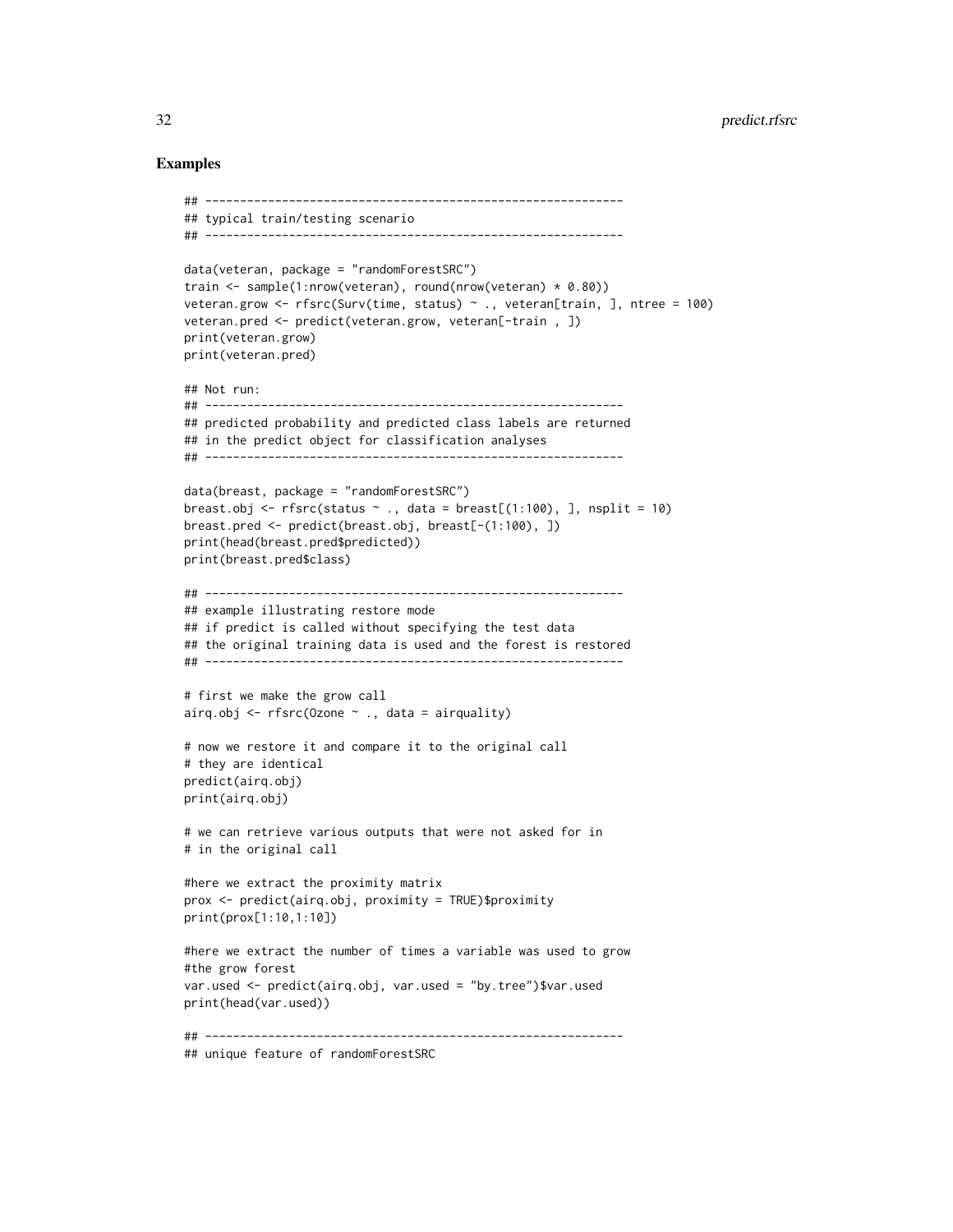## Examples

```
## ------------------------------------------------------------
## typical train/testing scenario
## ------------------------------------------------------------

data(veteran, package = "randomForestSRC")
train <- sample(1:nrow(veteran), round(nrow(veteran) * 0.80))
veteran.grow <- rfsrc(Surv(time, status) ~ ., veteran[train, ], ntree = 100)
veteran.pred <- predict(veteran.grow, veteran[-train , ])
print(veteran.grow)
print(veteran.pred)

## Not run:
## ------------------------------------------------------------
## predicted probability and predicted class labels are returned
## in the predict object for classification analyses
## ------------------------------------------------------------

data(breast, package = "randomForestSRC")
breast.obj <- rfsrc(status ~ ., data = breast[(1:100), ], nsplit = 10)
breast.pred <- predict(breast.obj, breast[-(1:100), ])
print(head(breast.pred$predicted))
print(breast.pred$class)

## ------------------------------------------------------------
## example illustrating restore mode
## if predict is called without specifying the test data
## the original training data is used and the forest is restored
## ------------------------------------------------------------

# first we make the grow call
airq.obj <- rfsrc(Ozone ~ ., data = airquality)

# now we restore it and compare it to the original call
# they are identical
predict(airq.obj)
print(airq.obj)

# we can retrieve various outputs that were not asked for in
# in the original call

#here we extract the proximity matrix
prox <- predict(airq.obj, proximity = TRUE)$proximity
print(prox[1:10,1:10])

#here we extract the number of times a variable was used to grow
#the grow forest
var.used <- predict(airq.obj, var.used = "by.tree")$var.used
print(head(var.used))

## ------------------------------------------------------------
## unique feature of randomForestSRC
```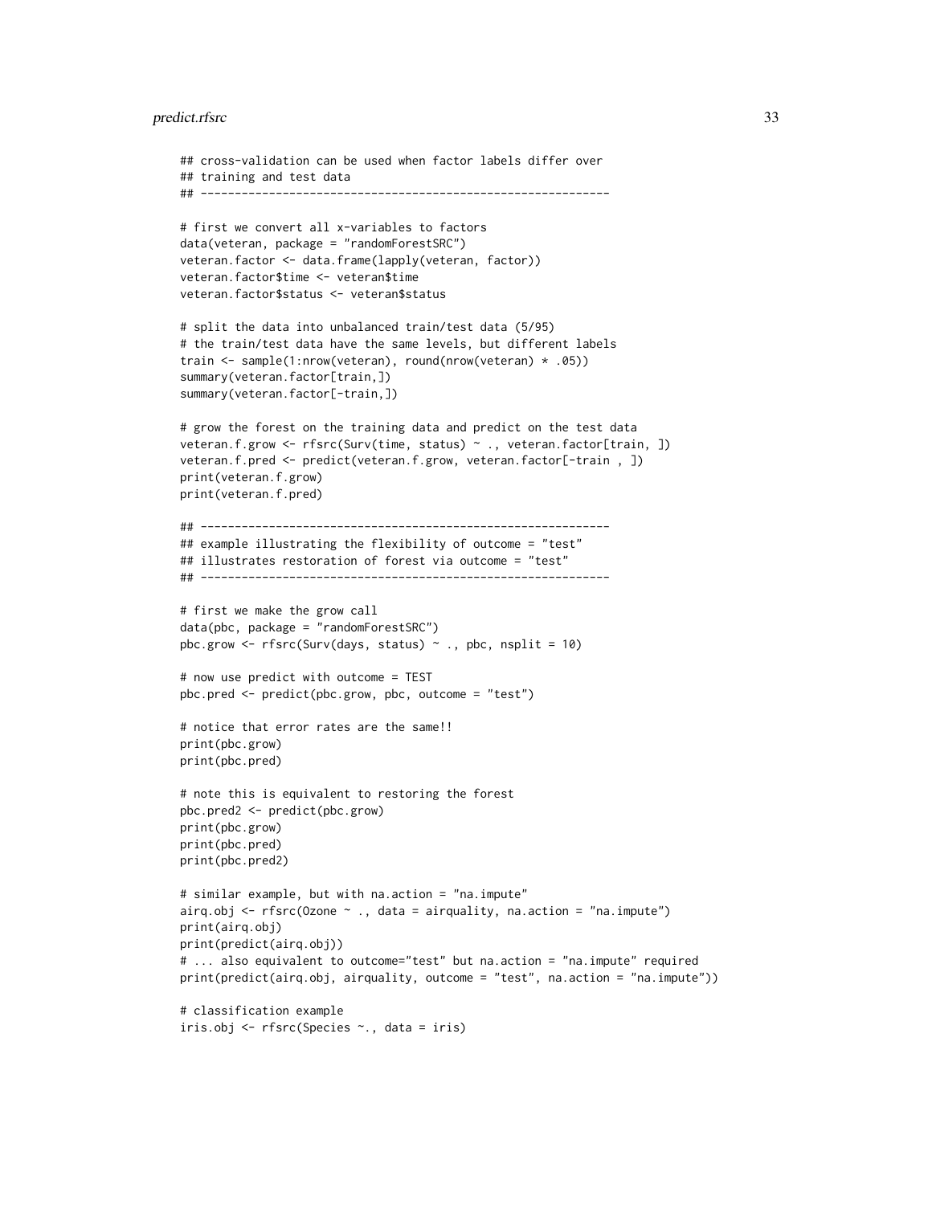```
## cross-validation can be used when factor labels differ over
## training and test data
## ------------------------------------------------------------

# first we convert all x-variables to factors
data(veteran, package = "randomForestSRC")
veteran.factor <- data.frame(lapply(veteran, factor))
veteran.factor$time <- veteran$time
veteran.factor$status <- veteran$status

# split the data into unbalanced train/test data (5/95)
# the train/test data have the same levels, but different labels
train <- sample(1:nrow(veteran), round(nrow(veteran) * .05))
summary(veteran.factor[train,])
summary(veteran.factor[-train,])

# grow the forest on the training data and predict on the test data
veteran.f.grow <- rfsrc(Surv(time, status) ~ ., veteran.factor[train, ])
veteran.f.pred <- predict(veteran.f.grow, veteran.factor[-train , ])
print(veteran.f.grow)
print(veteran.f.pred)

## ------------------------------------------------------------
## example illustrating the flexibility of outcome = "test"
## illustrates restoration of forest via outcome = "test"
## ------------------------------------------------------------

# first we make the grow call
data(pbc, package = "randomForestSRC")
pbc.grow <- rfsrc(Surv(days, status) ~ ., pbc, nsplit = 10)

# now use predict with outcome = TEST
pbc.pred <- predict(pbc.grow, pbc, outcome = "test")

# notice that error rates are the same!!
print(pbc.grow)
print(pbc.pred)

# note this is equivalent to restoring the forest
pbc.pred2 <- predict(pbc.grow)
print(pbc.grow)
print(pbc.pred)
print(pbc.pred2)

# similar example, but with na.action = "na.impute"
airq.obj <- rfsrc(Ozone ~ ., data = airquality, na.action = "na.impute")
print(airq.obj)
print(predict(airq.obj))
# ... also equivalent to outcome="test" but na.action = "na.impute" required
print(predict(airq.obj, airquality, outcome = "test", na.action = "na.impute"))

# classification example
iris.obj <- rfsrc(Species ~., data = iris)
```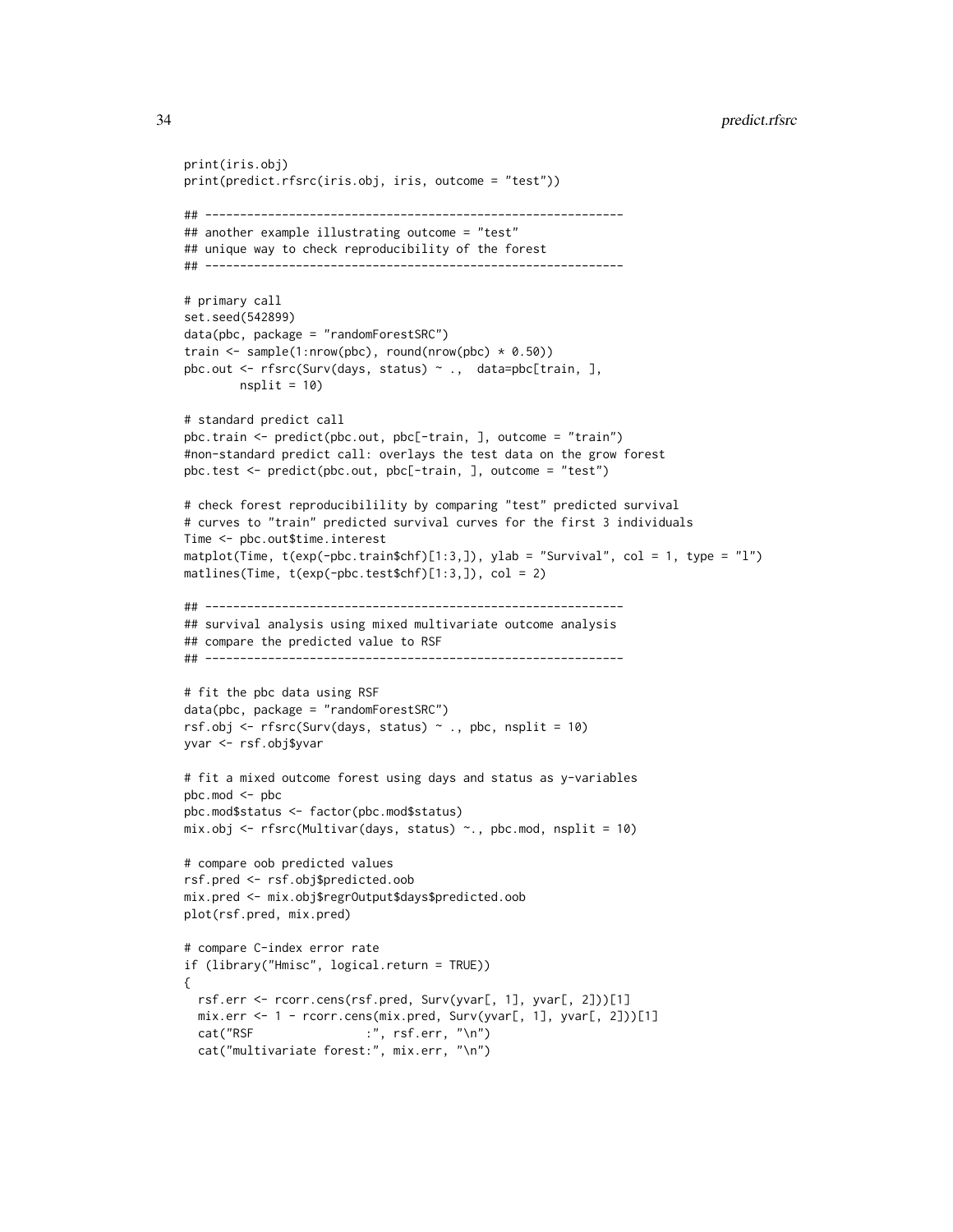```
print(iris.obj)
print(predict.rfsrc(iris.obj, iris, outcome = "test"))

## ------------------------------------------------------------
## another example illustrating outcome = "test"
## unique way to check reproducibility of the forest
## ------------------------------------------------------------

# primary call
set.seed(542899)
data(pbc, package = "randomForestSRC")
train <- sample(1:nrow(pbc), round(nrow(pbc) * 0.50))
pbc.out <- rfsrc(Surv(days, status) ~ .,  data=pbc[train, ],
        nsplit = 10)

# standard predict call
pbc.train <- predict(pbc.out, pbc[-train, ], outcome = "train")
#non-standard predict call: overlays the test data on the grow forest
pbc.test <- predict(pbc.out, pbc[-train, ], outcome = "test")

# check forest reproducibilility by comparing "test" predicted survival
# curves to "train" predicted survival curves for the first 3 individuals
Time <- pbc.out$time.interest
matplot(Time, t(exp(-pbc.train$chf)[1:3,]), ylab = "Survival", col = 1, type = "l")
matlines(Time, t(exp(-pbc.test$chf)[1:3,]), col = 2)

## ------------------------------------------------------------
## survival analysis using mixed multivariate outcome analysis
## compare the predicted value to RSF
## ------------------------------------------------------------

# fit the pbc data using RSF
data(pbc, package = "randomForestSRC")
rsf.obj <- rfsrc(Surv(days, status) ~ ., pbc, nsplit = 10)
yvar <- rsf.obj$yvar

# fit a mixed outcome forest using days and status as y-variables
pbc.mod <- pbc
pbc.mod$status <- factor(pbc.mod$status)
mix.obj <- rfsrc(Multivar(days, status) ~., pbc.mod, nsplit = 10)

# compare oob predicted values
rsf.pred <- rsf.obj$predicted.oob
mix.pred <- mix.obj$regrOutput$days$predicted.oob
plot(rsf.pred, mix.pred)

# compare C-index error rate
if (library("Hmisc", logical.return = TRUE))
{
  rsf.err <- rcorr.cens(rsf.pred, Surv(yvar[, 1], yvar[, 2]))[1]
  mix.err <- 1 - rcorr.cens(mix.pred, Surv(yvar[, 1], yvar[, 2]))[1]
  cat("RSF                :", rsf.err, "\n")
  cat("multivariate forest:", mix.err, "\n")
```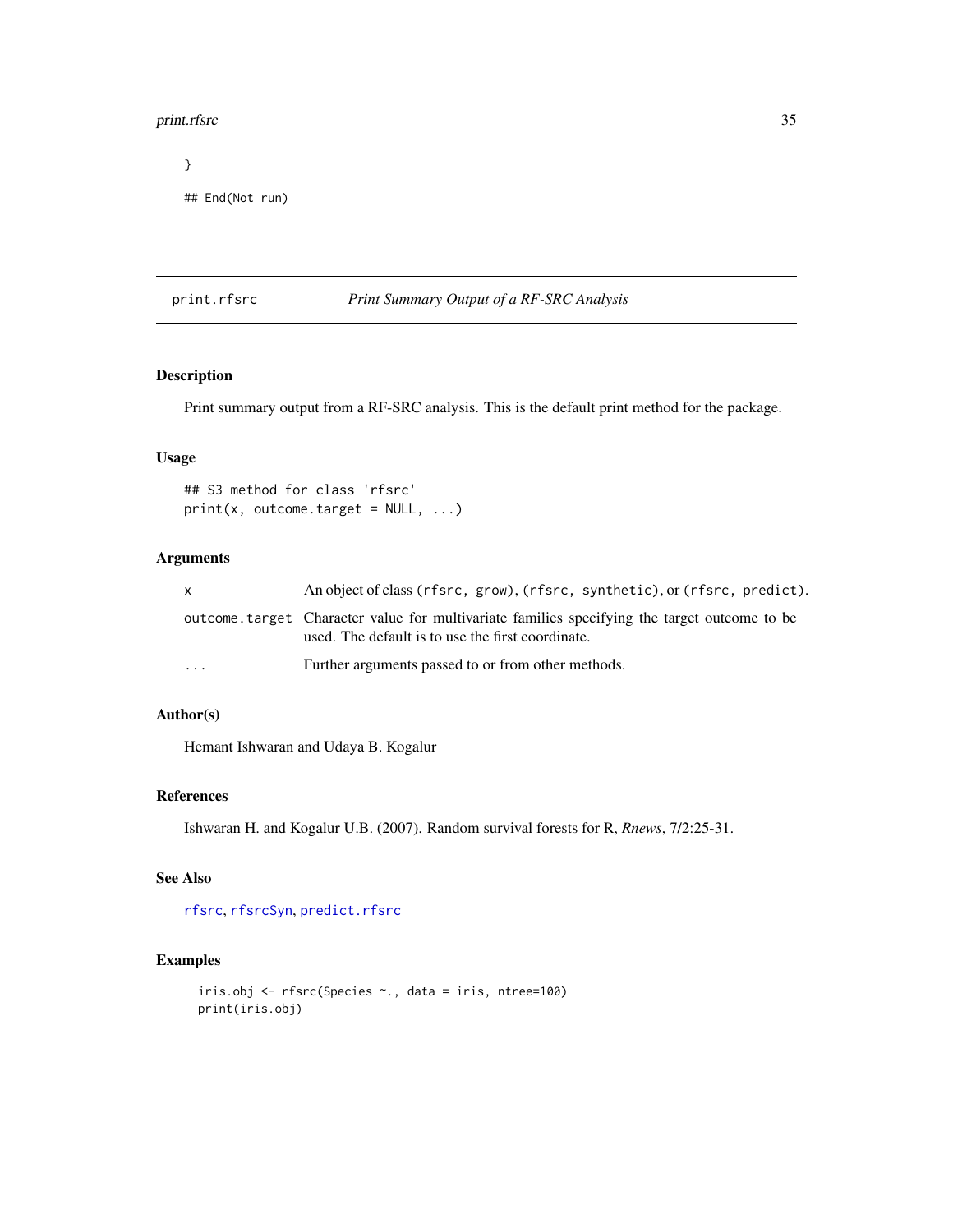```
}

## End(Not run)
```

## print.rfsrc — *Print Summary Output of a RF-SRC Analysis*

### Description

Print summary output from a RF-SRC analysis. This is the default print method for the package.

### Usage

```
## S3 method for class 'rfsrc'
print(x, outcome.target = NULL, ...)
```

### Arguments

| | |
|---|---|
| x | An object of class (rfsrc, grow), (rfsrc, synthetic), or (rfsrc, predict). |
| outcome.target | Character value for multivariate families specifying the target outcome to be used. The default is to use the first coordinate. |
| ... | Further arguments passed to or from other methods. |

### Author(s)

Hemant Ishwaran and Udaya B. Kogalur

### References

Ishwaran H. and Kogalur U.B. (2007). Random survival forests for R, *Rnews*, 7/2:25-31.

### See Also

rfsrc, rfsrcSyn, predict.rfsrc

### Examples

```
iris.obj <- rfsrc(Species ~., data = iris, ntree=100)
print(iris.obj)
```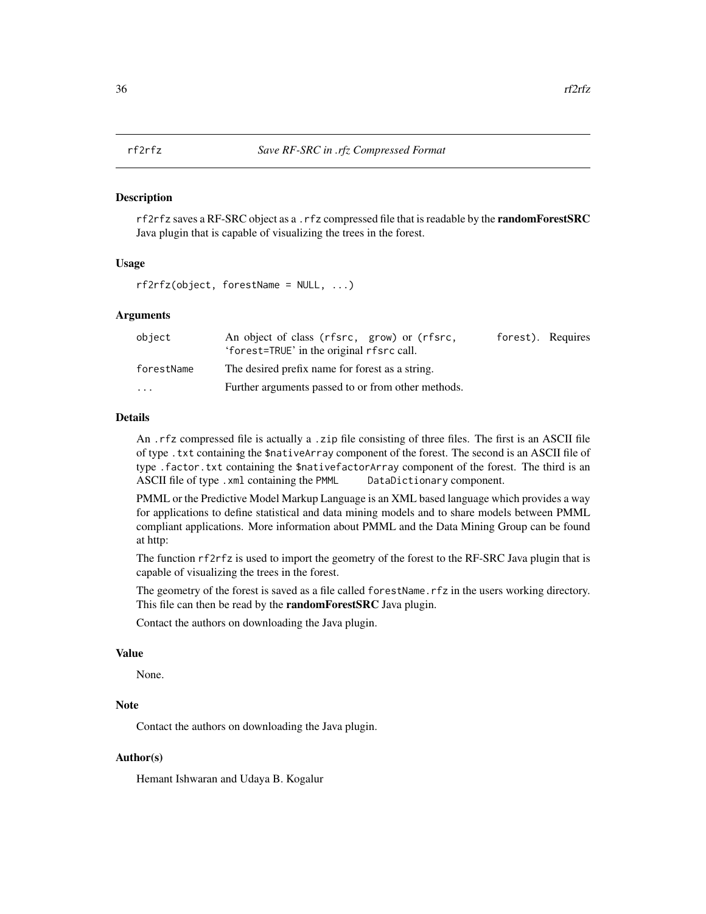# rf2rfz — *Save RF-SRC in .rfz Compressed Format*

## Description

`rf2rfz` saves a RF-SRC object as a `.rfz` compressed file that is readable by the **randomForestSRC** Java plugin that is capable of visualizing the trees in the forest.

## Usage

```
rf2rfz(object, forestName = NULL, ...)
```

## Arguments

| | |
|---|---|
| `object` | An object of class `(rfsrc, grow)` or `(rfsrc, forest)`. Requires '`forest=TRUE`' in the original `rfsrc` call. |
| `forestName` | The desired prefix name for forest as a string. |
| `...` | Further arguments passed to or from other methods. |

## Details

An `.rfz` compressed file is actually a `.zip` file consisting of three files. The first is an ASCII file of type `.txt` containing the `$nativeArray` component of the forest. The second is an ASCII file of type `.factor.txt` containing the `$nativefactorArray` component of the forest. The third is an ASCII file of type `.xml` containing the `PMML DataDictionary` component.

PMML or the Predictive Model Markup Language is an XML based language which provides a way for applications to define statistical and data mining models and to share models between PMML compliant applications. More information about PMML and the Data Mining Group can be found at http:

The function `rf2rfz` is used to import the geometry of the forest to the RF-SRC Java plugin that is capable of visualizing the trees in the forest.

The geometry of the forest is saved as a file called `forestName.rfz` in the users working directory. This file can then be read by the **randomForestSRC** Java plugin.

Contact the authors on downloading the Java plugin.

## Value

None.

## Note

Contact the authors on downloading the Java plugin.

## Author(s)

Hemant Ishwaran and Udaya B. Kogalur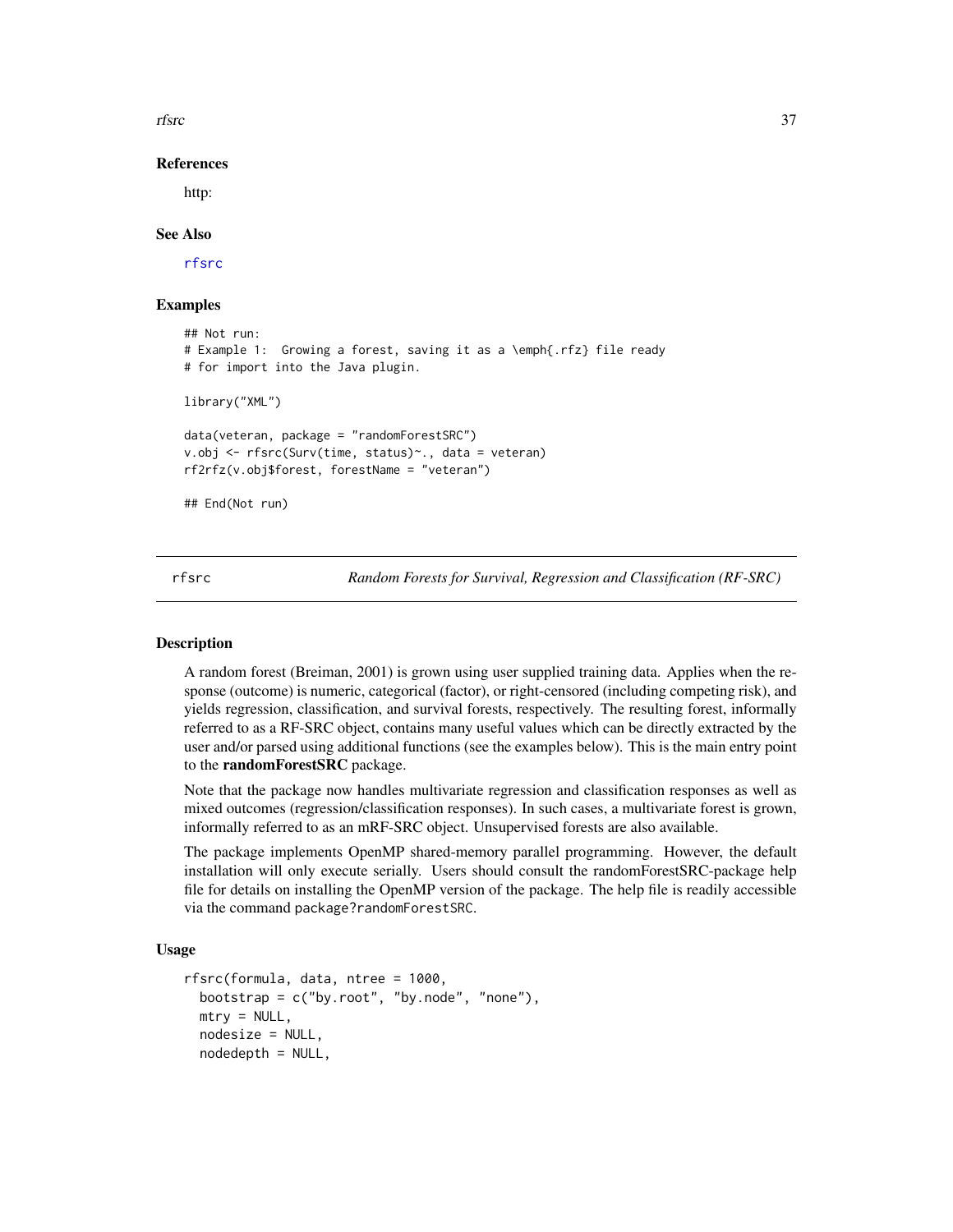### References

http:

### See Also

rfsrc

### Examples

```
## Not run:
# Example 1:  Growing a forest, saving it as a \emph{.rfz} file ready
# for import into the Java plugin.

library("XML")

data(veteran, package = "randomForestSRC")
v.obj <- rfsrc(Surv(time, status)~., data = veteran)
rf2rfz(v.obj$forest, forestName = "veteran")

## End(Not run)
```

---

## rfsrc — *Random Forests for Survival, Regression and Classification (RF-SRC)*

---

### Description

A random forest (Breiman, 2001) is grown using user supplied training data. Applies when the response (outcome) is numeric, categorical (factor), or right-censored (including competing risk), and yields regression, classification, and survival forests, respectively. The resulting forest, informally referred to as a RF-SRC object, contains many useful values which can be directly extracted by the user and/or parsed using additional functions (see the examples below). This is the main entry point to the **randomForestSRC** package.

Note that the package now handles multivariate regression and classification responses as well as mixed outcomes (regression/classification responses). In such cases, a multivariate forest is grown, informally referred to as an mRF-SRC object. Unsupervised forests are also available.

The package implements OpenMP shared-memory parallel programming. However, the default installation will only execute serially. Users should consult the randomForestSRC-package help file for details on installing the OpenMP version of the package. The help file is readily accessible via the command `package?randomForestSRC`.

### Usage

```
rfsrc(formula, data, ntree = 1000,
  bootstrap = c("by.root", "by.node", "none"),
  mtry = NULL,
  nodesize = NULL,
  nodedepth = NULL,
```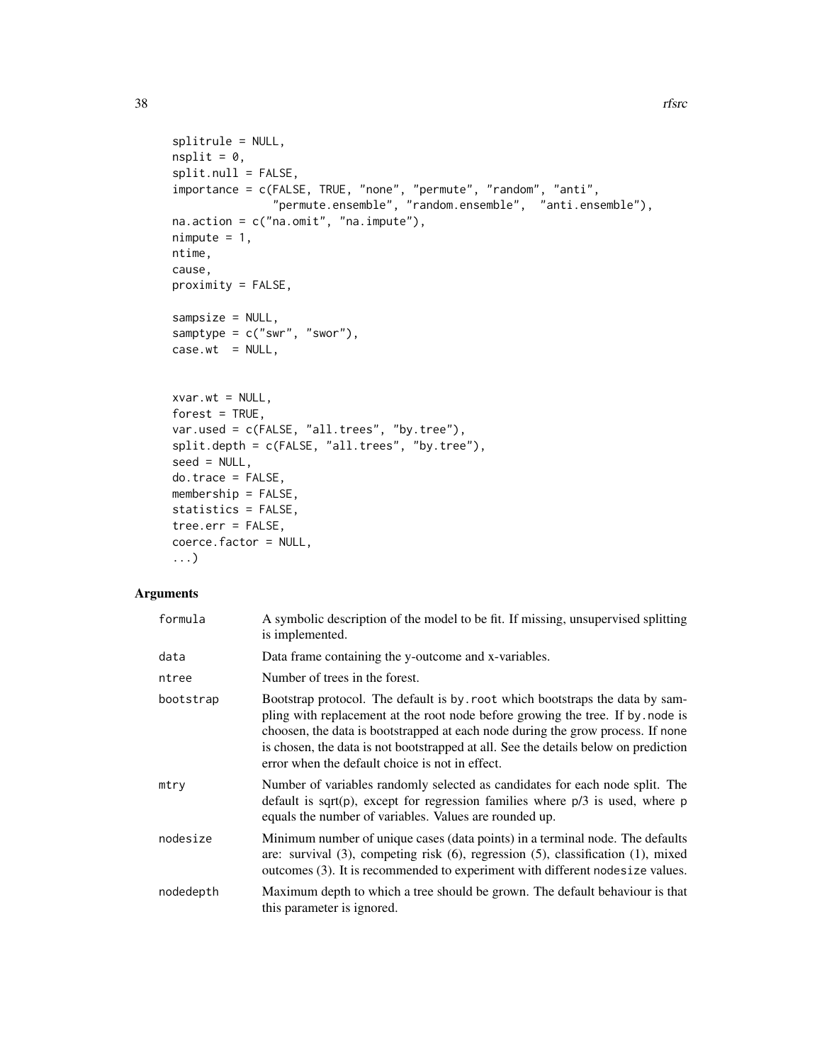```
splitrule = NULL,
nsplit = 0,
split.null = FALSE,
importance = c(FALSE, TRUE, "none", "permute", "random", "anti",
               "permute.ensemble", "random.ensemble",  "anti.ensemble"),
na.action = c("na.omit", "na.impute"),
nimpute = 1,
ntime,
cause,
proximity = FALSE,

sampsize = NULL,
samptype = c("swr", "swor"),
case.wt  = NULL,


xvar.wt = NULL,
forest = TRUE,
var.used = c(FALSE, "all.trees", "by.tree"),
split.depth = c(FALSE, "all.trees", "by.tree"),
seed = NULL,
do.trace = FALSE,
membership = FALSE,
statistics = FALSE,
tree.err = FALSE,
coerce.factor = NULL,
...)
```

## Arguments

| | |
|---|---|
| formula | A symbolic description of the model to be fit. If missing, unsupervised splitting is implemented. |
| data | Data frame containing the y-outcome and x-variables. |
| ntree | Number of trees in the forest. |
| bootstrap | Bootstrap protocol. The default is by.root which bootstraps the data by sampling with replacement at the root node before growing the tree. If by.node is choosen, the data is bootstrapped at each node during the grow process. If none is chosen, the data is not bootstrapped at all. See the details below on prediction error when the default choice is not in effect. |
| mtry | Number of variables randomly selected as candidates for each node split. The default is sqrt(p), except for regression families where p/3 is used, where p equals the number of variables. Values are rounded up. |
| nodesize | Minimum number of unique cases (data points) in a terminal node. The defaults are: survival (3), competing risk (6), regression (5), classification (1), mixed outcomes (3). It is recommended to experiment with different nodesize values. |
| nodedepth | Maximum depth to which a tree should be grown. The default behaviour is that this parameter is ignored. |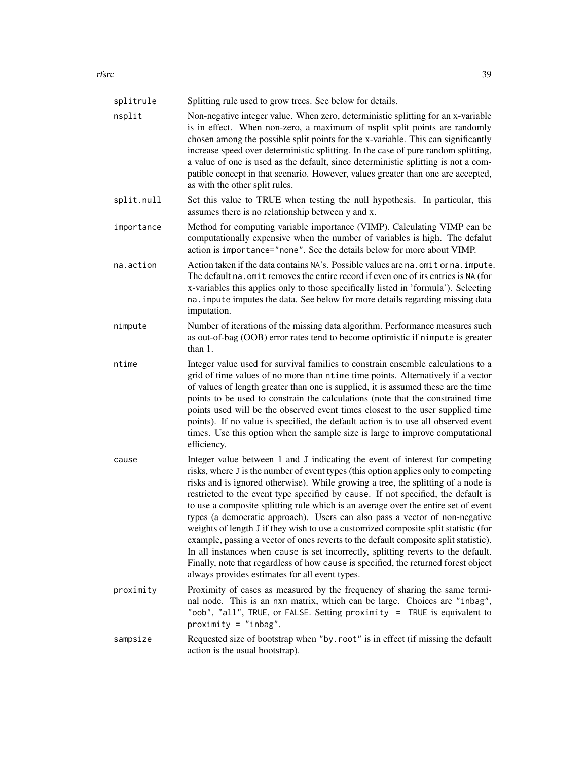| | |
|---|---|
| `splitrule` | Splitting rule used to grow trees. See below for details. |
| `nsplit` | Non-negative integer value. When zero, deterministic splitting for an x-variable is in effect. When non-zero, a maximum of nsplit split points are randomly chosen among the possible split points for the x-variable. This can significantly increase speed over deterministic splitting. In the case of pure random splitting, a value of one is used as the default, since deterministic splitting is not a compatible concept in that scenario. However, values greater than one are accepted, as with the other split rules. |
| `split.null` | Set this value to TRUE when testing the null hypothesis. In particular, this assumes there is no relationship between y and x. |
| `importance` | Method for computing variable importance (VIMP). Calculating VIMP can be computationally expensive when the number of variables is high. The defalut action is `importance="none"`. See the details below for more about VIMP. |
| `na.action` | Action taken if the data contains `NA`'s. Possible values are `na.omit` or `na.impute`. The default `na.omit` removes the entire record if even one of its entries is `NA` (for x-variables this applies only to those specifically listed in 'formula'). Selecting `na.impute` imputes the data. See below for more details regarding missing data imputation. |
| `nimpute` | Number of iterations of the missing data algorithm. Performance measures such as out-of-bag (OOB) error rates tend to become optimistic if `nimpute` is greater than 1. |
| `ntime` | Integer value used for survival families to constrain ensemble calculations to a grid of time values of no more than `ntime` time points. Alternatively if a vector of values of length greater than one is supplied, it is assumed these are the time points to be used to constrain the calculations (note that the constrained time points used will be the observed event times closest to the user supplied time points). If no value is specified, the default action is to use all observed event times. Use this option when the sample size is large to improve computational efficiency. |
| `cause` | Integer value between 1 and `J` indicating the event of interest for competing risks, where `J` is the number of event types (this option applies only to competing risks and is ignored otherwise). While growing a tree, the splitting of a node is restricted to the event type specified by `cause`. If not specified, the default is to use a composite splitting rule which is an average over the entire set of event types (a democratic approach). Users can also pass a vector of non-negative weights of length `J` if they wish to use a customized composite split statistic (for example, passing a vector of ones reverts to the default composite split statistic). In all instances when `cause` is set incorrectly, splitting reverts to the default. Finally, note that regardless of how `cause` is specified, the returned forest object always provides estimates for all event types. |
| `proximity` | Proximity of cases as measured by the frequency of sharing the same terminal node. This is an `nxn` matrix, which can be large. Choices are `"inbag"`, `"oob"`, `"all"`, `TRUE`, or `FALSE`. Setting `proximity = TRUE` is equivalent to `proximity = "inbag"`. |
| `sampsize` | Requested size of bootstrap when `"by.root"` is in effect (if missing the default action is the usual bootstrap). |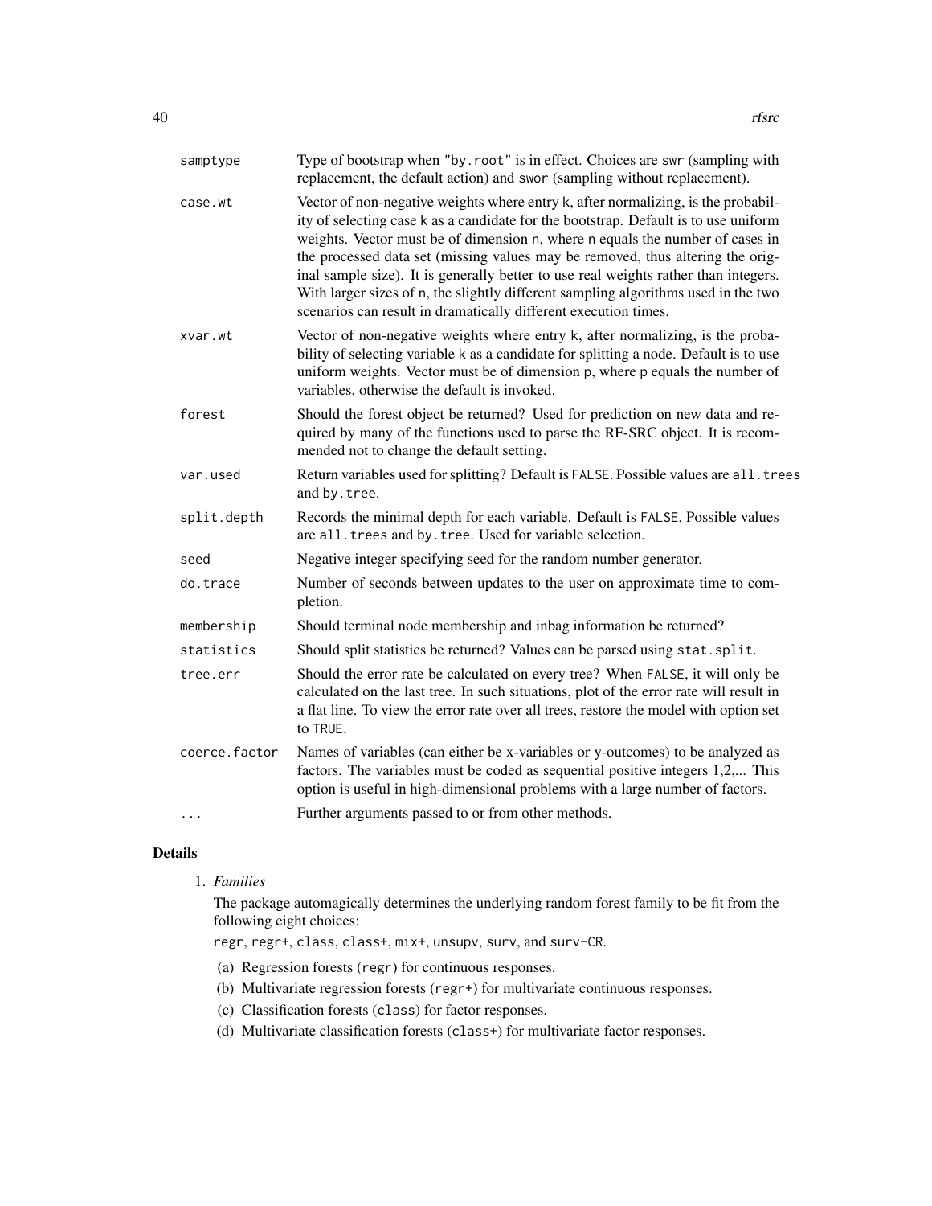| | |
|---|---|
| samptype | Type of bootstrap when "by.root" is in effect. Choices are swr (sampling with replacement, the default action) and swor (sampling without replacement). |
| case.wt | Vector of non-negative weights where entry k, after normalizing, is the probability of selecting case k as a candidate for the bootstrap. Default is to use uniform weights. Vector must be of dimension n, where n equals the number of cases in the processed data set (missing values may be removed, thus altering the original sample size). It is generally better to use real weights rather than integers. With larger sizes of n, the slightly different sampling algorithms used in the two scenarios can result in dramatically different execution times. |
| xvar.wt | Vector of non-negative weights where entry k, after normalizing, is the probability of selecting variable k as a candidate for splitting a node. Default is to use uniform weights. Vector must be of dimension p, where p equals the number of variables, otherwise the default is invoked. |
| forest | Should the forest object be returned? Used for prediction on new data and required by many of the functions used to parse the RF-SRC object. It is recommended not to change the default setting. |
| var.used | Return variables used for splitting? Default is FALSE. Possible values are all.trees and by.tree. |
| split.depth | Records the minimal depth for each variable. Default is FALSE. Possible values are all.trees and by.tree. Used for variable selection. |
| seed | Negative integer specifying seed for the random number generator. |
| do.trace | Number of seconds between updates to the user on approximate time to completion. |
| membership | Should terminal node membership and inbag information be returned? |
| statistics | Should split statistics be returned? Values can be parsed using stat.split. |
| tree.err | Should the error rate be calculated on every tree? When FALSE, it will only be calculated on the last tree. In such situations, plot of the error rate will result in a flat line. To view the error rate over all trees, restore the model with option set to TRUE. |
| coerce.factor | Names of variables (can either be x-variables or y-outcomes) to be analyzed as factors. The variables must be coded as sequential positive integers 1,2,... This option is useful in high-dimensional problems with a large number of factors. |
| ... | Further arguments passed to or from other methods. |

## Details

1. *Families*

   The package automagically determines the underlying random forest family to be fit from the following eight choices:

   regr, regr+, class, class+, mix+, unsupv, surv, and surv-CR.

   (a) Regression forests (regr) for continuous responses.
   (b) Multivariate regression forests (regr+) for multivariate continuous responses.
   (c) Classification forests (class) for factor responses.
   (d) Multivariate classification forests (class+) for multivariate factor responses.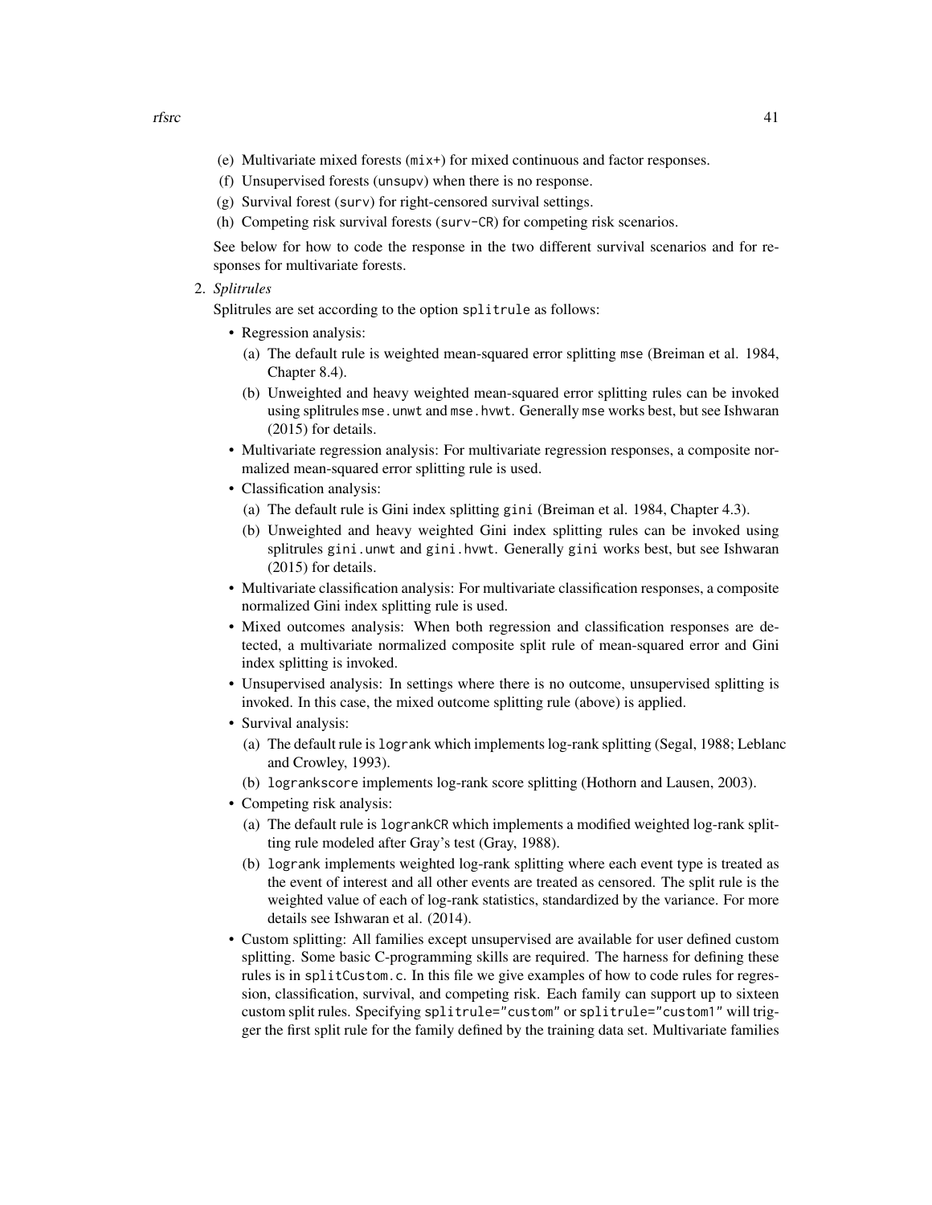(e) Multivariate mixed forests (`mix+`) for mixed continuous and factor responses.
(f) Unsupervised forests (`unsupv`) when there is no response.
(g) Survival forest (`surv`) for right-censored survival settings.
(h) Competing risk survival forests (`surv-CR`) for competing risk scenarios.

See below for how to code the response in the two different survival scenarios and for responses for multivariate forests.

2. *Splitrules*

   Splitrules are set according to the option `splitrule` as follows:

   - Regression analysis:
     (a) The default rule is weighted mean-squared error splitting `mse` (Breiman et al. 1984, Chapter 8.4).
     (b) Unweighted and heavy weighted mean-squared error splitting rules can be invoked using splitrules `mse.unwt` and `mse.hvwt`. Generally `mse` works best, but see Ishwaran (2015) for details.
   - Multivariate regression analysis: For multivariate regression responses, a composite normalized mean-squared error splitting rule is used.
   - Classification analysis:
     (a) The default rule is Gini index splitting `gini` (Breiman et al. 1984, Chapter 4.3).
     (b) Unweighted and heavy weighted Gini index splitting rules can be invoked using splitrules `gini.unwt` and `gini.hvwt`. Generally `gini` works best, but see Ishwaran (2015) for details.
   - Multivariate classification analysis: For multivariate classification responses, a composite normalized Gini index splitting rule is used.
   - Mixed outcomes analysis: When both regression and classification responses are detected, a multivariate normalized composite split rule of mean-squared error and Gini index splitting is invoked.
   - Unsupervised analysis: In settings where there is no outcome, unsupervised splitting is invoked. In this case, the mixed outcome splitting rule (above) is applied.
   - Survival analysis:
     (a) The default rule is `logrank` which implements log-rank splitting (Segal, 1988; Leblanc and Crowley, 1993).
     (b) `logrankscore` implements log-rank score splitting (Hothorn and Lausen, 2003).
   - Competing risk analysis:
     (a) The default rule is `logrankCR` which implements a modified weighted log-rank splitting rule modeled after Gray's test (Gray, 1988).
     (b) `logrank` implements weighted log-rank splitting where each event type is treated as the event of interest and all other events are treated as censored. The split rule is the weighted value of each of log-rank statistics, standardized by the variance. For more details see Ishwaran et al. (2014).
   - Custom splitting: All families except unsupervised are available for user defined custom splitting. Some basic C-programming skills are required. The harness for defining these rules is in `splitCustom.c`. In this file we give examples of how to code rules for regression, classification, survival, and competing risk. Each family can support up to sixteen custom split rules. Specifying `splitrule="custom"` or `splitrule="custom1"` will trigger the first split rule for the family defined by the training data set. Multivariate families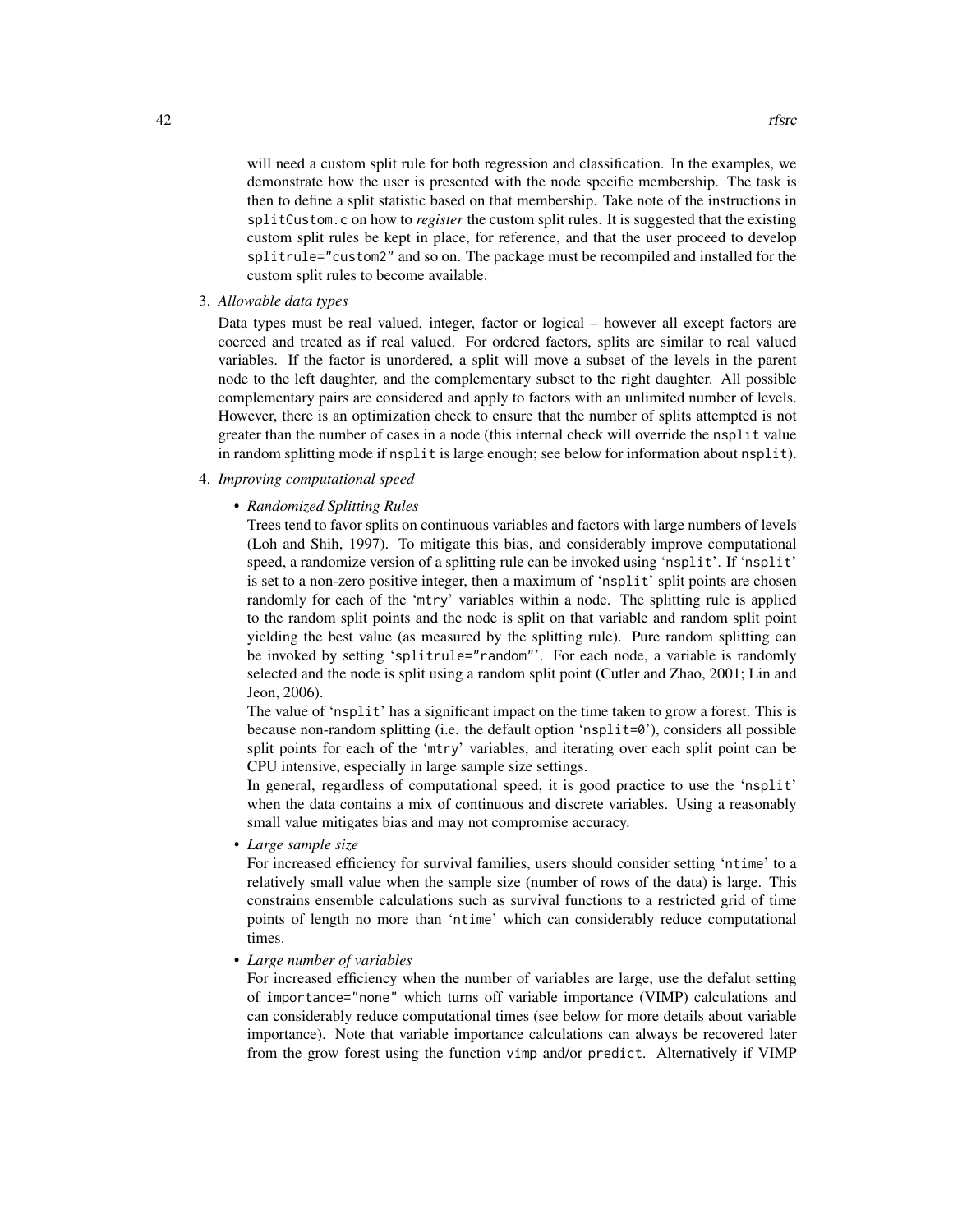will need a custom split rule for both regression and classification. In the examples, we demonstrate how the user is presented with the node specific membership. The task is then to define a split statistic based on that membership. Take note of the instructions in `splitCustom.c` on how to *register* the custom split rules. It is suggested that the existing custom split rules be kept in place, for reference, and that the user proceed to develop `splitrule="custom2"` and so on. The package must be recompiled and installed for the custom split rules to become available.

3. *Allowable data types*

   Data types must be real valued, integer, factor or logical – however all except factors are coerced and treated as if real valued. For ordered factors, splits are similar to real valued variables. If the factor is unordered, a split will move a subset of the levels in the parent node to the left daughter, and the complementary subset to the right daughter. All possible complementary pairs are considered and apply to factors with an unlimited number of levels. However, there is an optimization check to ensure that the number of splits attempted is not greater than the number of cases in a node (this internal check will override the `nsplit` value in random splitting mode if `nsplit` is large enough; see below for information about `nsplit`).

4. *Improving computational speed*

   - *Randomized Splitting Rules*

     Trees tend to favor splits on continuous variables and factors with large numbers of levels (Loh and Shih, 1997). To mitigate this bias, and considerably improve computational speed, a randomize version of a splitting rule can be invoked using '`nsplit`'. If '`nsplit`' is set to a non-zero positive integer, then a maximum of '`nsplit`' split points are chosen randomly for each of the '`mtry`' variables within a node. The splitting rule is applied to the random split points and the node is split on that variable and random split point yielding the best value (as measured by the splitting rule). Pure random splitting can be invoked by setting '`splitrule="random"`'. For each node, a variable is randomly selected and the node is split using a random split point (Cutler and Zhao, 2001; Lin and Jeon, 2006).

     The value of '`nsplit`' has a significant impact on the time taken to grow a forest. This is because non-random splitting (i.e. the default option '`nsplit=0`'), considers all possible split points for each of the '`mtry`' variables, and iterating over each split point can be CPU intensive, especially in large sample size settings.

     In general, regardless of computational speed, it is good practice to use the '`nsplit`' when the data contains a mix of continuous and discrete variables. Using a reasonably small value mitigates bias and may not compromise accuracy.

   - *Large sample size*

     For increased efficiency for survival families, users should consider setting '`ntime`' to a relatively small value when the sample size (number of rows of the data) is large. This constrains ensemble calculations such as survival functions to a restricted grid of time points of length no more than '`ntime`' which can considerably reduce computational times.

   - *Large number of variables*

     For increased efficiency when the number of variables are large, use the defalut setting of `importance="none"` which turns off variable importance (VIMP) calculations and can considerably reduce computational times (see below for more details about variable importance). Note that variable importance calculations can always be recovered later from the grow forest using the function `vimp` and/or `predict`. Alternatively if VIMP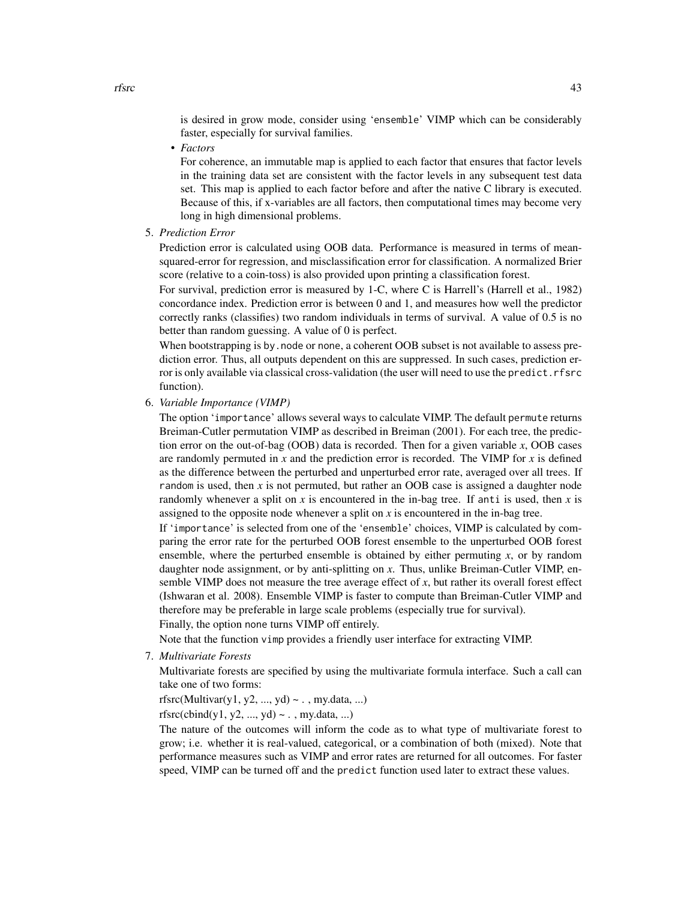is desired in grow mode, consider using 'ensemble' VIMP which can be considerably faster, especially for survival families.

- *Factors*

  For coherence, an immutable map is applied to each factor that ensures that factor levels in the training data set are consistent with the factor levels in any subsequent test data set. This map is applied to each factor before and after the native C library is executed. Because of this, if x-variables are all factors, then computational times may become very long in high dimensional problems.

5. *Prediction Error*

   Prediction error is calculated using OOB data. Performance is measured in terms of mean-squared-error for regression, and misclassification error for classification. A normalized Brier score (relative to a coin-toss) is also provided upon printing a classification forest.

   For survival, prediction error is measured by 1-C, where C is Harrell's (Harrell et al., 1982) concordance index. Prediction error is between 0 and 1, and measures how well the predictor correctly ranks (classifies) two random individuals in terms of survival. A value of 0.5 is no better than random guessing. A value of 0 is perfect.

   When bootstrapping is `by.node` or `none`, a coherent OOB subset is not available to assess prediction error. Thus, all outputs dependent on this are suppressed. In such cases, prediction error is only available via classical cross-validation (the user will need to use the `predict.rfsrc` function).

6. *Variable Importance (VIMP)*

   The option 'importance' allows several ways to calculate VIMP. The default `permute` returns Breiman-Cutler permutation VIMP as described in Breiman (2001). For each tree, the prediction error on the out-of-bag (OOB) data is recorded. Then for a given variable $x$, OOB cases are randomly permuted in $x$ and the prediction error is recorded. The VIMP for $x$ is defined as the difference between the perturbed and unperturbed error rate, averaged over all trees. If `random` is used, then $x$ is not permuted, but rather an OOB case is assigned a daughter node randomly whenever a split on $x$ is encountered in the in-bag tree. If `anti` is used, then $x$ is assigned to the opposite node whenever a split on $x$ is encountered in the in-bag tree.

   If 'importance' is selected from one of the 'ensemble' choices, VIMP is calculated by comparing the error rate for the perturbed OOB forest ensemble to the unperturbed OOB forest ensemble, where the perturbed ensemble is obtained by either permuting $x$, or by random daughter node assignment, or by anti-splitting on $x$. Thus, unlike Breiman-Cutler VIMP, ensemble VIMP does not measure the tree average effect of $x$, but rather its overall forest effect (Ishwaran et al. 2008). Ensemble VIMP is faster to compute than Breiman-Cutler VIMP and therefore may be preferable in large scale problems (especially true for survival).

   Finally, the option `none` turns VIMP off entirely.

   Note that the function `vimp` provides a friendly user interface for extracting VIMP.

7. *Multivariate Forests*

   Multivariate forests are specified by using the multivariate formula interface. Such a call can take one of two forms:

   rfsrc(Multivar(y1, y2, ..., yd) ~ . , my.data, ...)

   rfsrc(cbind(y1, y2, ..., yd) ~ . , my.data, ...)

   The nature of the outcomes will inform the code as to what type of multivariate forest to grow; i.e. whether it is real-valued, categorical, or a combination of both (mixed). Note that performance measures such as VIMP and error rates are returned for all outcomes. For faster speed, VIMP can be turned off and the `predict` function used later to extract these values.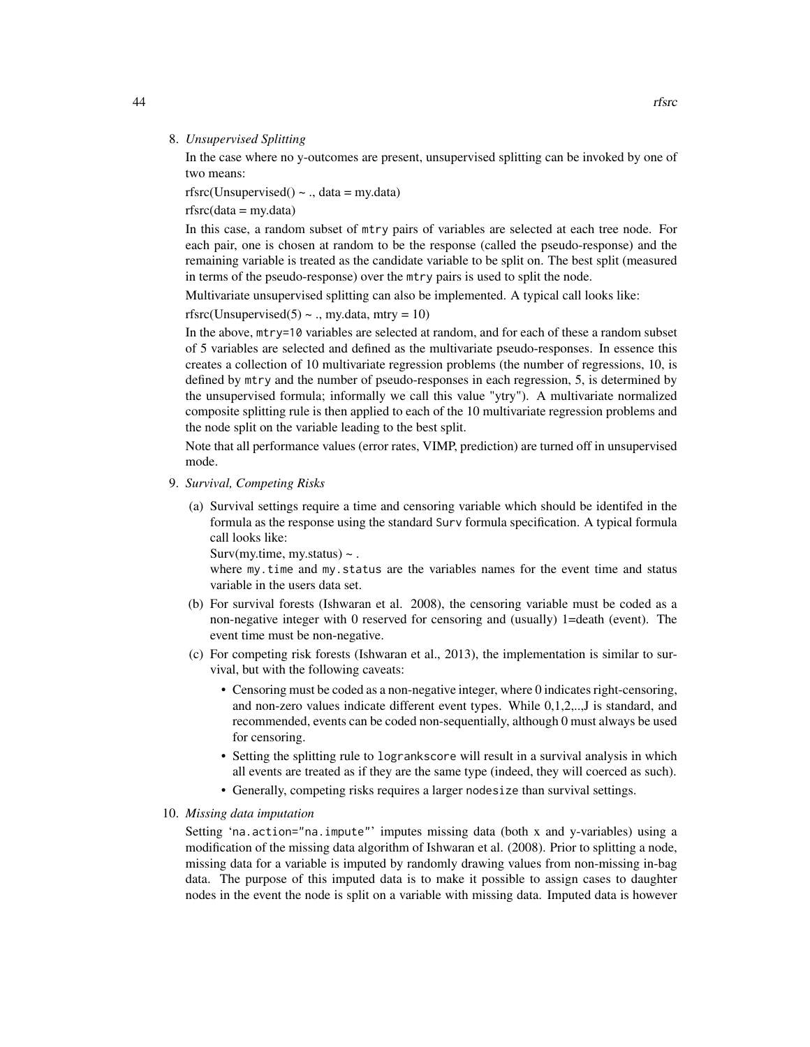8. *Unsupervised Splitting*

   In the case where no y-outcomes are present, unsupervised splitting can be invoked by one of two means:

   rfsrc(Unsupervised() ~ ., data = my.data)

   rfsrc(data = my.data)

   In this case, a random subset of `mtry` pairs of variables are selected at each tree node. For each pair, one is chosen at random to be the response (called the pseudo-response) and the remaining variable is treated as the candidate variable to be split on. The best split (measured in terms of the pseudo-response) over the `mtry` pairs is used to split the node.

   Multivariate unsupervised splitting can also be implemented. A typical call looks like:

   rfsrc(Unsupervised(5) ~ ., my.data, mtry = 10)

   In the above, `mtry=10` variables are selected at random, and for each of these a random subset of 5 variables are selected and defined as the multivariate pseudo-responses. In essence this creates a collection of 10 multivariate regression problems (the number of regressions, 10, is defined by `mtry` and the number of pseudo-responses in each regression, 5, is determined by the unsupervised formula; informally we call this value "ytry"). A multivariate normalized composite splitting rule is then applied to each of the 10 multivariate regression problems and the node split on the variable leading to the best split.

   Note that all performance values (error rates, VIMP, prediction) are turned off in unsupervised mode.

9. *Survival, Competing Risks*

   (a) Survival settings require a time and censoring variable which should be identifed in the formula as the response using the standard `Surv` formula specification. A typical formula call looks like:

   Surv(my.time, my.status) ~ .

   where `my.time` and `my.status` are the variables names for the event time and status variable in the users data set.

   (b) For survival forests (Ishwaran et al. 2008), the censoring variable must be coded as a non-negative integer with 0 reserved for censoring and (usually) 1=death (event). The event time must be non-negative.

   (c) For competing risk forests (Ishwaran et al., 2013), the implementation is similar to survival, but with the following caveats:

   - Censoring must be coded as a non-negative integer, where 0 indicates right-censoring, and non-zero values indicate different event types. While 0,1,2,..,J is standard, and recommended, events can be coded non-sequentially, although 0 must always be used for censoring.
   - Setting the splitting rule to `logrankscore` will result in a survival analysis in which all events are treated as if they are the same type (indeed, they will coerced as such).
   - Generally, competing risks requires a larger `nodesize` than survival settings.

10. *Missing data imputation*

    Setting '`na.action="na.impute"`' imputes missing data (both x and y-variables) using a modification of the missing data algorithm of Ishwaran et al. (2008). Prior to splitting a node, missing data for a variable is imputed by randomly drawing values from non-missing in-bag data. The purpose of this imputed data is to make it possible to assign cases to daughter nodes in the event the node is split on a variable with missing data. Imputed data is however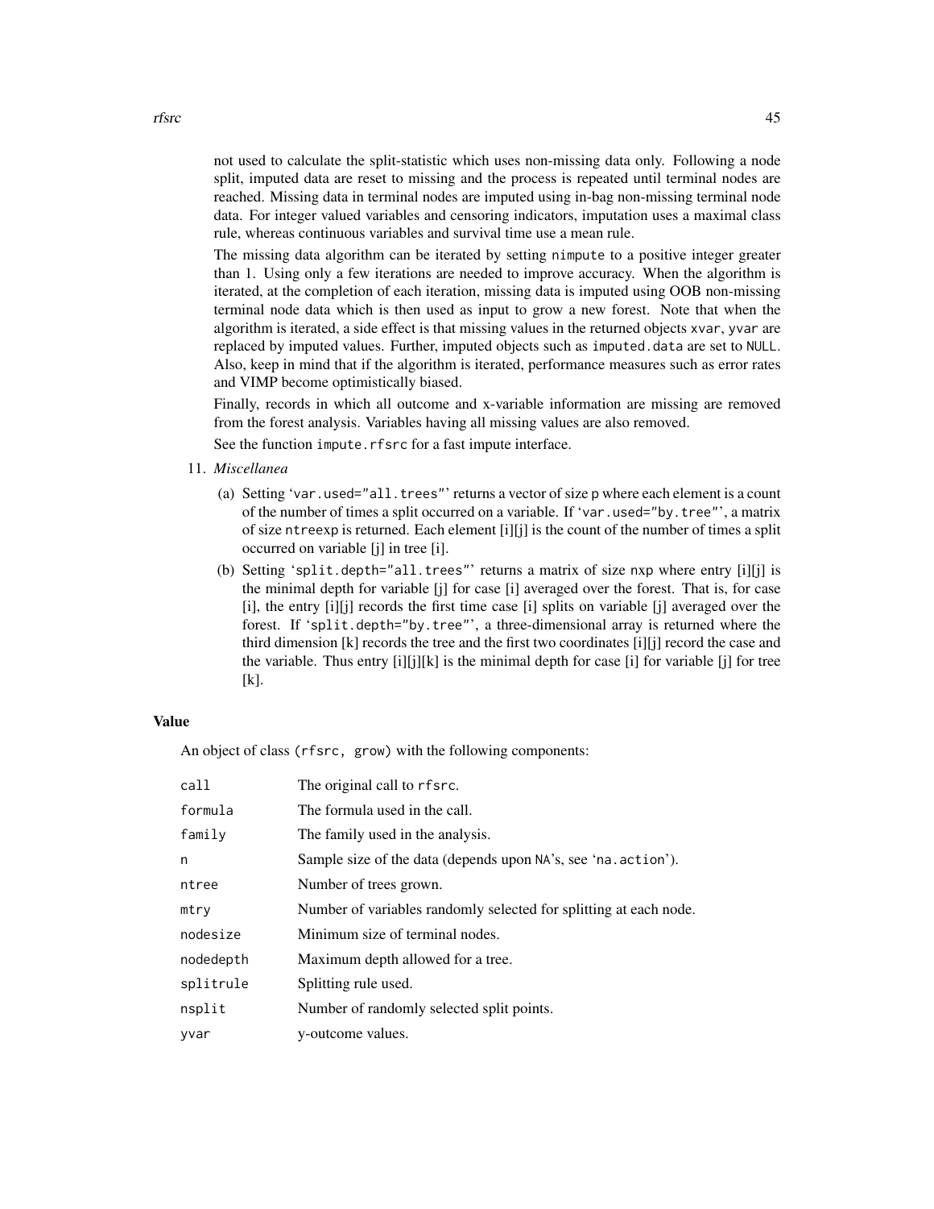not used to calculate the split-statistic which uses non-missing data only. Following a node split, imputed data are reset to missing and the process is repeated until terminal nodes are reached. Missing data in terminal nodes are imputed using in-bag non-missing terminal node data. For integer valued variables and censoring indicators, imputation uses a maximal class rule, whereas continuous variables and survival time use a mean rule.

The missing data algorithm can be iterated by setting `nimpute` to a positive integer greater than 1. Using only a few iterations are needed to improve accuracy. When the algorithm is iterated, at the completion of each iteration, missing data is imputed using OOB non-missing terminal node data which is then used as input to grow a new forest. Note that when the algorithm is iterated, a side effect is that missing values in the returned objects `xvar`, `yvar` are replaced by imputed values. Further, imputed objects such as `imputed.data` are set to `NULL`. Also, keep in mind that if the algorithm is iterated, performance measures such as error rates and VIMP become optimistically biased.

Finally, records in which all outcome and x-variable information are missing are removed from the forest analysis. Variables having all missing values are also removed.

See the function `impute.rfsrc` for a fast impute interface.

11. *Miscellanea*
    (a) Setting '`var.used="all.trees"`' returns a vector of size `p` where each element is a count of the number of times a split occurred on a variable. If '`var.used="by.tree"`', a matrix of size `ntreexp` is returned. Each element [i][j] is the count of the number of times a split occurred on variable [j] in tree [i].
    (b) Setting '`split.depth="all.trees"`' returns a matrix of size `nxp` where entry [i][j] is the minimal depth for variable [j] for case [i] averaged over the forest. That is, for case [i], the entry [i][j] records the first time case [i] splits on variable [j] averaged over the forest. If '`split.depth="by.tree"`', a three-dimensional array is returned where the third dimension [k] records the tree and the first two coordinates [i][j] record the case and the variable. Thus entry [i][j][k] is the minimal depth for case [i] for variable [j] for tree [k].

## Value

An object of class `(rfsrc, grow)` with the following components:

| | |
|---|---|
| `call` | The original call to `rfsrc`. |
| `formula` | The formula used in the call. |
| `family` | The family used in the analysis. |
| `n` | Sample size of the data (depends upon `NA`'s, see '`na.action`'). |
| `ntree` | Number of trees grown. |
| `mtry` | Number of variables randomly selected for splitting at each node. |
| `nodesize` | Minimum size of terminal nodes. |
| `nodedepth` | Maximum depth allowed for a tree. |
| `splitrule` | Splitting rule used. |
| `nsplit` | Number of randomly selected split points. |
| `yvar` | y-outcome values. |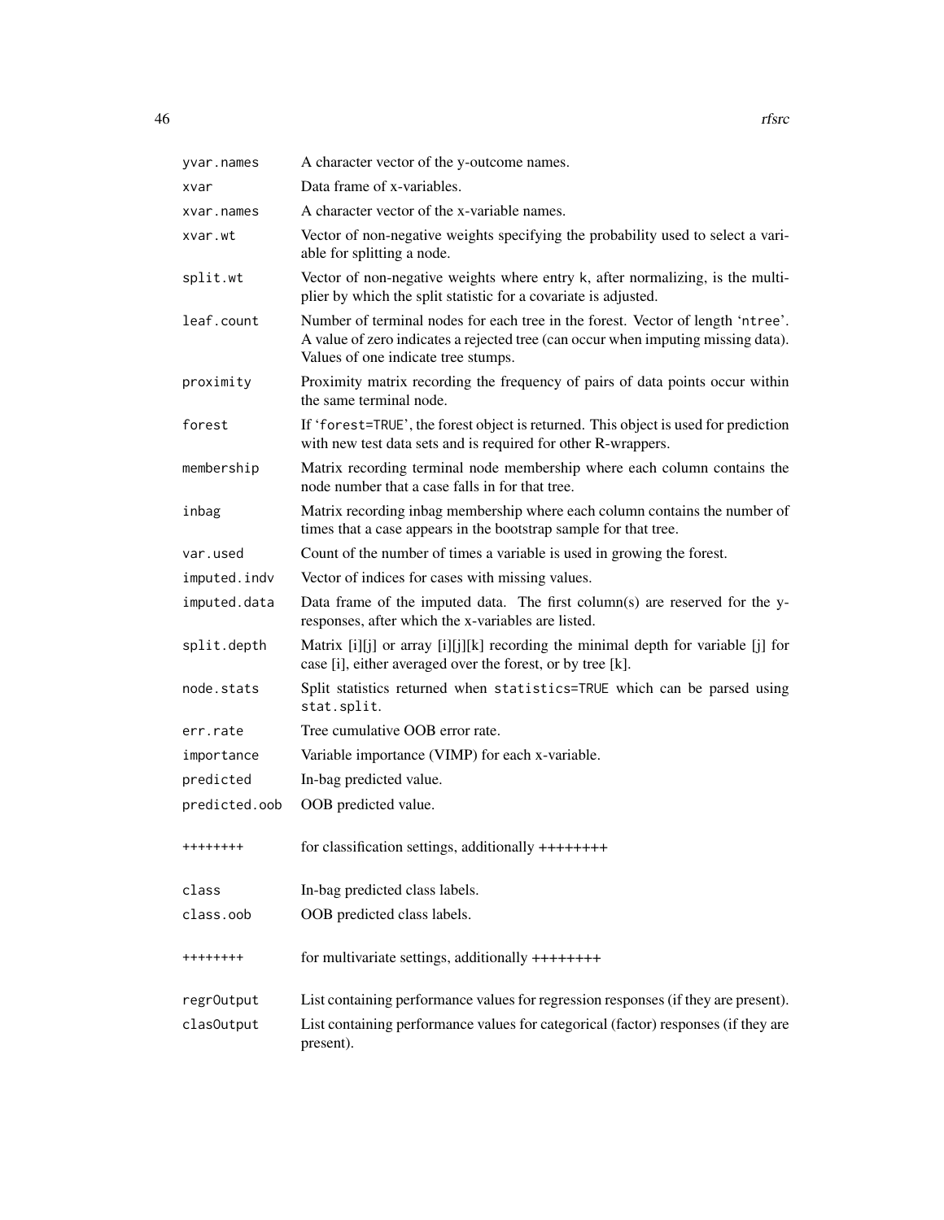| | |
|---|---|
| `yvar.names` | A character vector of the y-outcome names. |
| `xvar` | Data frame of x-variables. |
| `xvar.names` | A character vector of the x-variable names. |
| `xvar.wt` | Vector of non-negative weights specifying the probability used to select a variable for splitting a node. |
| `split.wt` | Vector of non-negative weights where entry k, after normalizing, is the multiplier by which the split statistic for a covariate is adjusted. |
| `leaf.count` | Number of terminal nodes for each tree in the forest. Vector of length 'ntree'. A value of zero indicates a rejected tree (can occur when imputing missing data). Values of one indicate tree stumps. |
| `proximity` | Proximity matrix recording the frequency of pairs of data points occur within the same terminal node. |
| `forest` | If 'forest=TRUE', the forest object is returned. This object is used for prediction with new test data sets and is required for other R-wrappers. |
| `membership` | Matrix recording terminal node membership where each column contains the node number that a case falls in for that tree. |
| `inbag` | Matrix recording inbag membership where each column contains the number of times that a case appears in the bootstrap sample for that tree. |
| `var.used` | Count of the number of times a variable is used in growing the forest. |
| `imputed.indv` | Vector of indices for cases with missing values. |
| `imputed.data` | Data frame of the imputed data. The first column(s) are reserved for the y-responses, after which the x-variables are listed. |
| `split.depth` | Matrix [i][j] or array [i][j][k] recording the minimal depth for variable [j] for case [i], either averaged over the forest, or by tree [k]. |
| `node.stats` | Split statistics returned when `statistics=TRUE` which can be parsed using `stat.split`. |
| `err.rate` | Tree cumulative OOB error rate. |
| `importance` | Variable importance (VIMP) for each x-variable. |
| `predicted` | In-bag predicted value. |
| `predicted.oob` | OOB predicted value. |
| `++++++++` | for classification settings, additionally ++++++++ |
| `class` | In-bag predicted class labels. |
| `class.oob` | OOB predicted class labels. |
| `++++++++` | for multivariate settings, additionally ++++++++ |
| `regrOutput` | List containing performance values for regression responses (if they are present). |
| `clasOutput` | List containing performance values for categorical (factor) responses (if they are present). |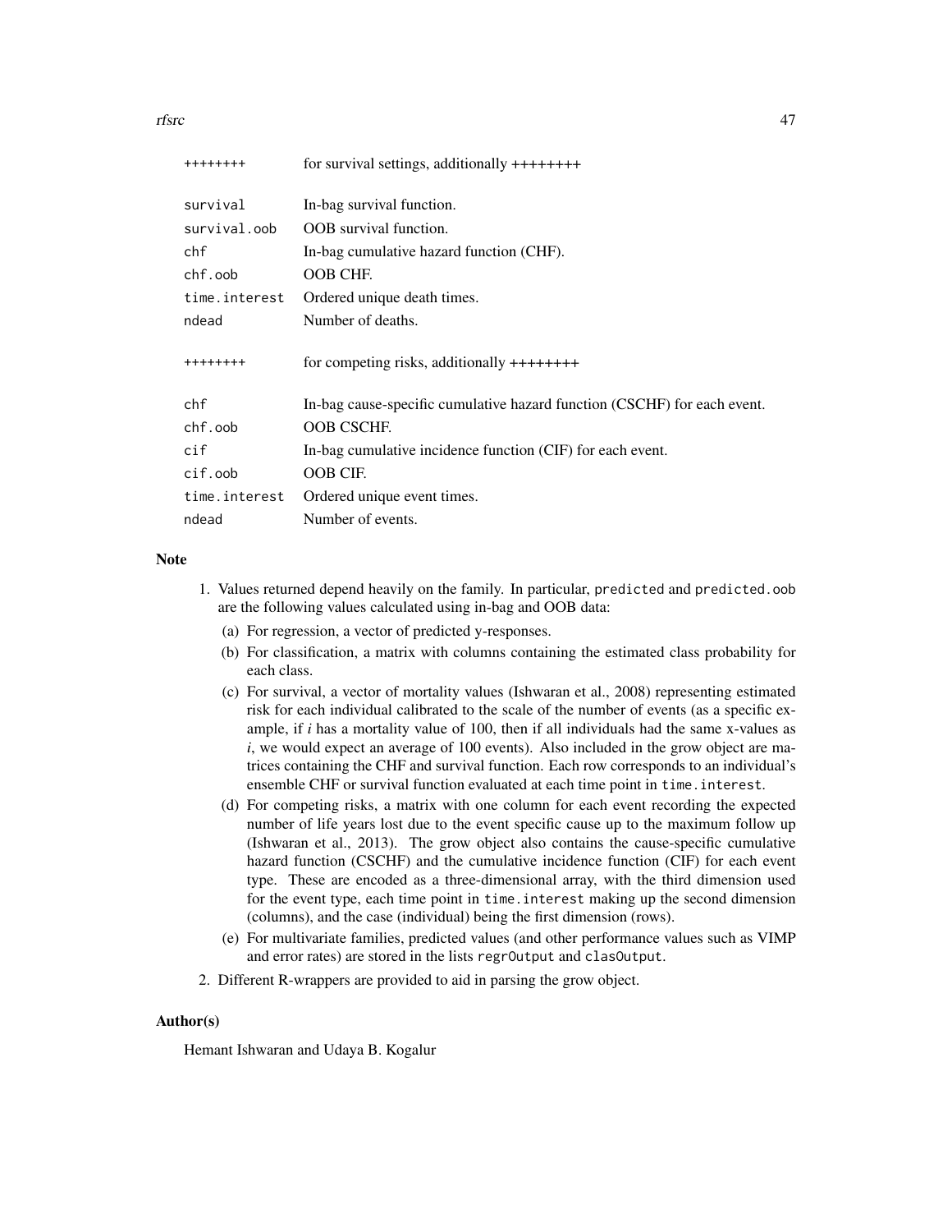| | |
|---|---|
| ++++++++ | for survival settings, additionally ++++++++ |
| `survival` | In-bag survival function. |
| `survival.oob` | OOB survival function. |
| `chf` | In-bag cumulative hazard function (CHF). |
| `chf.oob` | OOB CHF. |
| `time.interest` | Ordered unique death times. |
| `ndead` | Number of deaths. |
| ++++++++ | for competing risks, additionally ++++++++ |
| `chf` | In-bag cause-specific cumulative hazard function (CSCHF) for each event. |
| `chf.oob` | OOB CSCHF. |
| `cif` | In-bag cumulative incidence function (CIF) for each event. |
| `cif.oob` | OOB CIF. |
| `time.interest` | Ordered unique event times. |
| `ndead` | Number of events. |

## Note

1. Values returned depend heavily on the family. In particular, `predicted` and `predicted.oob` are the following values calculated using in-bag and OOB data:
   (a) For regression, a vector of predicted y-responses.
   (b) For classification, a matrix with columns containing the estimated class probability for each class.
   (c) For survival, a vector of mortality values (Ishwaran et al., 2008) representing estimated risk for each individual calibrated to the scale of the number of events (as a specific example, if $i$ has a mortality value of 100, then if all individuals had the same x-values as $i$, we would expect an average of 100 events). Also included in the grow object are matrices containing the CHF and survival function. Each row corresponds to an individual's ensemble CHF or survival function evaluated at each time point in `time.interest`.
   (d) For competing risks, a matrix with one column for each event recording the expected number of life years lost due to the event specific cause up to the maximum follow up (Ishwaran et al., 2013). The grow object also contains the cause-specific cumulative hazard function (CSCHF) and the cumulative incidence function (CIF) for each event type. These are encoded as a three-dimensional array, with the third dimension used for the event type, each time point in `time.interest` making up the second dimension (columns), and the case (individual) being the first dimension (rows).
   (e) For multivariate families, predicted values (and other performance values such as VIMP and error rates) are stored in the lists `regrOutput` and `clasOutput`.
2. Different R-wrappers are provided to aid in parsing the grow object.

## Author(s)

Hemant Ishwaran and Udaya B. Kogalur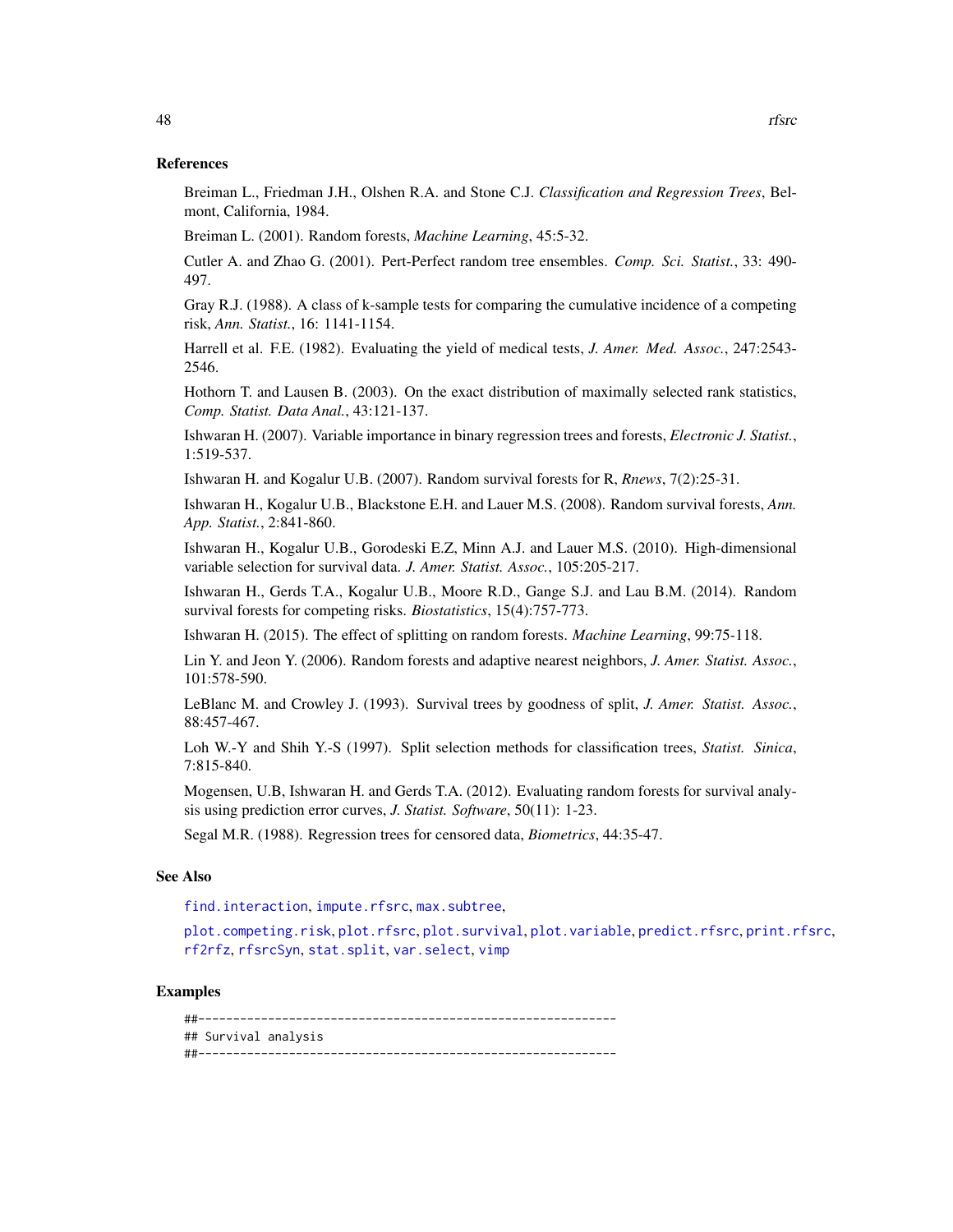### References

Breiman L., Friedman J.H., Olshen R.A. and Stone C.J. *Classification and Regression Trees*, Belmont, California, 1984.

Breiman L. (2001). Random forests, *Machine Learning*, 45:5-32.

Cutler A. and Zhao G. (2001). Pert-Perfect random tree ensembles. *Comp. Sci. Statist.*, 33: 490-497.

Gray R.J. (1988). A class of k-sample tests for comparing the cumulative incidence of a competing risk, *Ann. Statist.*, 16: 1141-1154.

Harrell et al. F.E. (1982). Evaluating the yield of medical tests, *J. Amer. Med. Assoc.*, 247:2543-2546.

Hothorn T. and Lausen B. (2003). On the exact distribution of maximally selected rank statistics, *Comp. Statist. Data Anal.*, 43:121-137.

Ishwaran H. (2007). Variable importance in binary regression trees and forests, *Electronic J. Statist.*, 1:519-537.

Ishwaran H. and Kogalur U.B. (2007). Random survival forests for R, *Rnews*, 7(2):25-31.

Ishwaran H., Kogalur U.B., Blackstone E.H. and Lauer M.S. (2008). Random survival forests, *Ann. App. Statist.*, 2:841-860.

Ishwaran H., Kogalur U.B., Gorodeski E.Z, Minn A.J. and Lauer M.S. (2010). High-dimensional variable selection for survival data. *J. Amer. Statist. Assoc.*, 105:205-217.

Ishwaran H., Gerds T.A., Kogalur U.B., Moore R.D., Gange S.J. and Lau B.M. (2014). Random survival forests for competing risks. *Biostatistics*, 15(4):757-773.

Ishwaran H. (2015). The effect of splitting on random forests. *Machine Learning*, 99:75-118.

Lin Y. and Jeon Y. (2006). Random forests and adaptive nearest neighbors, *J. Amer. Statist. Assoc.*, 101:578-590.

LeBlanc M. and Crowley J. (1993). Survival trees by goodness of split, *J. Amer. Statist. Assoc.*, 88:457-467.

Loh W.-Y and Shih Y.-S (1997). Split selection methods for classification trees, *Statist. Sinica*, 7:815-840.

Mogensen, U.B, Ishwaran H. and Gerds T.A. (2012). Evaluating random forests for survival analysis using prediction error curves, *J. Statist. Software*, 50(11): 1-23.

Segal M.R. (1988). Regression trees for censored data, *Biometrics*, 44:35-47.

### See Also

find.interaction, impute.rfsrc, max.subtree,

plot.competing.risk, plot.rfsrc, plot.survival, plot.variable, predict.rfsrc, print.rfsrc, rf2rfz, rfsrcSyn, stat.split, var.select, vimp

### Examples

```
##------------------------------------------------------------
## Survival analysis
##------------------------------------------------------------
```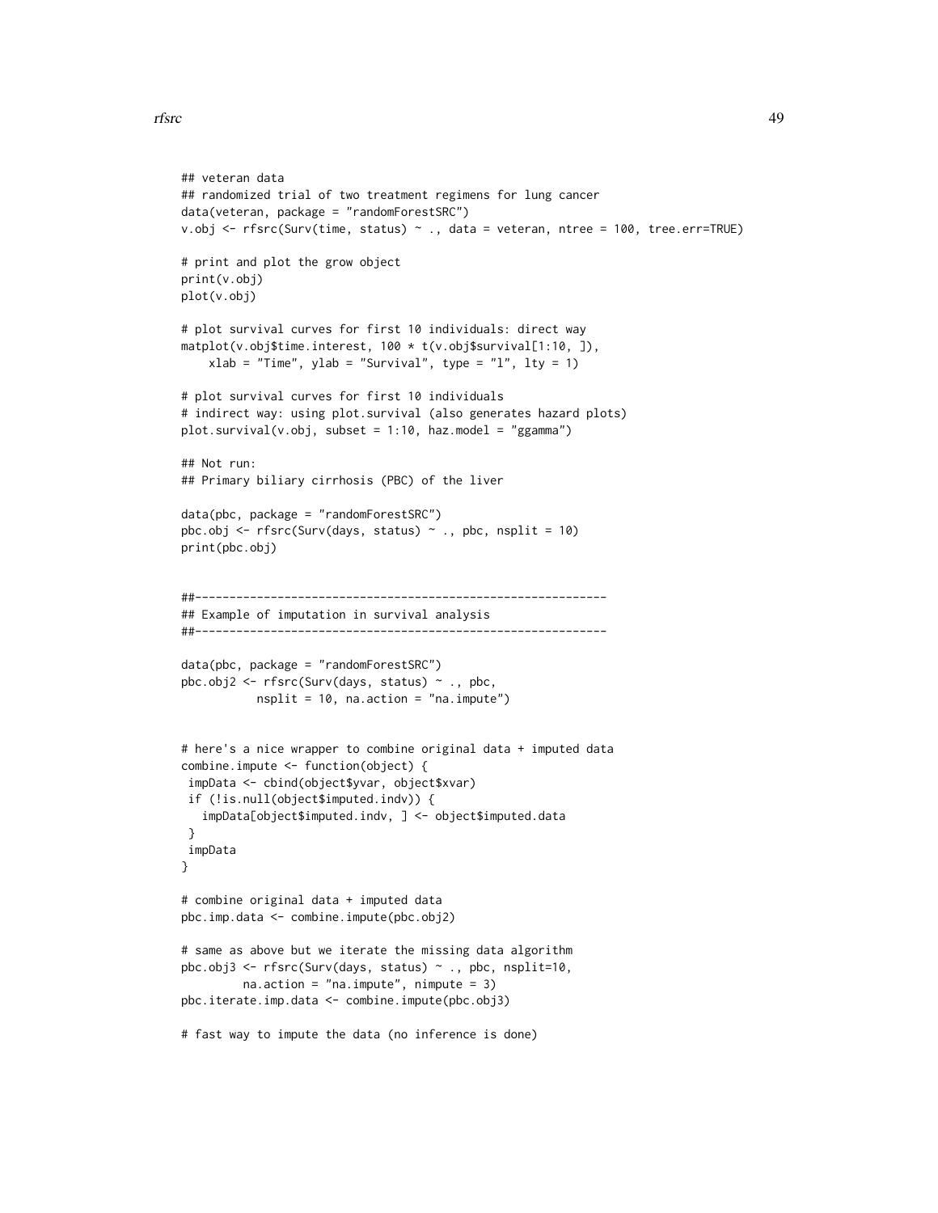```
## veteran data
## randomized trial of two treatment regimens for lung cancer
data(veteran, package = "randomForestSRC")
v.obj <- rfsrc(Surv(time, status) ~ ., data = veteran, ntree = 100, tree.err=TRUE)

# print and plot the grow object
print(v.obj)
plot(v.obj)

# plot survival curves for first 10 individuals: direct way
matplot(v.obj$time.interest, 100 * t(v.obj$survival[1:10, ]),
    xlab = "Time", ylab = "Survival", type = "l", lty = 1)

# plot survival curves for first 10 individuals
# indirect way: using plot.survival (also generates hazard plots)
plot.survival(v.obj, subset = 1:10, haz.model = "ggamma")

## Not run:
## Primary biliary cirrhosis (PBC) of the liver

data(pbc, package = "randomForestSRC")
pbc.obj <- rfsrc(Surv(days, status) ~ ., pbc, nsplit = 10)
print(pbc.obj)


##------------------------------------------------------------
## Example of imputation in survival analysis
##------------------------------------------------------------

data(pbc, package = "randomForestSRC")
pbc.obj2 <- rfsrc(Surv(days, status) ~ ., pbc,
           nsplit = 10, na.action = "na.impute")


# here's a nice wrapper to combine original data + imputed data
combine.impute <- function(object) {
 impData <- cbind(object$yvar, object$xvar)
 if (!is.null(object$imputed.indv)) {
   impData[object$imputed.indv, ] <- object$imputed.data
 }
 impData
}

# combine original data + imputed data
pbc.imp.data <- combine.impute(pbc.obj2)

# same as above but we iterate the missing data algorithm
pbc.obj3 <- rfsrc(Surv(days, status) ~ ., pbc, nsplit=10,
         na.action = "na.impute", nimpute = 3)
pbc.iterate.imp.data <- combine.impute(pbc.obj3)

# fast way to impute the data (no inference is done)
```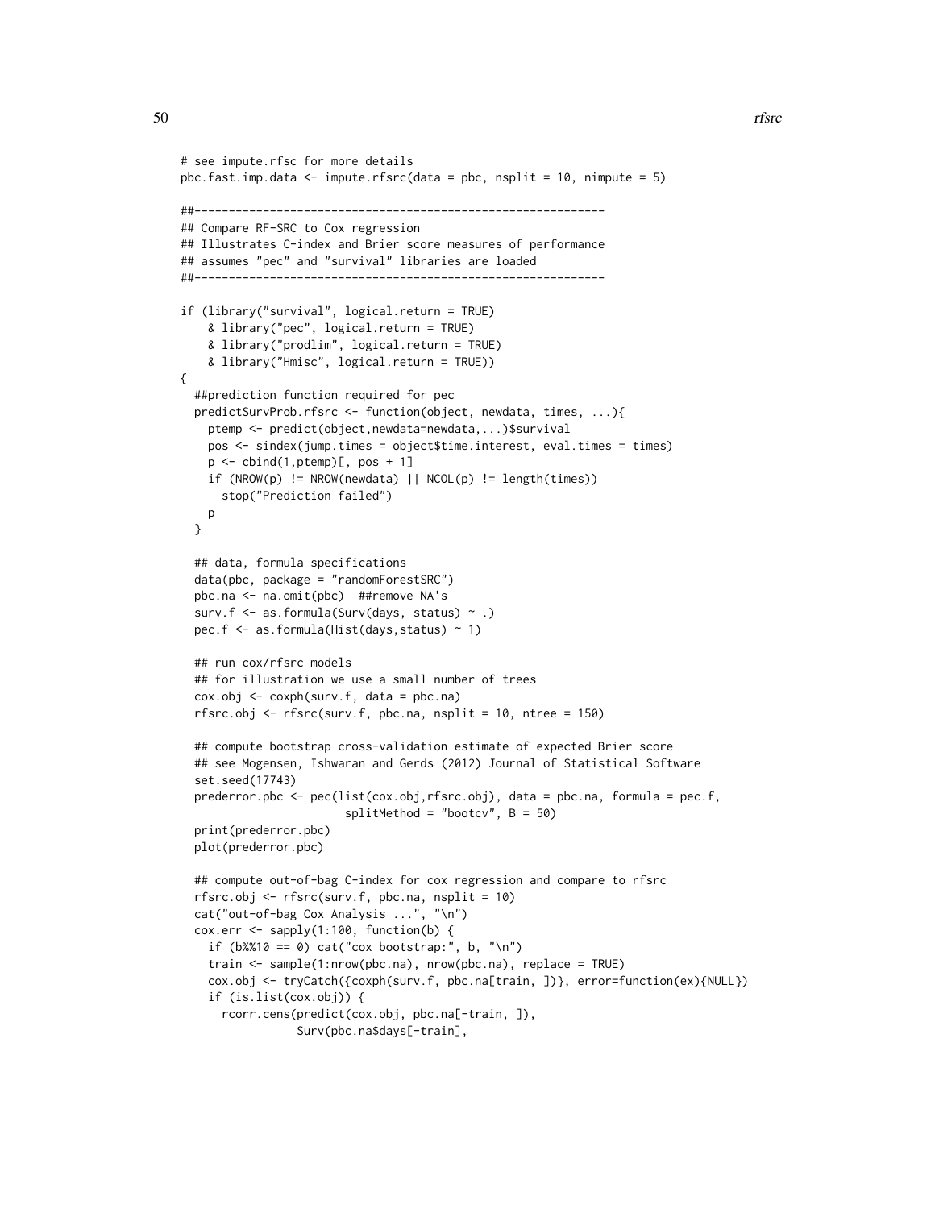```
# see impute.rfsc for more details
pbc.fast.imp.data <- impute.rfsrc(data = pbc, nsplit = 10, nimpute = 5)

##------------------------------------------------------------
## Compare RF-SRC to Cox regression
## Illustrates C-index and Brier score measures of performance
## assumes "pec" and "survival" libraries are loaded
##------------------------------------------------------------

if (library("survival", logical.return = TRUE)
    & library("pec", logical.return = TRUE)
    & library("prodlim", logical.return = TRUE)
    & library("Hmisc", logical.return = TRUE))
{
  ##prediction function required for pec
  predictSurvProb.rfsrc <- function(object, newdata, times, ...){
    ptemp <- predict(object,newdata=newdata,...)$survival
    pos <- sindex(jump.times = object$time.interest, eval.times = times)
    p <- cbind(1,ptemp)[, pos + 1]
    if (NROW(p) != NROW(newdata) || NCOL(p) != length(times))
      stop("Prediction failed")
    p
  }

  ## data, formula specifications
  data(pbc, package = "randomForestSRC")
  pbc.na <- na.omit(pbc)  ##remove NA's
  surv.f <- as.formula(Surv(days, status) ~ .)
  pec.f <- as.formula(Hist(days,status) ~ 1)

  ## run cox/rfsrc models
  ## for illustration we use a small number of trees
  cox.obj <- coxph(surv.f, data = pbc.na)
  rfsrc.obj <- rfsrc(surv.f, pbc.na, nsplit = 10, ntree = 150)

  ## compute bootstrap cross-validation estimate of expected Brier score
  ## see Mogensen, Ishwaran and Gerds (2012) Journal of Statistical Software
  set.seed(17743)
  prederror.pbc <- pec(list(cox.obj,rfsrc.obj), data = pbc.na, formula = pec.f,
                       splitMethod = "bootcv", B = 50)
  print(prederror.pbc)
  plot(prederror.pbc)

  ## compute out-of-bag C-index for cox regression and compare to rfsrc
  rfsrc.obj <- rfsrc(surv.f, pbc.na, nsplit = 10)
  cat("out-of-bag Cox Analysis ...", "\n")
  cox.err <- sapply(1:100, function(b) {
    if (b%%10 == 0) cat("cox bootstrap:", b, "\n")
    train <- sample(1:nrow(pbc.na), nrow(pbc.na), replace = TRUE)
    cox.obj <- tryCatch({coxph(surv.f, pbc.na[train, ])}, error=function(ex){NULL})
    if (is.list(cox.obj)) {
      rcorr.cens(predict(cox.obj, pbc.na[-train, ]),
                 Surv(pbc.na$days[-train],
```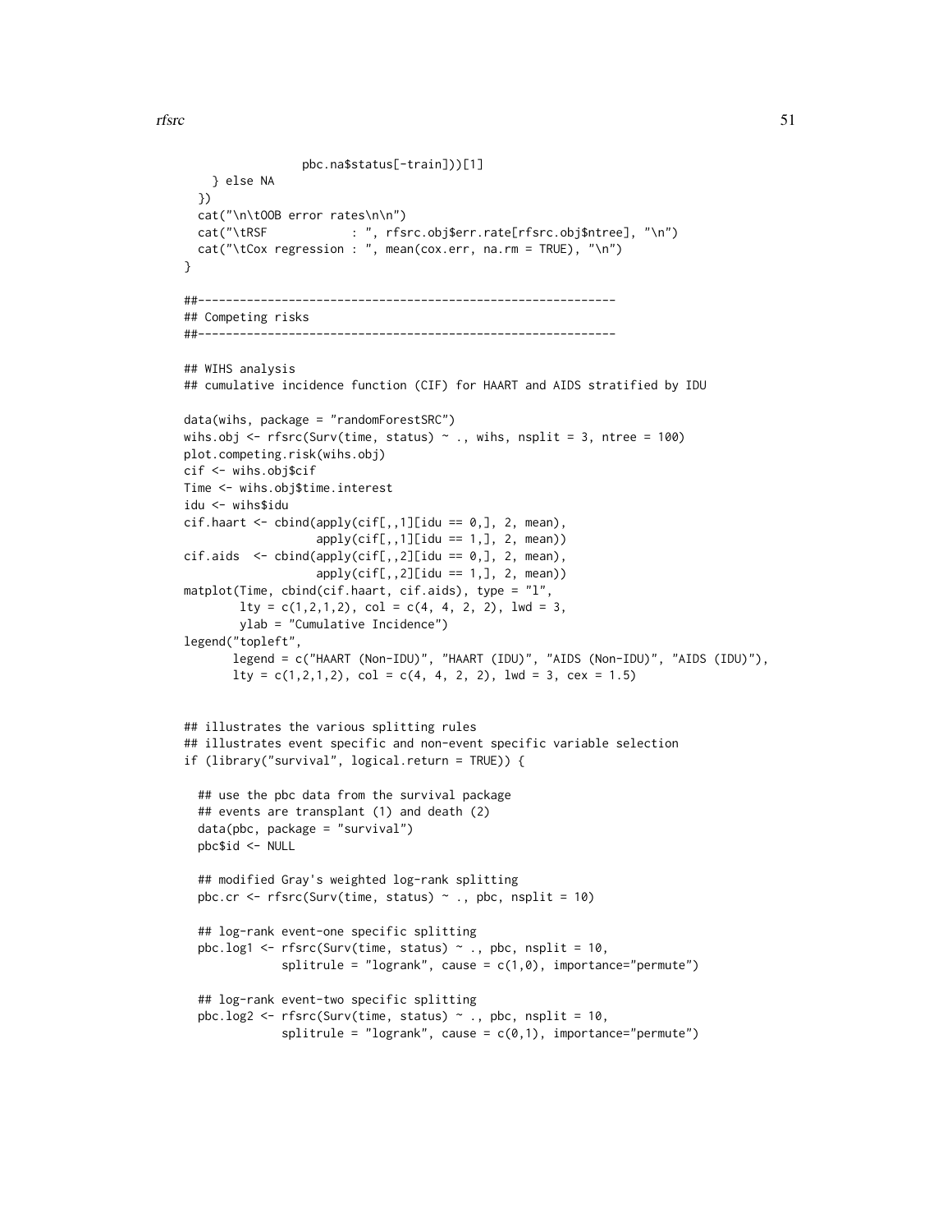```
                pbc.na$status[-train]))[1]
    } else NA
  })
  cat("\n\tOOB error rates\n\n")
  cat("\tRSF            : ", rfsrc.obj$err.rate[rfsrc.obj$ntree], "\n")
  cat("\tCox regression : ", mean(cox.err, na.rm = TRUE), "\n")
}

##------------------------------------------------------------
## Competing risks
##------------------------------------------------------------

## WIHS analysis
## cumulative incidence function (CIF) for HAART and AIDS stratified by IDU

data(wihs, package = "randomForestSRC")
wihs.obj <- rfsrc(Surv(time, status) ~ ., wihs, nsplit = 3, ntree = 100)
plot.competing.risk(wihs.obj)
cif <- wihs.obj$cif
Time <- wihs.obj$time.interest
idu <- wihs$idu
cif.haart <- cbind(apply(cif[,,1][idu == 0,], 2, mean),
                   apply(cif[,,1][idu == 1,], 2, mean))
cif.aids  <- cbind(apply(cif[,,2][idu == 0,], 2, mean),
                   apply(cif[,,2][idu == 1,], 2, mean))
matplot(Time, cbind(cif.haart, cif.aids), type = "l",
        lty = c(1,2,1,2), col = c(4, 4, 2, 2), lwd = 3,
        ylab = "Cumulative Incidence")
legend("topleft",
       legend = c("HAART (Non-IDU)", "HAART (IDU)", "AIDS (Non-IDU)", "AIDS (IDU)"),
       lty = c(1,2,1,2), col = c(4, 4, 2, 2), lwd = 3, cex = 1.5)


## illustrates the various splitting rules
## illustrates event specific and non-event specific variable selection
if (library("survival", logical.return = TRUE)) {

  ## use the pbc data from the survival package
  ## events are transplant (1) and death (2)
  data(pbc, package = "survival")
  pbc$id <- NULL

  ## modified Gray's weighted log-rank splitting
  pbc.cr <- rfsrc(Surv(time, status) ~ ., pbc, nsplit = 10)

  ## log-rank event-one specific splitting
  pbc.log1 <- rfsrc(Surv(time, status) ~ ., pbc, nsplit = 10,
              splitrule = "logrank", cause = c(1,0), importance="permute")

  ## log-rank event-two specific splitting
  pbc.log2 <- rfsrc(Surv(time, status) ~ ., pbc, nsplit = 10,
              splitrule = "logrank", cause = c(0,1), importance="permute")
```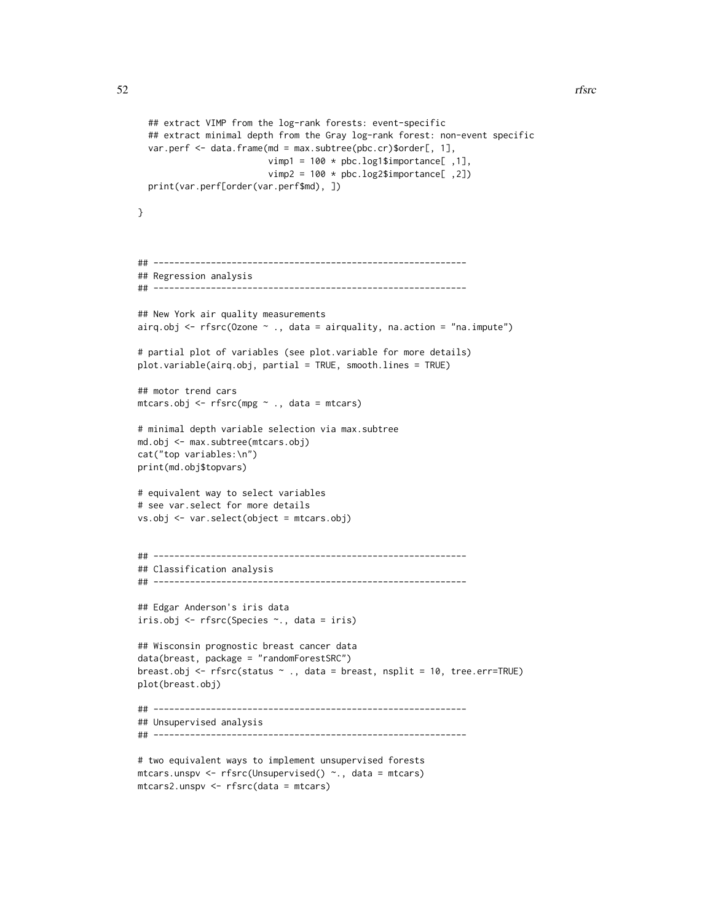```
  ## extract VIMP from the log-rank forests: event-specific
  ## extract minimal depth from the Gray log-rank forest: non-event specific
  var.perf <- data.frame(md = max.subtree(pbc.cr)$order[, 1],
                         vimp1 = 100 * pbc.log1$importance[ ,1],
                         vimp2 = 100 * pbc.log2$importance[ ,2])
  print(var.perf[order(var.perf$md), ])

}



## ------------------------------------------------------------
## Regression analysis
## ------------------------------------------------------------

## New York air quality measurements
airq.obj <- rfsrc(Ozone ~ ., data = airquality, na.action = "na.impute")

# partial plot of variables (see plot.variable for more details)
plot.variable(airq.obj, partial = TRUE, smooth.lines = TRUE)

## motor trend cars
mtcars.obj <- rfsrc(mpg ~ ., data = mtcars)

# minimal depth variable selection via max.subtree
md.obj <- max.subtree(mtcars.obj)
cat("top variables:\n")
print(md.obj$topvars)

# equivalent way to select variables
# see var.select for more details
vs.obj <- var.select(object = mtcars.obj)


## ------------------------------------------------------------
## Classification analysis
## ------------------------------------------------------------

## Edgar Anderson's iris data
iris.obj <- rfsrc(Species ~., data = iris)

## Wisconsin prognostic breast cancer data
data(breast, package = "randomForestSRC")
breast.obj <- rfsrc(status ~ ., data = breast, nsplit = 10, tree.err=TRUE)
plot(breast.obj)

## ------------------------------------------------------------
## Unsupervised analysis
## ------------------------------------------------------------

# two equivalent ways to implement unsupervised forests
mtcars.unspv <- rfsrc(Unsupervised() ~., data = mtcars)
mtcars2.unspv <- rfsrc(data = mtcars)
```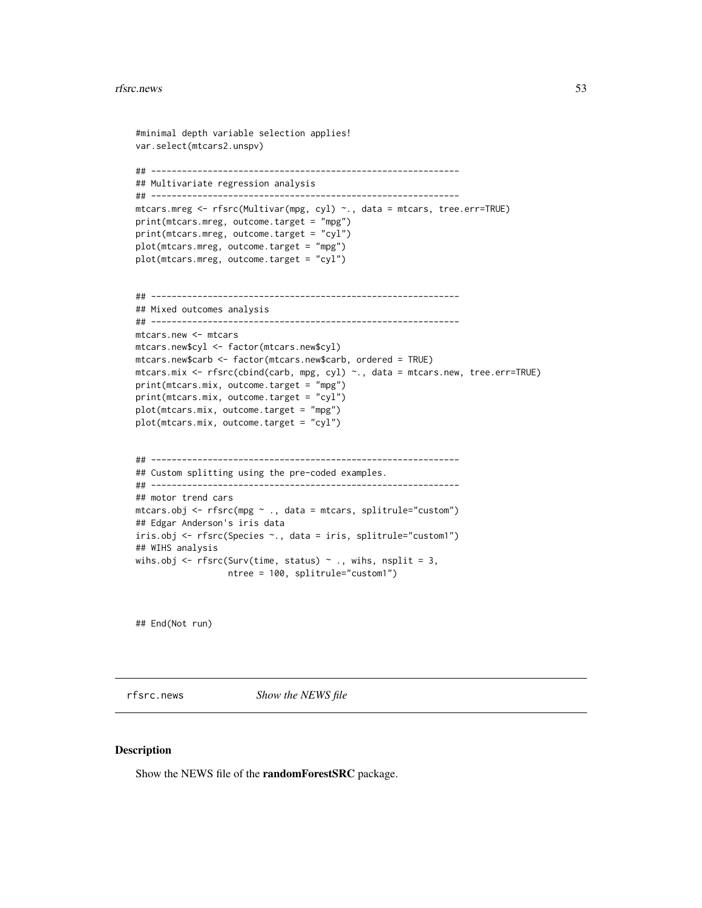```
#minimal depth variable selection applies!
var.select(mtcars2.unspv)

## ------------------------------------------------------------
## Multivariate regression analysis
## ------------------------------------------------------------
mtcars.mreg <- rfsrc(Multivar(mpg, cyl) ~., data = mtcars, tree.err=TRUE)
print(mtcars.mreg, outcome.target = "mpg")
print(mtcars.mreg, outcome.target = "cyl")
plot(mtcars.mreg, outcome.target = "mpg")
plot(mtcars.mreg, outcome.target = "cyl")


## ------------------------------------------------------------
## Mixed outcomes analysis
## ------------------------------------------------------------
mtcars.new <- mtcars
mtcars.new$cyl <- factor(mtcars.new$cyl)
mtcars.new$carb <- factor(mtcars.new$carb, ordered = TRUE)
mtcars.mix <- rfsrc(cbind(carb, mpg, cyl) ~., data = mtcars.new, tree.err=TRUE)
print(mtcars.mix, outcome.target = "mpg")
print(mtcars.mix, outcome.target = "cyl")
plot(mtcars.mix, outcome.target = "mpg")
plot(mtcars.mix, outcome.target = "cyl")


## ------------------------------------------------------------
## Custom splitting using the pre-coded examples.
## ------------------------------------------------------------
## motor trend cars
mtcars.obj <- rfsrc(mpg ~ ., data = mtcars, splitrule="custom")
## Edgar Anderson's iris data
iris.obj <- rfsrc(Species ~., data = iris, splitrule="custom1")
## WIHS analysis
wihs.obj <- rfsrc(Surv(time, status) ~ ., wihs, nsplit = 3,
                  ntree = 100, splitrule="custom1")


## End(Not run)
```

## rfsrc.news — *Show the NEWS file*

### Description

Show the NEWS file of the **randomForestSRC** package.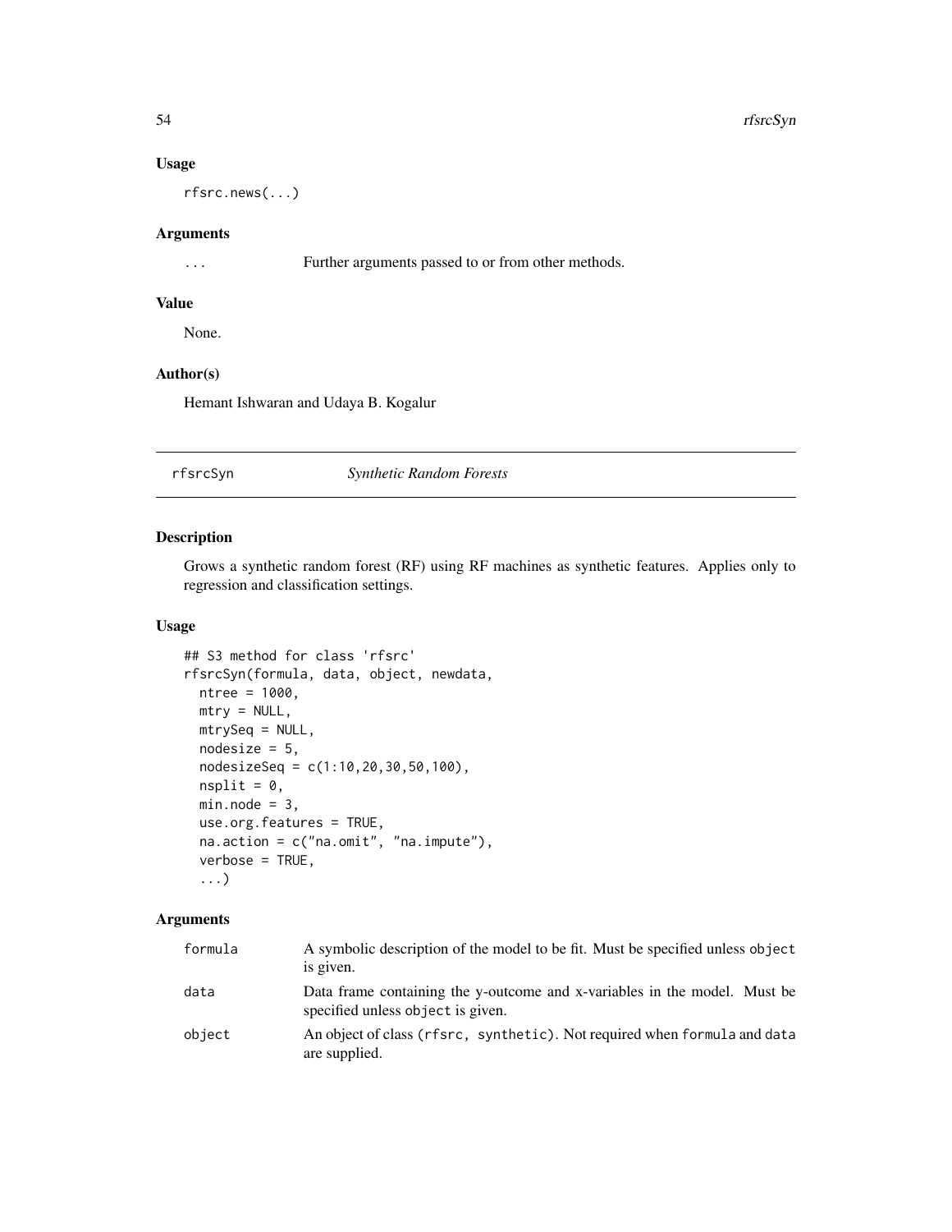## Usage

```
rfsrc.news(...)
```

## Arguments

| | |
|---|---|
| ... | Further arguments passed to or from other methods. |

## Value

None.

## Author(s)

Hemant Ishwaran and Udaya B. Kogalur

---

# rfsrcSyn *Synthetic Random Forests*

## Description

Grows a synthetic random forest (RF) using RF machines as synthetic features. Applies only to regression and classification settings.

## Usage

```
## S3 method for class 'rfsrc'
rfsrcSyn(formula, data, object, newdata,
  ntree = 1000,
  mtry = NULL,
  mtrySeq = NULL,
  nodesize = 5,
  nodesizeSeq = c(1:10,20,30,50,100),
  nsplit = 0,
  min.node = 3,
  use.org.features = TRUE,
  na.action = c("na.omit", "na.impute"),
  verbose = TRUE,
  ...)
```

## Arguments

| | |
|---|---|
| formula | A symbolic description of the model to be fit. Must be specified unless `object` is given. |
| data | Data frame containing the y-outcome and x-variables in the model. Must be specified unless `object` is given. |
| object | An object of class `(rfsrc, synthetic)`. Not required when `formula` and `data` are supplied. |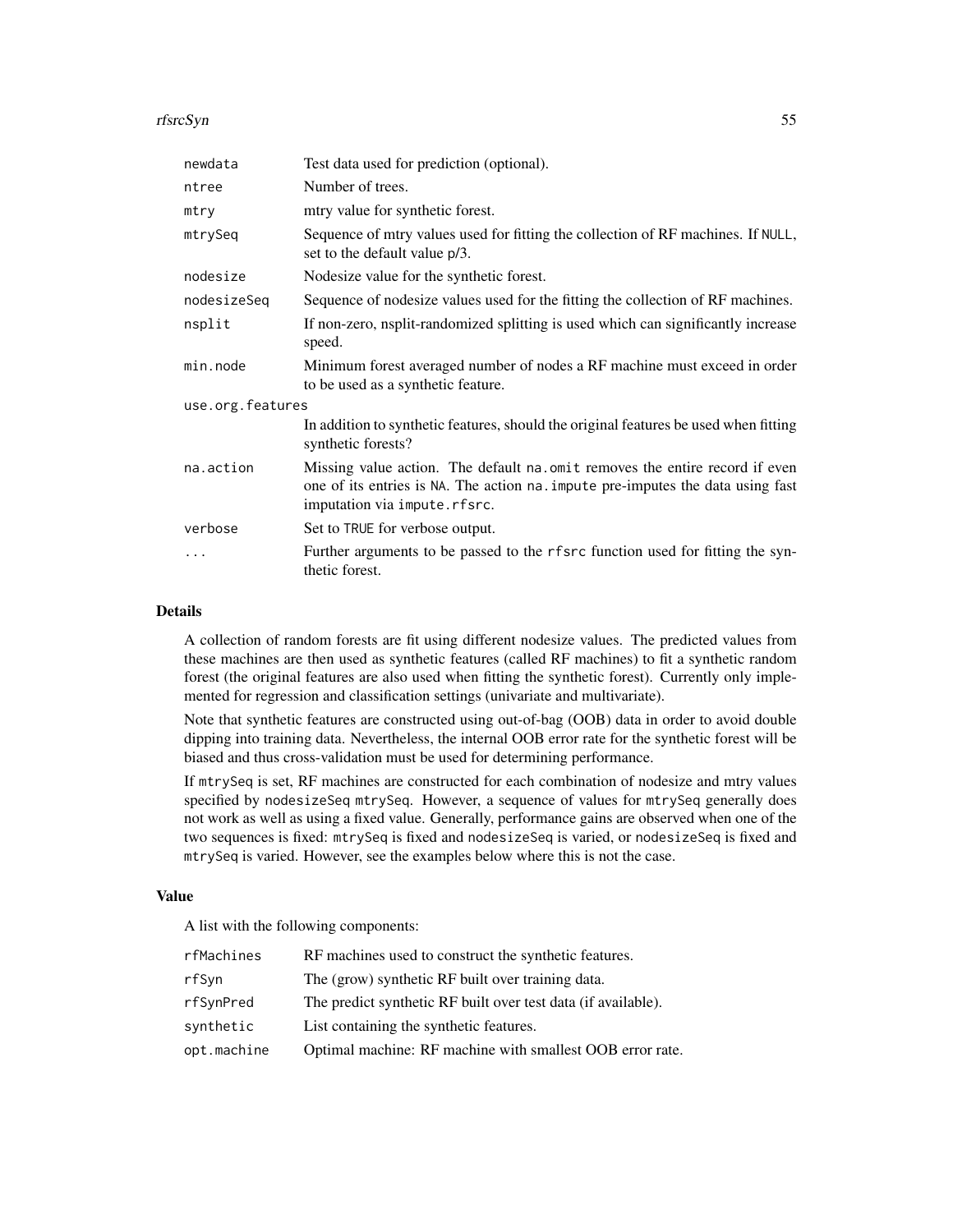| | |
|---|---|
| newdata | Test data used for prediction (optional). |
| ntree | Number of trees. |
| mtry | mtry value for synthetic forest. |
| mtrySeq | Sequence of mtry values used for fitting the collection of RF machines. If NULL, set to the default value p/3. |
| nodesize | Nodesize value for the synthetic forest. |
| nodesizeSeq | Sequence of nodesize values used for the fitting the collection of RF machines. |
| nsplit | If non-zero, nsplit-randomized splitting is used which can significantly increase speed. |
| min.node | Minimum forest averaged number of nodes a RF machine must exceed in order to be used as a synthetic feature. |
| use.org.features | In addition to synthetic features, should the original features be used when fitting synthetic forests? |
| na.action | Missing value action. The default na.omit removes the entire record if even one of its entries is NA. The action na.impute pre-imputes the data using fast imputation via impute.rfsrc. |
| verbose | Set to TRUE for verbose output. |
| ... | Further arguments to be passed to the rfsrc function used for fitting the synthetic forest. |

## Details

A collection of random forests are fit using different nodesize values. The predicted values from these machines are then used as synthetic features (called RF machines) to fit a synthetic random forest (the original features are also used when fitting the synthetic forest). Currently only implemented for regression and classification settings (univariate and multivariate).

Note that synthetic features are constructed using out-of-bag (OOB) data in order to avoid double dipping into training data. Nevertheless, the internal OOB error rate for the synthetic forest will be biased and thus cross-validation must be used for determining performance.

If mtrySeq is set, RF machines are constructed for each combination of nodesize and mtry values specified by nodesizeSeq mtrySeq. However, a sequence of values for mtrySeq generally does not work as well as using a fixed value. Generally, performance gains are observed when one of the two sequences is fixed: mtrySeq is fixed and nodesizeSeq is varied, or nodesizeSeq is fixed and mtrySeq is varied. However, see the examples below where this is not the case.

## Value

A list with the following components:

| | |
|---|---|
| rfMachines | RF machines used to construct the synthetic features. |
| rfSyn | The (grow) synthetic RF built over training data. |
| rfSynPred | The predict synthetic RF built over test data (if available). |
| synthetic | List containing the synthetic features. |
| opt.machine | Optimal machine: RF machine with smallest OOB error rate. |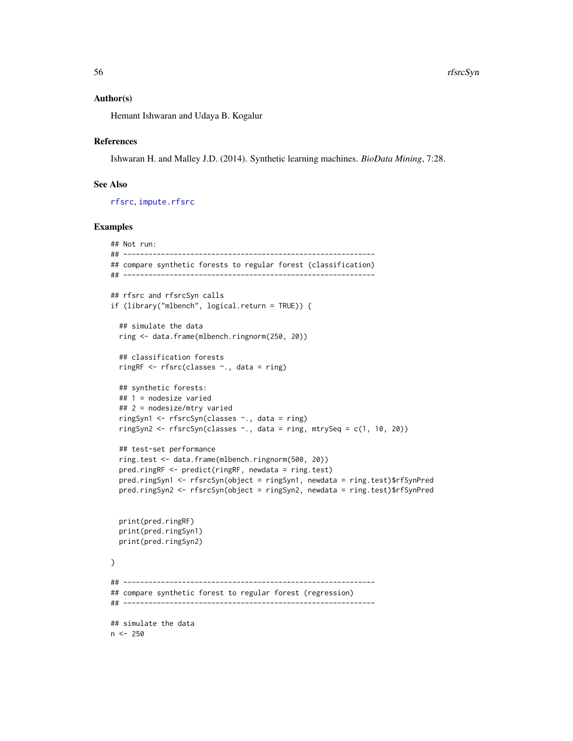### Author(s)

Hemant Ishwaran and Udaya B. Kogalur

### References

Ishwaran H. and Malley J.D. (2014). Synthetic learning machines. *BioData Mining*, 7:28.

### See Also

rfsrc, impute.rfsrc

### Examples

```
## Not run:
## ------------------------------------------------------------
## compare synthetic forests to regular forest (classification)
## ------------------------------------------------------------

## rfsrc and rfsrcSyn calls
if (library("mlbench", logical.return = TRUE)) {

  ## simulate the data
  ring <- data.frame(mlbench.ringnorm(250, 20))

  ## classification forests
  ringRF <- rfsrc(classes ~., data = ring)

  ## synthetic forests:
  ## 1 = nodesize varied
  ## 2 = nodesize/mtry varied
  ringSyn1 <- rfsrcSyn(classes ~., data = ring)
  ringSyn2 <- rfsrcSyn(classes ~., data = ring, mtrySeq = c(1, 10, 20))

  ## test-set performance
  ring.test <- data.frame(mlbench.ringnorm(500, 20))
  pred.ringRF <- predict(ringRF, newdata = ring.test)
  pred.ringSyn1 <- rfsrcSyn(object = ringSyn1, newdata = ring.test)$rfSynPred
  pred.ringSyn2 <- rfsrcSyn(object = ringSyn2, newdata = ring.test)$rfSynPred


  print(pred.ringRF)
  print(pred.ringSyn1)
  print(pred.ringSyn2)

}

## ------------------------------------------------------------
## compare synthetic forest to regular forest (regression)
## ------------------------------------------------------------

## simulate the data
n <- 250
```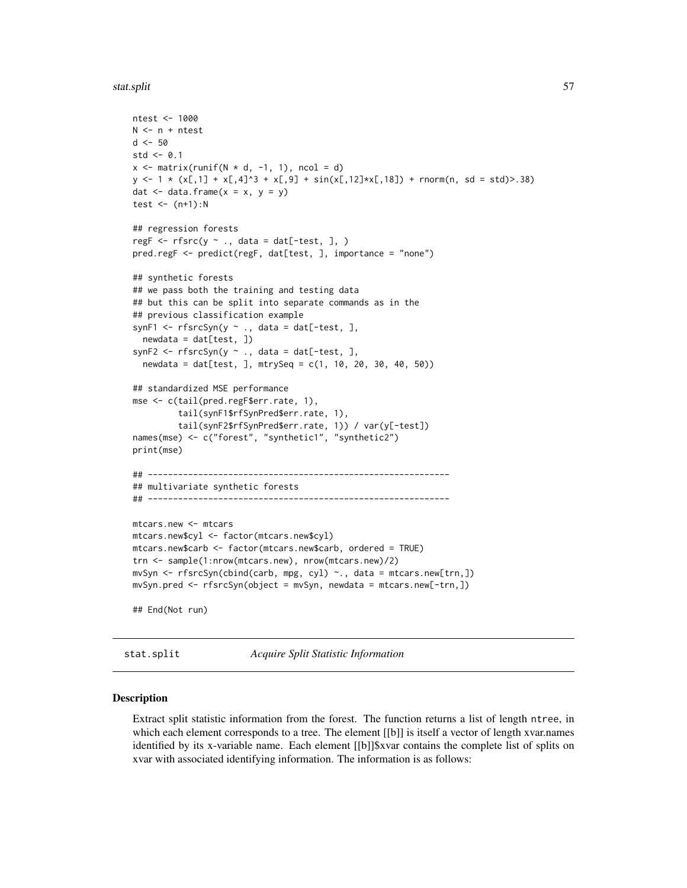```
ntest <- 1000
N <- n + ntest
d <- 50
std <- 0.1
x <- matrix(runif(N * d, -1, 1), ncol = d)
y <- 1 * (x[,1] + x[,4]^3 + x[,9] + sin(x[,12]*x[,18]) + rnorm(n, sd = std)>.38)
dat <- data.frame(x = x, y = y)
test <- (n+1):N

## regression forests
regF <- rfsrc(y ~ ., data = dat[-test, ], )
pred.regF <- predict(regF, dat[test, ], importance = "none")

## synthetic forests
## we pass both the training and testing data
## but this can be split into separate commands as in the
## previous classification example
synF1 <- rfsrcSyn(y ~ ., data = dat[-test, ],
  newdata = dat[test, ])
synF2 <- rfsrcSyn(y ~ ., data = dat[-test, ],
  newdata = dat[test, ], mtrySeq = c(1, 10, 20, 30, 40, 50))

## standardized MSE performance
mse <- c(tail(pred.regF$err.rate, 1),
         tail(synF1$rfSynPred$err.rate, 1),
         tail(synF2$rfSynPred$err.rate, 1)) / var(y[-test])
names(mse) <- c("forest", "synthetic1", "synthetic2")
print(mse)

## ------------------------------------------------------------
## multivariate synthetic forests
## ------------------------------------------------------------

mtcars.new <- mtcars
mtcars.new$cyl <- factor(mtcars.new$cyl)
mtcars.new$carb <- factor(mtcars.new$carb, ordered = TRUE)
trn <- sample(1:nrow(mtcars.new), nrow(mtcars.new)/2)
mvSyn <- rfsrcSyn(cbind(carb, mpg, cyl) ~., data = mtcars.new[trn,])
mvSyn.pred <- rfsrcSyn(object = mvSyn, newdata = mtcars.new[-trn,])

## End(Not run)
```

---

stat.split    *Acquire Split Statistic Information*

---

## Description

Extract split statistic information from the forest. The function returns a list of length ntree, in which each element corresponds to a tree. The element [[b]] is itself a vector of length xvar.names identified by its x-variable name. Each element [[b]]$xvar contains the complete list of splits on xvar with associated identifying information. The information is as follows: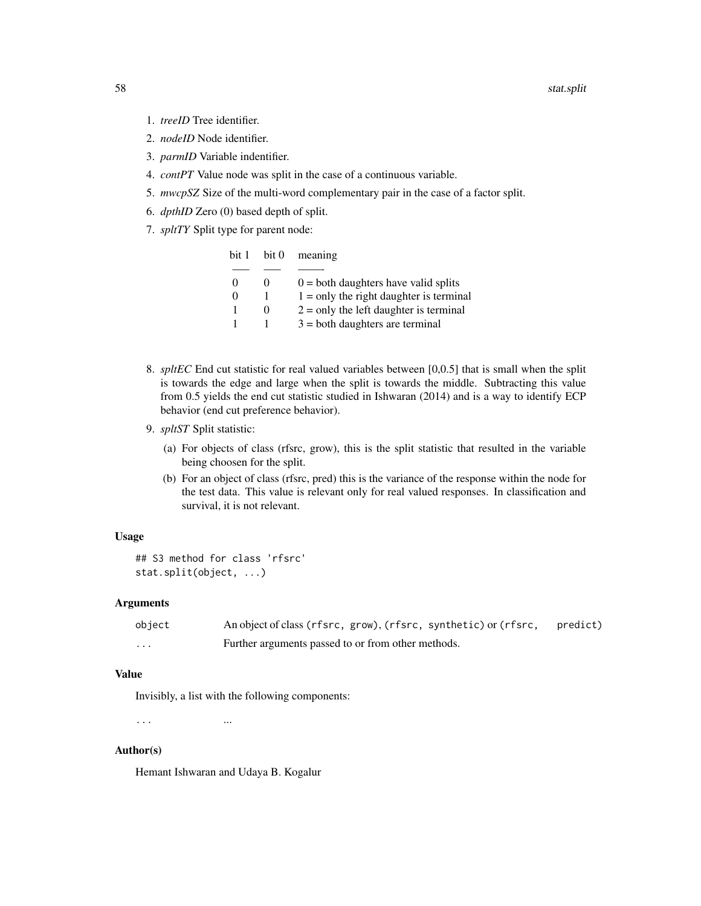1. *treeID* Tree identifier.
2. *nodeID* Node identifier.
3. *parmID* Variable indentifier.
4. *contPT* Value node was split in the case of a continuous variable.
5. *mwcpSZ* Size of the multi-word complementary pair in the case of a factor split.
6. *dpthID* Zero (0) based depth of split.
7. *spltTY* Split type for parent node:

| bit 1 | bit 0 | meaning |
|---|---|---|
| 0 | 0 | 0 = both daughters have valid splits |
| 0 | 1 | 1 = only the right daughter is terminal |
| 1 | 0 | 2 = only the left daughter is terminal |
| 1 | 1 | 3 = both daughters are terminal |

8. *spltEC* End cut statistic for real valued variables between [0,0.5] that is small when the split is towards the edge and large when the split is towards the middle. Subtracting this value from 0.5 yields the end cut statistic studied in Ishwaran (2014) and is a way to identify ECP behavior (end cut preference behavior).
9. *spltST* Split statistic:
   (a) For objects of class (rfsrc, grow), this is the split statistic that resulted in the variable being choosen for the split.
   (b) For an object of class (rfsrc, pred) this is the variance of the response within the node for the test data. This value is relevant only for real valued responses. In classification and survival, it is not relevant.

### Usage

```
## S3 method for class 'rfsrc'
stat.split(object, ...)
```

### Arguments

| | |
|---|---|
| `object` | An object of class `(rfsrc, grow)`, `(rfsrc, synthetic)` or `(rfsrc, predict)` |
| `...` | Further arguments passed to or from other methods. |

### Value

Invisibly, a list with the following components:

| | |
|---|---|
| `...` | ... |

### Author(s)

Hemant Ishwaran and Udaya B. Kogalur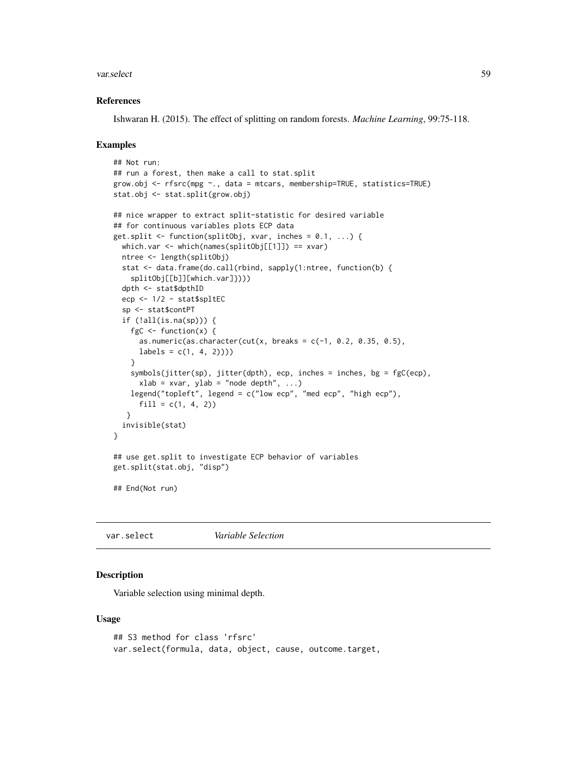### References

Ishwaran H. (2015). The effect of splitting on random forests. *Machine Learning*, 99:75-118.

### Examples

```
## Not run:
## run a forest, then make a call to stat.split
grow.obj <- rfsrc(mpg ~., data = mtcars, membership=TRUE, statistics=TRUE)
stat.obj <- stat.split(grow.obj)

## nice wrapper to extract split-statistic for desired variable
## for continuous variables plots ECP data
get.split <- function(splitObj, xvar, inches = 0.1, ...) {
  which.var <- which(names(splitObj[[1]]) == xvar)
  ntree <- length(splitObj)
  stat <- data.frame(do.call(rbind, sapply(1:ntree, function(b) {
    splitObj[[b]][which.var]})))
  dpth <- stat$dpthID
  ecp <- 1/2 - stat$spltEC
  sp <- stat$contPT
  if (!all(is.na(sp))) {
    fgC <- function(x) {
      as.numeric(as.character(cut(x, breaks = c(-1, 0.2, 0.35, 0.5),
      labels = c(1, 4, 2))))
    }
    symbols(jitter(sp), jitter(dpth), ecp, inches = inches, bg = fgC(ecp),
      xlab = xvar, ylab = "node depth", ...)
    legend("topleft", legend = c("low ecp", "med ecp", "high ecp"),
      fill = c(1, 4, 2))
   }
  invisible(stat)
}

## use get.split to investigate ECP behavior of variables
get.split(stat.obj, "disp")

## End(Not run)
```

---

## var.select *Variable Selection*

### Description

Variable selection using minimal depth.

### Usage

```
## S3 method for class 'rfsrc'
var.select(formula, data, object, cause, outcome.target,
```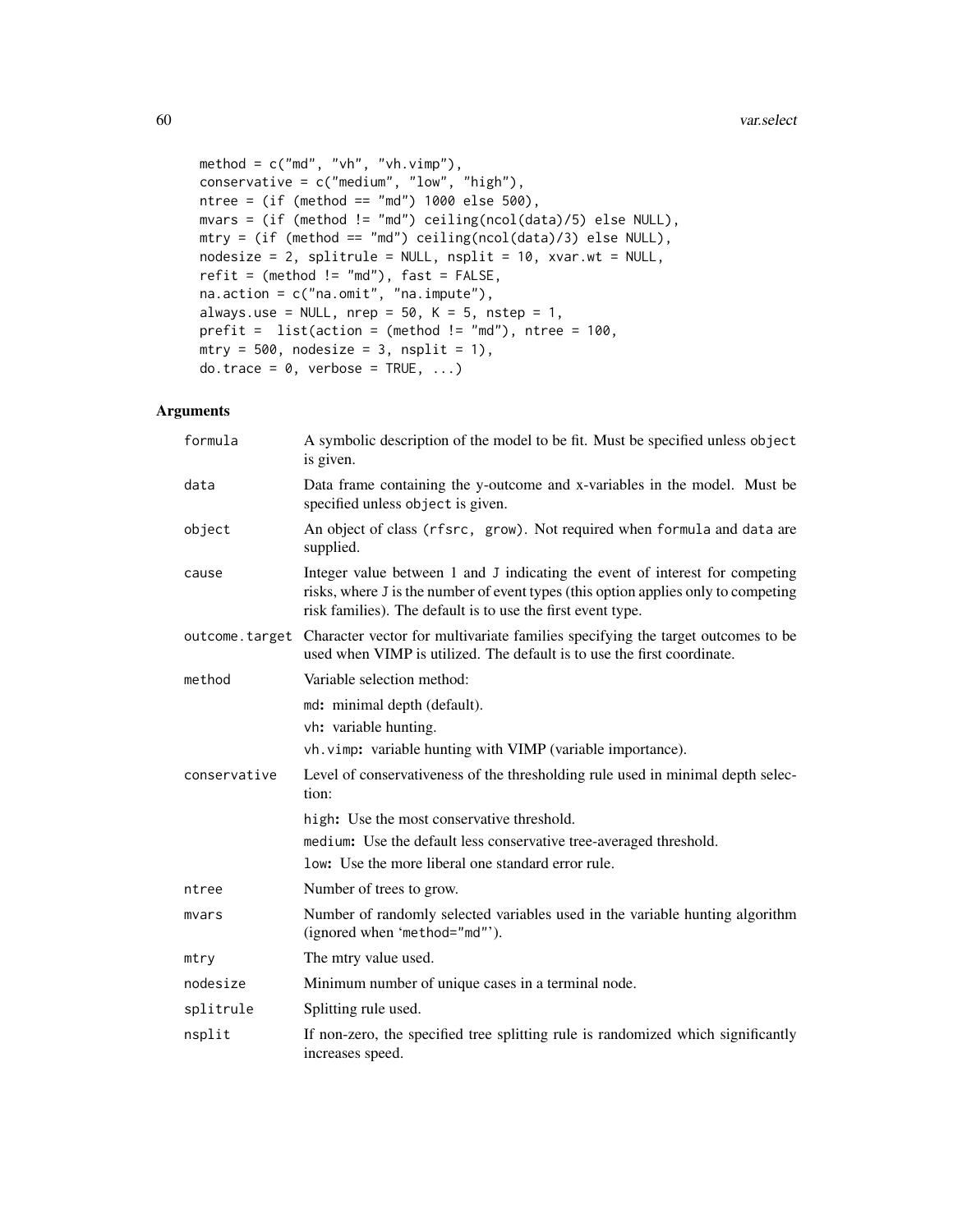```
method = c("md", "vh", "vh.vimp"),
conservative = c("medium", "low", "high"),
ntree = (if (method == "md") 1000 else 500),
mvars = (if (method != "md") ceiling(ncol(data)/5) else NULL),
mtry = (if (method == "md") ceiling(ncol(data)/3) else NULL),
nodesize = 2, splitrule = NULL, nsplit = 10, xvar.wt = NULL,
refit = (method != "md"), fast = FALSE,
na.action = c("na.omit", "na.impute"),
always.use = NULL, nrep = 50, K = 5, nstep = 1,
prefit =  list(action = (method != "md"), ntree = 100,
mtry = 500, nodesize = 3, nsplit = 1),
do.trace = 0, verbose = TRUE, ...)
```

## Arguments

| | |
|---|---|
| `formula` | A symbolic description of the model to be fit. Must be specified unless `object` is given. |
| `data` | Data frame containing the y-outcome and x-variables in the model. Must be specified unless `object` is given. |
| `object` | An object of class `(rfsrc, grow)`. Not required when `formula` and `data` are supplied. |
| `cause` | Integer value between 1 and J indicating the event of interest for competing risks, where J is the number of event types (this option applies only to competing risk families). The default is to use the first event type. |
| `outcome.target` | Character vector for multivariate families specifying the target outcomes to be used when VIMP is utilized. The default is to use the first coordinate. |
| `method` | Variable selection method: <br> `md`: minimal depth (default). <br> `vh`: variable hunting. <br> `vh.vimp`: variable hunting with VIMP (variable importance). |
| `conservative` | Level of conservativeness of the thresholding rule used in minimal depth selection: <br> `high`: Use the most conservative threshold. <br> `medium`: Use the default less conservative tree-averaged threshold. <br> `low`: Use the more liberal one standard error rule. |
| `ntree` | Number of trees to grow. |
| `mvars` | Number of randomly selected variables used in the variable hunting algorithm (ignored when 'method="md"'). |
| `mtry` | The mtry value used. |
| `nodesize` | Minimum number of unique cases in a terminal node. |
| `splitrule` | Splitting rule used. |
| `nsplit` | If non-zero, the specified tree splitting rule is randomized which significantly increases speed. |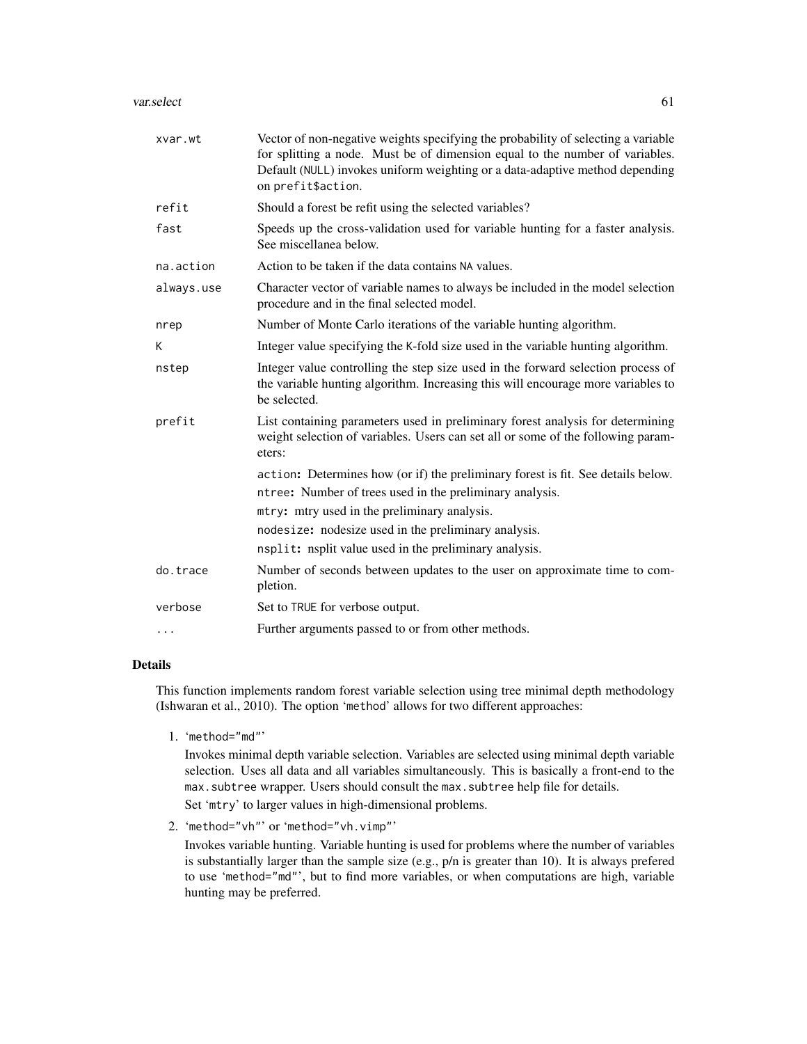| | |
|---|---|
| `xvar.wt` | Vector of non-negative weights specifying the probability of selecting a variable for splitting a node. Must be of dimension equal to the number of variables. Default (`NULL`) invokes uniform weighting or a data-adaptive method depending on `prefit$action`. |
| `refit` | Should a forest be refit using the selected variables? |
| `fast` | Speeds up the cross-validation used for variable hunting for a faster analysis. See miscellanea below. |
| `na.action` | Action to be taken if the data contains `NA` values. |
| `always.use` | Character vector of variable names to always be included in the model selection procedure and in the final selected model. |
| `nrep` | Number of Monte Carlo iterations of the variable hunting algorithm. |
| `K` | Integer value specifying the `K`-fold size used in the variable hunting algorithm. |
| `nstep` | Integer value controlling the step size used in the forward selection process of the variable hunting algorithm. Increasing this will encourage more variables to be selected. |
| `prefit` | List containing parameters used in preliminary forest analysis for determining weight selection of variables. Users can set all or some of the following parameters:<br><br>`action`: Determines how (or if) the preliminary forest is fit. See details below.<br>`ntree`: Number of trees used in the preliminary analysis.<br>`mtry`: mtry used in the preliminary analysis.<br>`nodesize`: nodesize used in the preliminary analysis.<br>`nsplit`: nsplit value used in the preliminary analysis. |
| `do.trace` | Number of seconds between updates to the user on approximate time to completion. |
| `verbose` | Set to `TRUE` for verbose output. |
| `...` | Further arguments passed to or from other methods. |

## Details

This function implements random forest variable selection using tree minimal depth methodology (Ishwaran et al., 2010). The option '`method`' allows for two different approaches:

1. '`method="md"`'

   Invokes minimal depth variable selection. Variables are selected using minimal depth variable selection. Uses all data and all variables simultaneously. This is basically a front-end to the `max.subtree` wrapper. Users should consult the `max.subtree` help file for details.

   Set '`mtry`' to larger values in high-dimensional problems.

2. '`method="vh"`' or '`method="vh.vimp"`'

   Invokes variable hunting. Variable hunting is used for problems where the number of variables is substantially larger than the sample size (e.g., p/n is greater than 10). It is always prefered to use '`method="md"`', but to find more variables, or when computations are high, variable hunting may be preferred.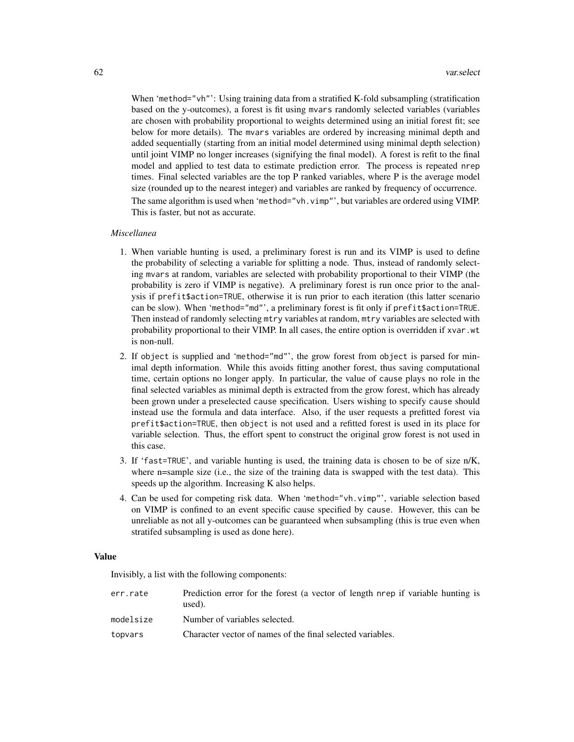When 'method="vh"': Using training data from a stratified K-fold subsampling (stratification based on the y-outcomes), a forest is fit using `mvars` randomly selected variables (variables are chosen with probability proportional to weights determined using an initial forest fit; see below for more details). The `mvars` variables are ordered by increasing minimal depth and added sequentially (starting from an initial model determined using minimal depth selection) until joint VIMP no longer increases (signifying the final model). A forest is refit to the final model and applied to test data to estimate prediction error. The process is repeated `nrep` times. Final selected variables are the top P ranked variables, where P is the average model size (rounded up to the nearest integer) and variables are ranked by frequency of occurrence.

The same algorithm is used when 'method="vh.vimp"', but variables are ordered using VIMP. This is faster, but not as accurate.

*Miscellanea*

1. When variable hunting is used, a preliminary forest is run and its VIMP is used to define the probability of selecting a variable for splitting a node. Thus, instead of randomly selecting `mvars` at random, variables are selected with probability proportional to their VIMP (the probability is zero if VIMP is negative). A preliminary forest is run once prior to the analysis if `prefit$action=TRUE`, otherwise it is run prior to each iteration (this latter scenario can be slow). When 'method="md"', a preliminary forest is fit only if `prefit$action=TRUE`. Then instead of randomly selecting `mtry` variables at random, `mtry` variables are selected with probability proportional to their VIMP. In all cases, the entire option is overridden if `xvar.wt` is non-null.
2. If `object` is supplied and 'method="md"', the grow forest from `object` is parsed for minimal depth information. While this avoids fitting another forest, thus saving computational time, certain options no longer apply. In particular, the value of `cause` plays no role in the final selected variables as minimal depth is extracted from the grow forest, which has already been grown under a preselected `cause` specification. Users wishing to specify `cause` should instead use the formula and data interface. Also, if the user requests a prefitted forest via `prefit$action=TRUE`, then `object` is not used and a refitted forest is used in its place for variable selection. Thus, the effort spent to construct the original grow forest is not used in this case.
3. If 'fast=TRUE', and variable hunting is used, the training data is chosen to be of size n/K, where n=sample size (i.e., the size of the training data is swapped with the test data). This speeds up the algorithm. Increasing K also helps.
4. Can be used for competing risk data. When 'method="vh.vimp"', variable selection based on VIMP is confined to an event specific cause specified by `cause`. However, this can be unreliable as not all y-outcomes can be guaranteed when subsampling (this is true even when stratifed subsampling is used as done here).

### Value

Invisibly, a list with the following components:

| | |
|---|---|
| `err.rate` | Prediction error for the forest (a vector of length `nrep` if variable hunting is used). |
| `modelsize` | Number of variables selected. |
| `topvars` | Character vector of names of the final selected variables. |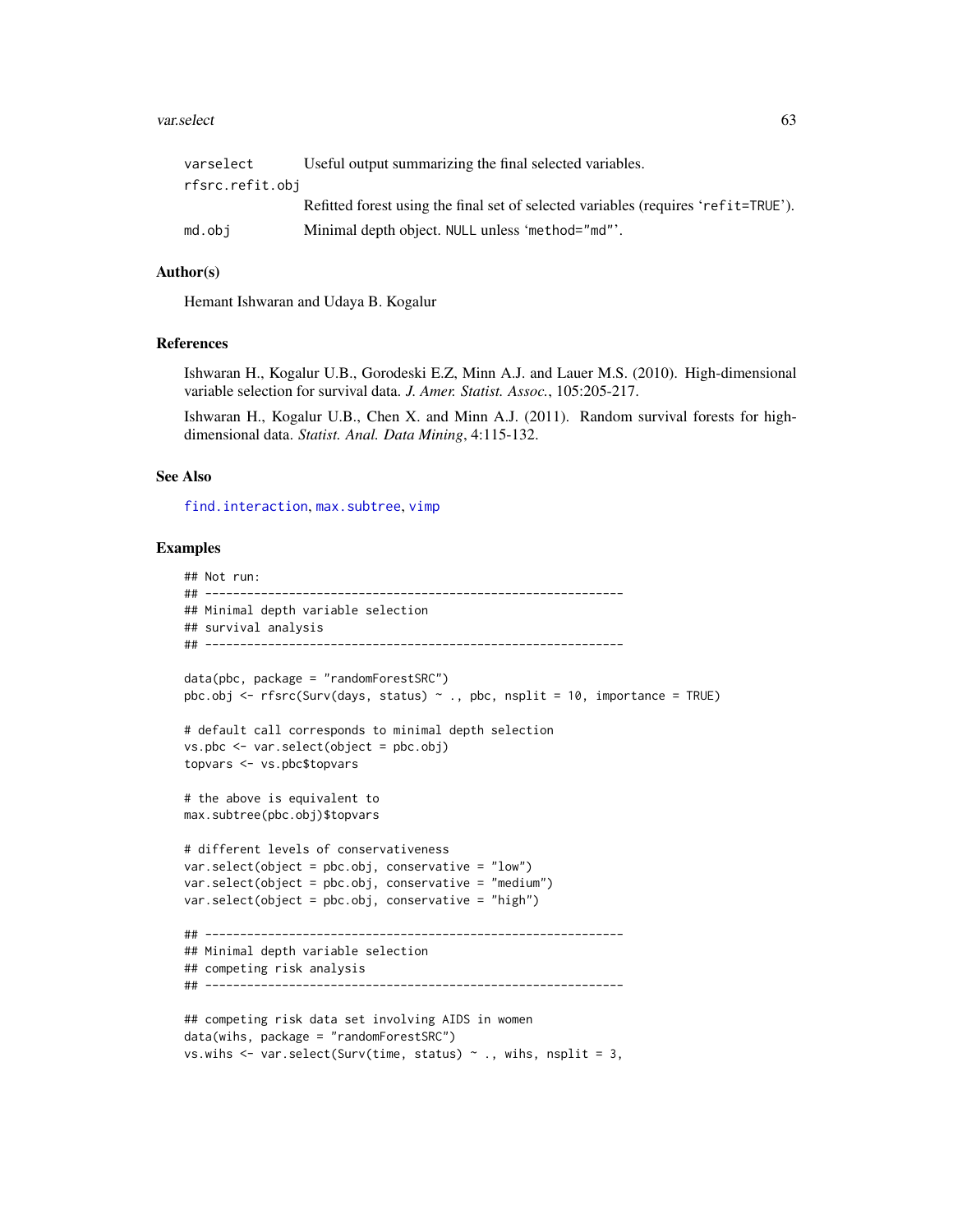| | |
|---|---|
| varselect | Useful output summarizing the final selected variables. |
| rfsrc.refit.obj | Refitted forest using the final set of selected variables (requires 'refit=TRUE'). |
| md.obj | Minimal depth object. NULL unless 'method="md"'. |

## Author(s)

Hemant Ishwaran and Udaya B. Kogalur

## References

Ishwaran H., Kogalur U.B., Gorodeski E.Z, Minn A.J. and Lauer M.S. (2010). High-dimensional variable selection for survival data. *J. Amer. Statist. Assoc.*, 105:205-217.

Ishwaran H., Kogalur U.B., Chen X. and Minn A.J. (2011). Random survival forests for high-dimensional data. *Statist. Anal. Data Mining*, 4:115-132.

## See Also

find.interaction, max.subtree, vimp

## Examples

```
## Not run:
## ------------------------------------------------------------
## Minimal depth variable selection
## survival analysis
## ------------------------------------------------------------

data(pbc, package = "randomForestSRC")
pbc.obj <- rfsrc(Surv(days, status) ~ ., pbc, nsplit = 10, importance = TRUE)

# default call corresponds to minimal depth selection
vs.pbc <- var.select(object = pbc.obj)
topvars <- vs.pbc$topvars

# the above is equivalent to
max.subtree(pbc.obj)$topvars

# different levels of conservativeness
var.select(object = pbc.obj, conservative = "low")
var.select(object = pbc.obj, conservative = "medium")
var.select(object = pbc.obj, conservative = "high")

## ------------------------------------------------------------
## Minimal depth variable selection
## competing risk analysis
## ------------------------------------------------------------

## competing risk data set involving AIDS in women
data(wihs, package = "randomForestSRC")
vs.wihs <- var.select(Surv(time, status) ~ ., wihs, nsplit = 3,
```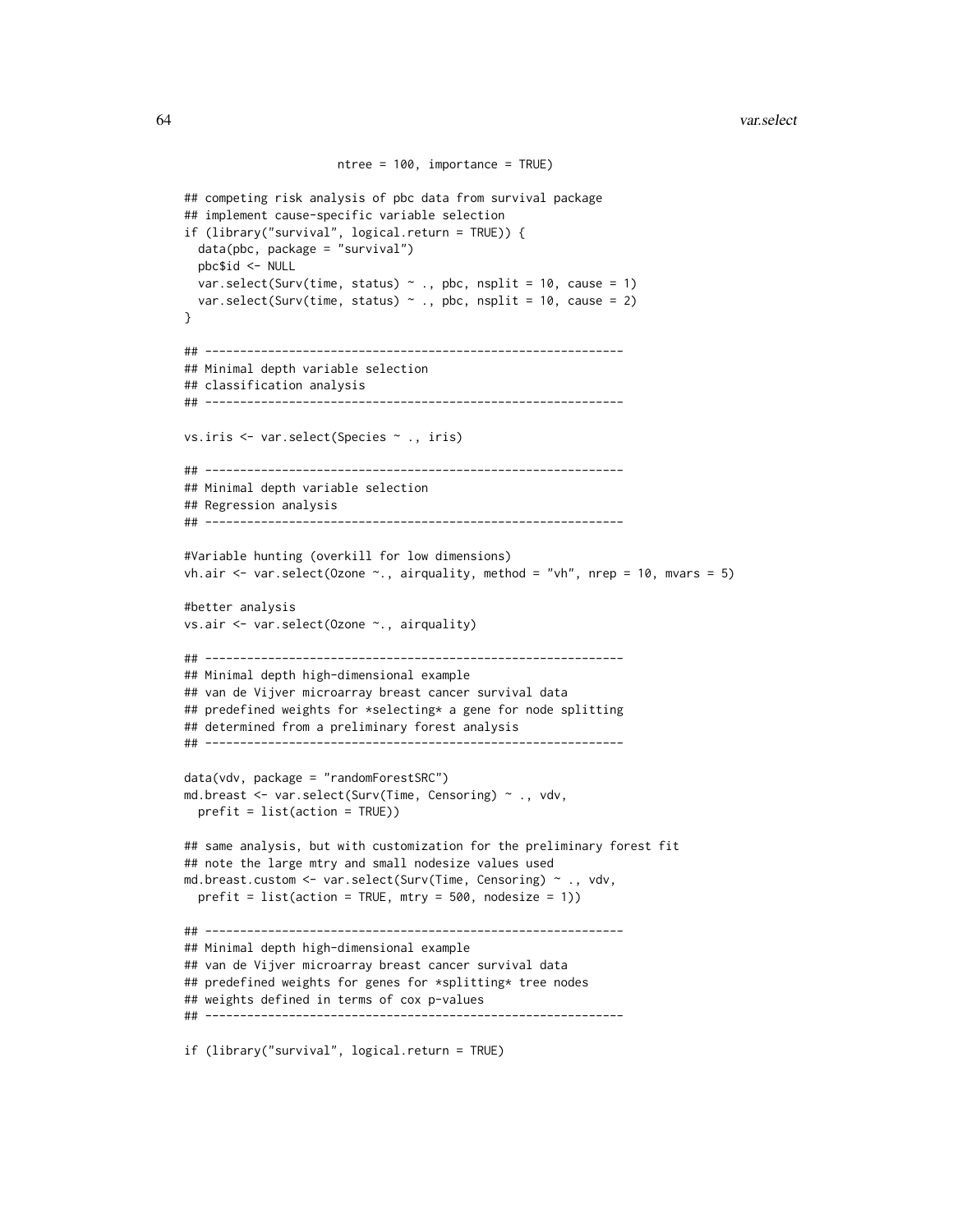```
                    ntree = 100, importance = TRUE)

## competing risk analysis of pbc data from survival package
## implement cause-specific variable selection
if (library("survival", logical.return = TRUE)) {
  data(pbc, package = "survival")
  pbc$id <- NULL
  var.select(Surv(time, status) ~ ., pbc, nsplit = 10, cause = 1)
  var.select(Surv(time, status) ~ ., pbc, nsplit = 10, cause = 2)
}

## ------------------------------------------------------------
## Minimal depth variable selection
## classification analysis
## ------------------------------------------------------------

vs.iris <- var.select(Species ~ ., iris)

## ------------------------------------------------------------
## Minimal depth variable selection
## Regression analysis
## ------------------------------------------------------------

#Variable hunting (overkill for low dimensions)
vh.air <- var.select(Ozone ~., airquality, method = "vh", nrep = 10, mvars = 5)

#better analysis
vs.air <- var.select(Ozone ~., airquality)

## ------------------------------------------------------------
## Minimal depth high-dimensional example
## van de Vijver microarray breast cancer survival data
## predefined weights for *selecting* a gene for node splitting
## determined from a preliminary forest analysis
## ------------------------------------------------------------

data(vdv, package = "randomForestSRC")
md.breast <- var.select(Surv(Time, Censoring) ~ ., vdv,
  prefit = list(action = TRUE))

## same analysis, but with customization for the preliminary forest fit
## note the large mtry and small nodesize values used
md.breast.custom <- var.select(Surv(Time, Censoring) ~ ., vdv,
  prefit = list(action = TRUE, mtry = 500, nodesize = 1))

## ------------------------------------------------------------
## Minimal depth high-dimensional example
## van de Vijver microarray breast cancer survival data
## predefined weights for genes for *splitting* tree nodes
## weights defined in terms of cox p-values
## ------------------------------------------------------------

if (library("survival", logical.return = TRUE)
```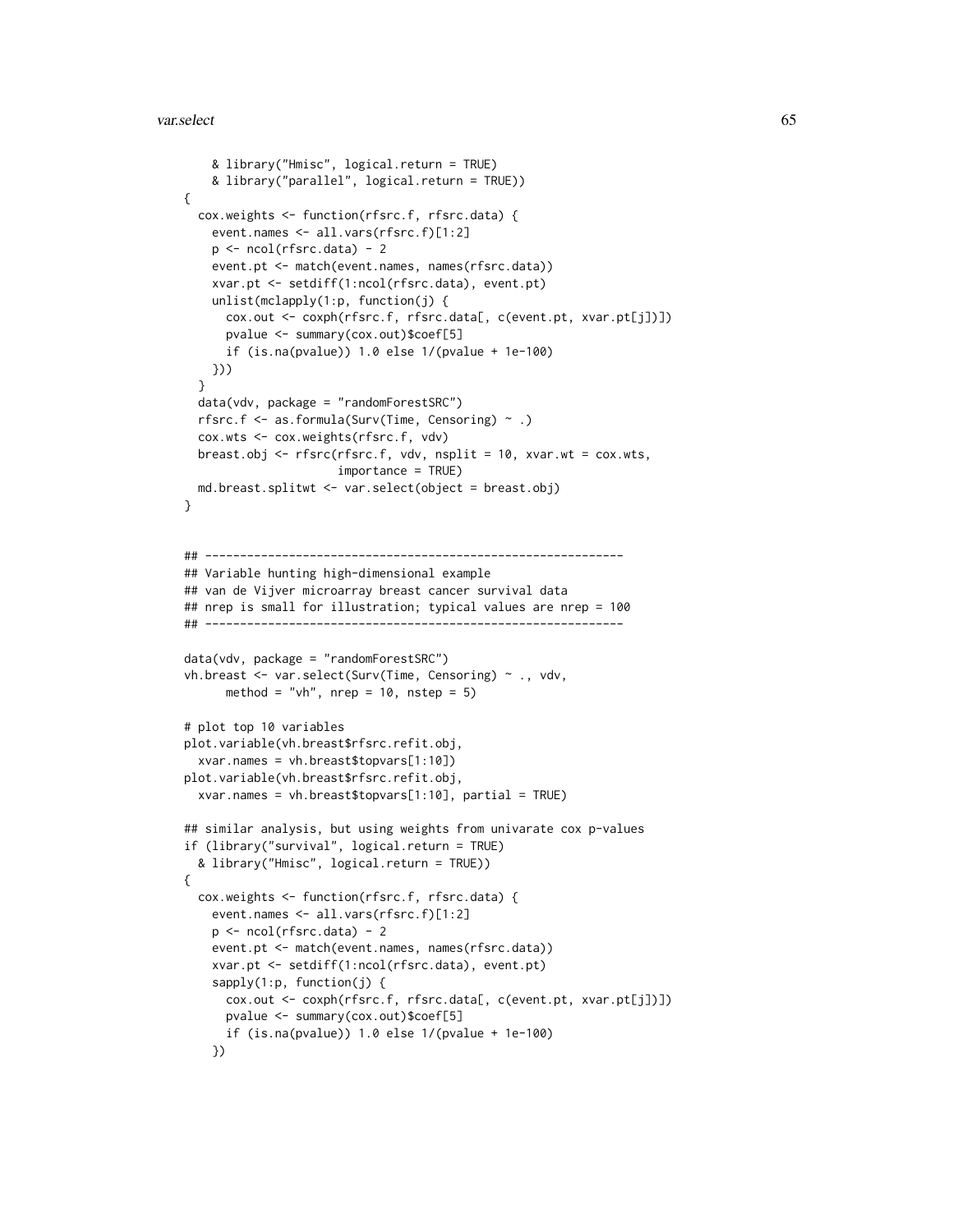```
    & library("Hmisc", logical.return = TRUE)
    & library("parallel", logical.return = TRUE))
{
  cox.weights <- function(rfsrc.f, rfsrc.data) {
    event.names <- all.vars(rfsrc.f)[1:2]
    p <- ncol(rfsrc.data) - 2
    event.pt <- match(event.names, names(rfsrc.data))
    xvar.pt <- setdiff(1:ncol(rfsrc.data), event.pt)
    unlist(mclapply(1:p, function(j) {
      cox.out <- coxph(rfsrc.f, rfsrc.data[, c(event.pt, xvar.pt[j])])
      pvalue <- summary(cox.out)$coef[5]
      if (is.na(pvalue)) 1.0 else 1/(pvalue + 1e-100)
    }))
  }
  data(vdv, package = "randomForestSRC")
  rfsrc.f <- as.formula(Surv(Time, Censoring) ~ .)
  cox.wts <- cox.weights(rfsrc.f, vdv)
  breast.obj <- rfsrc(rfsrc.f, vdv, nsplit = 10, xvar.wt = cox.wts,
                      importance = TRUE)
  md.breast.splitwt <- var.select(object = breast.obj)
}


## ------------------------------------------------------------
## Variable hunting high-dimensional example
## van de Vijver microarray breast cancer survival data
## nrep is small for illustration; typical values are nrep = 100
## ------------------------------------------------------------

data(vdv, package = "randomForestSRC")
vh.breast <- var.select(Surv(Time, Censoring) ~ ., vdv,
      method = "vh", nrep = 10, nstep = 5)

# plot top 10 variables
plot.variable(vh.breast$rfsrc.refit.obj,
  xvar.names = vh.breast$topvars[1:10])
plot.variable(vh.breast$rfsrc.refit.obj,
  xvar.names = vh.breast$topvars[1:10], partial = TRUE)

## similar analysis, but using weights from univarate cox p-values
if (library("survival", logical.return = TRUE)
  & library("Hmisc", logical.return = TRUE))
{
  cox.weights <- function(rfsrc.f, rfsrc.data) {
    event.names <- all.vars(rfsrc.f)[1:2]
    p <- ncol(rfsrc.data) - 2
    event.pt <- match(event.names, names(rfsrc.data))
    xvar.pt <- setdiff(1:ncol(rfsrc.data), event.pt)
    sapply(1:p, function(j) {
      cox.out <- coxph(rfsrc.f, rfsrc.data[, c(event.pt, xvar.pt[j])])
      pvalue <- summary(cox.out)$coef[5]
      if (is.na(pvalue)) 1.0 else 1/(pvalue + 1e-100)
    })
```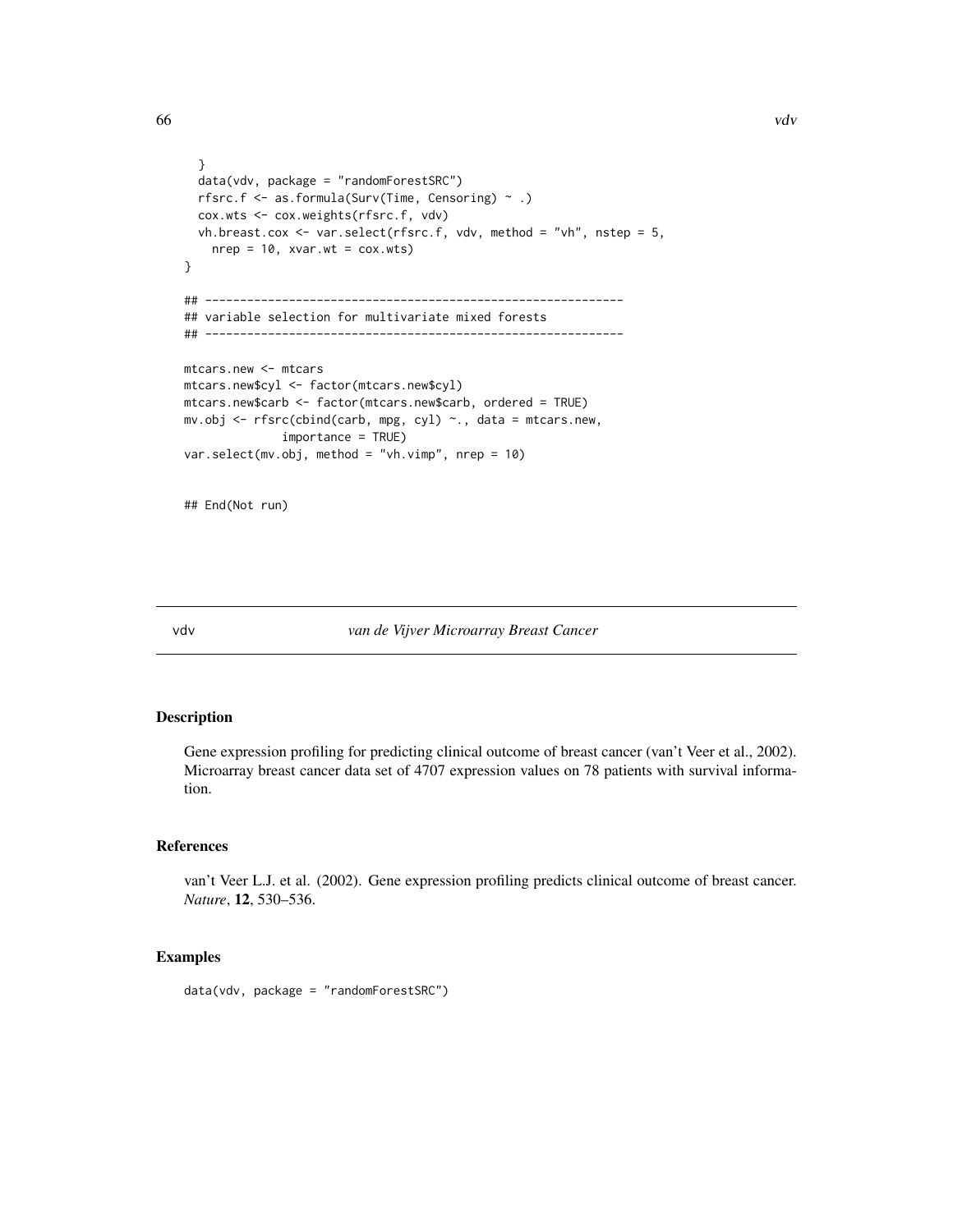```
  }
  data(vdv, package = "randomForestSRC")
  rfsrc.f <- as.formula(Surv(Time, Censoring) ~ .)
  cox.wts <- cox.weights(rfsrc.f, vdv)
  vh.breast.cox <- var.select(rfsrc.f, vdv, method = "vh", nstep = 5,
    nrep = 10, xvar.wt = cox.wts)
}

## ------------------------------------------------------------
## variable selection for multivariate mixed forests
## ------------------------------------------------------------

mtcars.new <- mtcars
mtcars.new$cyl <- factor(mtcars.new$cyl)
mtcars.new$carb <- factor(mtcars.new$carb, ordered = TRUE)
mv.obj <- rfsrc(cbind(carb, mpg, cyl) ~., data = mtcars.new,
             importance = TRUE)
var.select(mv.obj, method = "vh.vimp", nrep = 10)


## End(Not run)
```

## vdv — *van de Vijver Microarray Breast Cancer*

### Description

Gene expression profiling for predicting clinical outcome of breast cancer (van't Veer et al., 2002). Microarray breast cancer data set of 4707 expression values on 78 patients with survival information.

### References

van't Veer L.J. et al. (2002). Gene expression profiling predicts clinical outcome of breast cancer. *Nature*, **12**, 530–536.

### Examples

```
data(vdv, package = "randomForestSRC")
```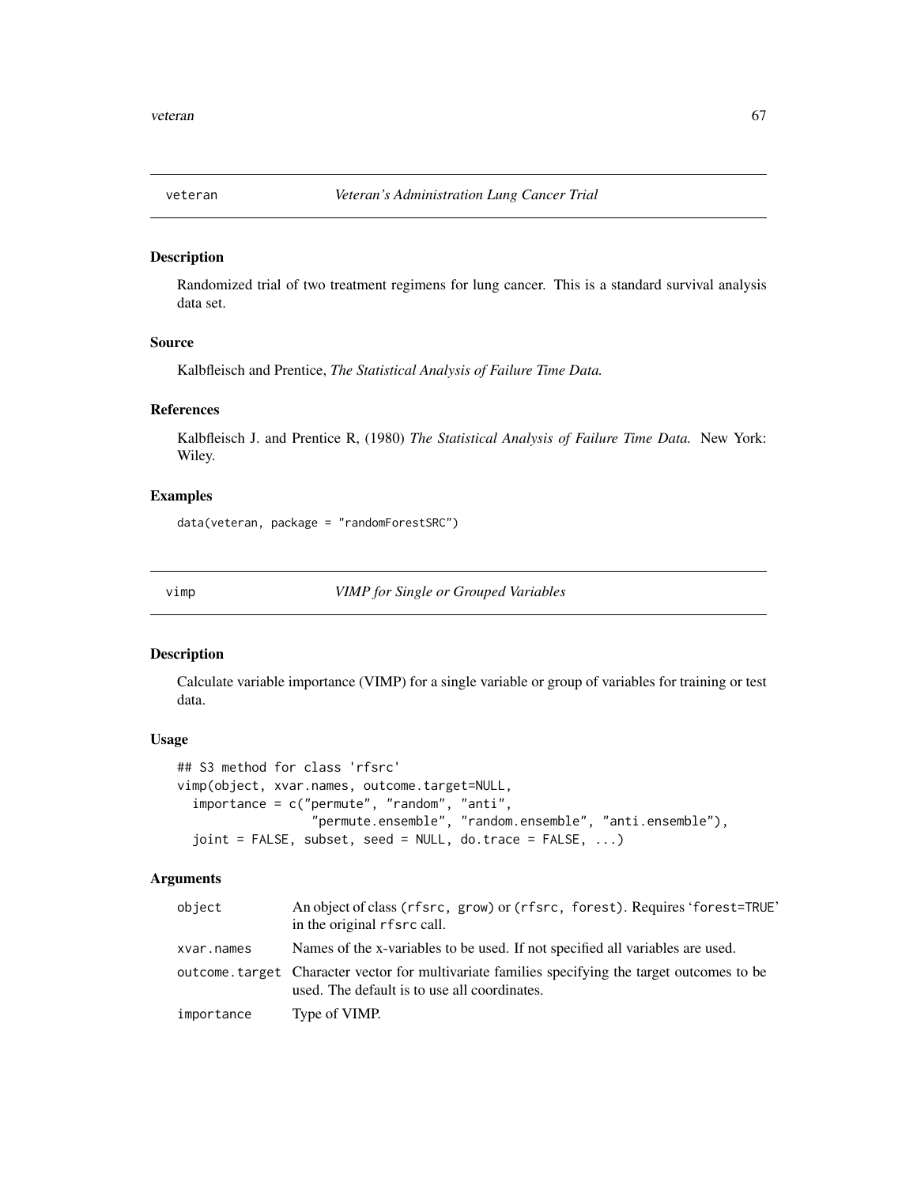## veteran *Veteran's Administration Lung Cancer Trial*

### Description

Randomized trial of two treatment regimens for lung cancer. This is a standard survival analysis data set.

### Source

Kalbfleisch and Prentice, *The Statistical Analysis of Failure Time Data.*

### References

Kalbfleisch J. and Prentice R, (1980) *The Statistical Analysis of Failure Time Data.* New York: Wiley.

### Examples

```
data(veteran, package = "randomForestSRC")
```

## vimp *VIMP for Single or Grouped Variables*

### Description

Calculate variable importance (VIMP) for a single variable or group of variables for training or test data.

### Usage

```
## S3 method for class 'rfsrc'
vimp(object, xvar.names, outcome.target=NULL,
  importance = c("permute", "random", "anti",
                 "permute.ensemble", "random.ensemble", "anti.ensemble"),
  joint = FALSE, subset, seed = NULL, do.trace = FALSE, ...)
```

### Arguments

| | |
|---|---|
| object | An object of class (rfsrc, grow) or (rfsrc, forest). Requires 'forest=TRUE' in the original rfsrc call. |
| xvar.names | Names of the x-variables to be used. If not specified all variables are used. |
| outcome.target | Character vector for multivariate families specifying the target outcomes to be used. The default is to use all coordinates. |
| importance | Type of VIMP. |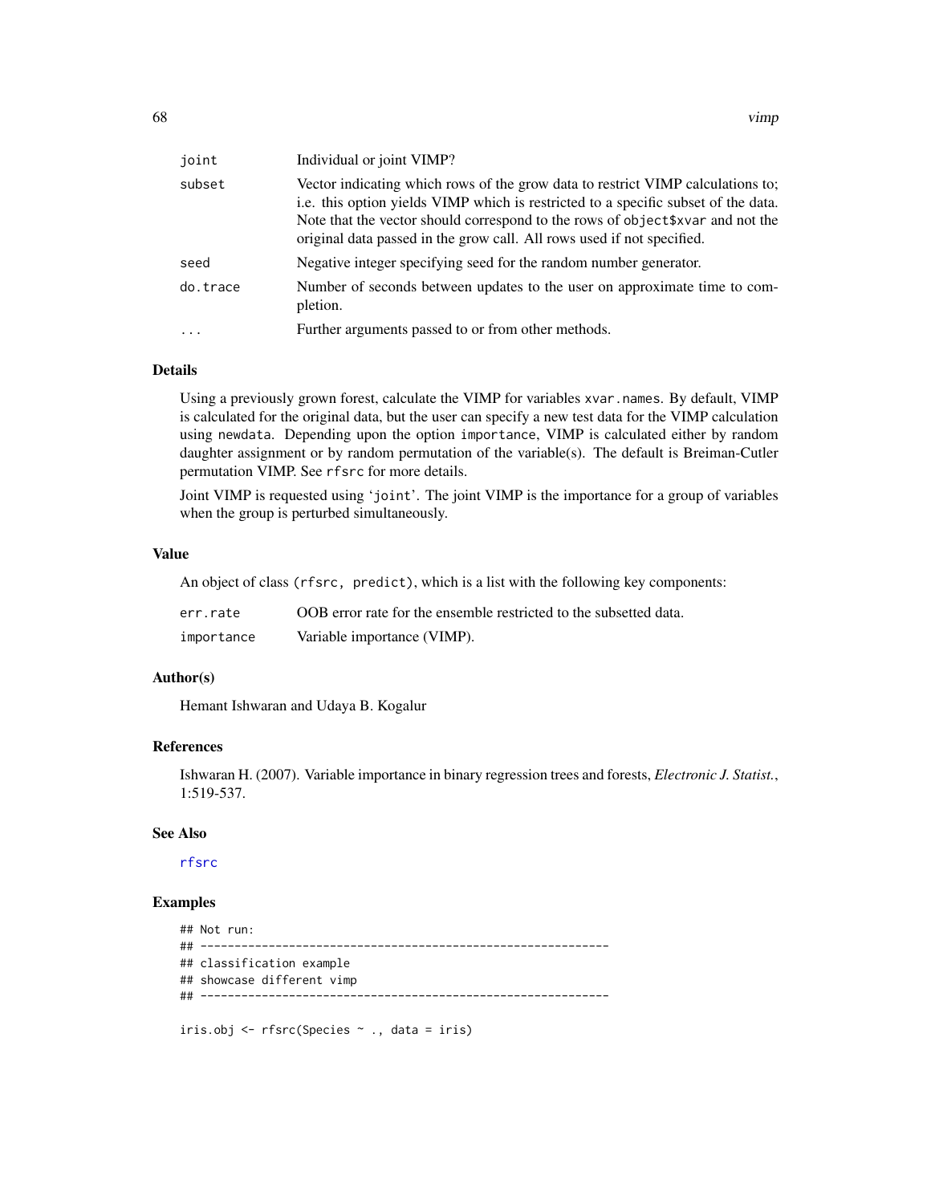| | |
|---|---|
| joint | Individual or joint VIMP? |
| subset | Vector indicating which rows of the grow data to restrict VIMP calculations to; i.e. this option yields VIMP which is restricted to a specific subset of the data. Note that the vector should correspond to the rows of object$xvar and not the original data passed in the grow call. All rows used if not specified. |
| seed | Negative integer specifying seed for the random number generator. |
| do.trace | Number of seconds between updates to the user on approximate time to completion. |
| ... | Further arguments passed to or from other methods. |

## Details

Using a previously grown forest, calculate the VIMP for variables xvar.names. By default, VIMP is calculated for the original data, but the user can specify a new test data for the VIMP calculation using newdata. Depending upon the option importance, VIMP is calculated either by random daughter assignment or by random permutation of the variable(s). The default is Breiman-Cutler permutation VIMP. See rfsrc for more details.

Joint VIMP is requested using 'joint'. The joint VIMP is the importance for a group of variables when the group is perturbed simultaneously.

## Value

An object of class (rfsrc, predict), which is a list with the following key components:

| | |
|---|---|
| err.rate | OOB error rate for the ensemble restricted to the subsetted data. |
| importance | Variable importance (VIMP). |

## Author(s)

Hemant Ishwaran and Udaya B. Kogalur

## References

Ishwaran H. (2007). Variable importance in binary regression trees and forests, *Electronic J. Statist.*, 1:519-537.

## See Also

rfsrc

## Examples

```
## Not run:
## ------------------------------------------------------------
## classification example
## showcase different vimp
## ------------------------------------------------------------

iris.obj <- rfsrc(Species ~ ., data = iris)
```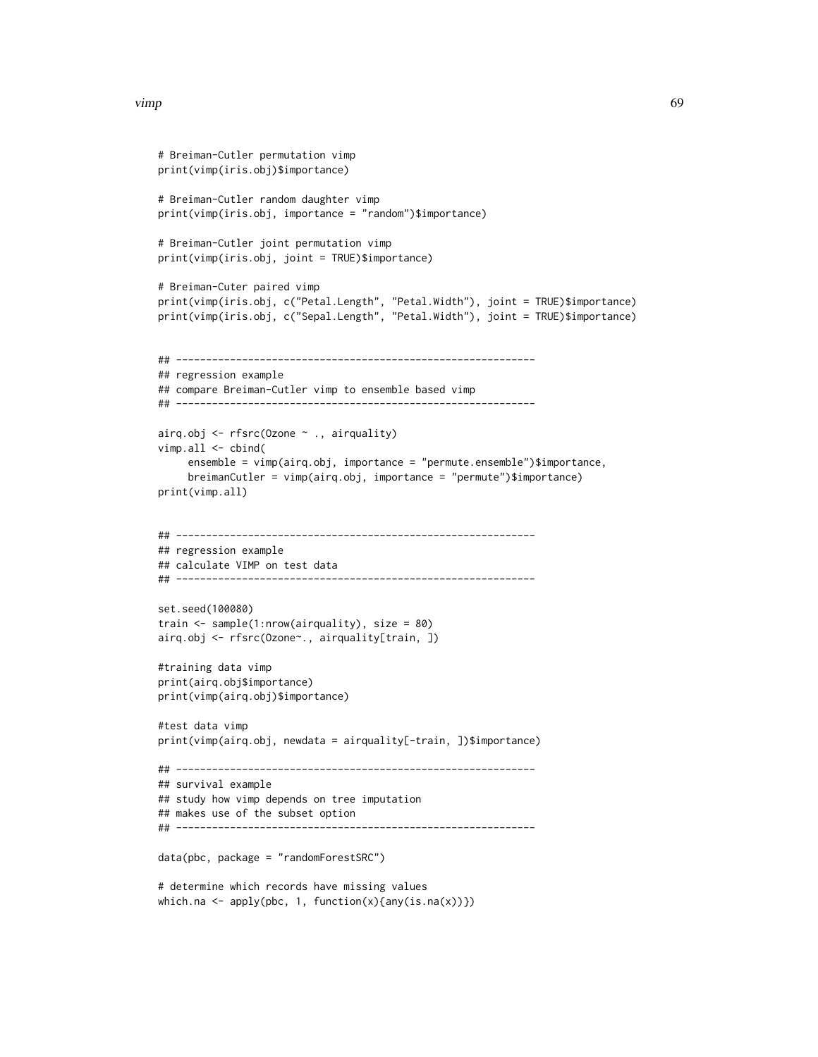```
# Breiman-Cutler permutation vimp
print(vimp(iris.obj)$importance)

# Breiman-Cutler random daughter vimp
print(vimp(iris.obj, importance = "random")$importance)

# Breiman-Cutler joint permutation vimp
print(vimp(iris.obj, joint = TRUE)$importance)

# Breiman-Cuter paired vimp
print(vimp(iris.obj, c("Petal.Length", "Petal.Width"), joint = TRUE)$importance)
print(vimp(iris.obj, c("Sepal.Length", "Petal.Width"), joint = TRUE)$importance)


## ------------------------------------------------------------
## regression example
## compare Breiman-Cutler vimp to ensemble based vimp
## ------------------------------------------------------------

airq.obj <- rfsrc(Ozone ~ ., airquality)
vimp.all <- cbind(
     ensemble = vimp(airq.obj, importance = "permute.ensemble")$importance,
     breimanCutler = vimp(airq.obj, importance = "permute")$importance)
print(vimp.all)


## ------------------------------------------------------------
## regression example
## calculate VIMP on test data
## ------------------------------------------------------------

set.seed(100080)
train <- sample(1:nrow(airquality), size = 80)
airq.obj <- rfsrc(Ozone~., airquality[train, ])

#training data vimp
print(airq.obj$importance)
print(vimp(airq.obj)$importance)

#test data vimp
print(vimp(airq.obj, newdata = airquality[-train, ])$importance)

## ------------------------------------------------------------
## survival example
## study how vimp depends on tree imputation
## makes use of the subset option
## ------------------------------------------------------------

data(pbc, package = "randomForestSRC")

# determine which records have missing values
which.na <- apply(pbc, 1, function(x){any(is.na(x))})
```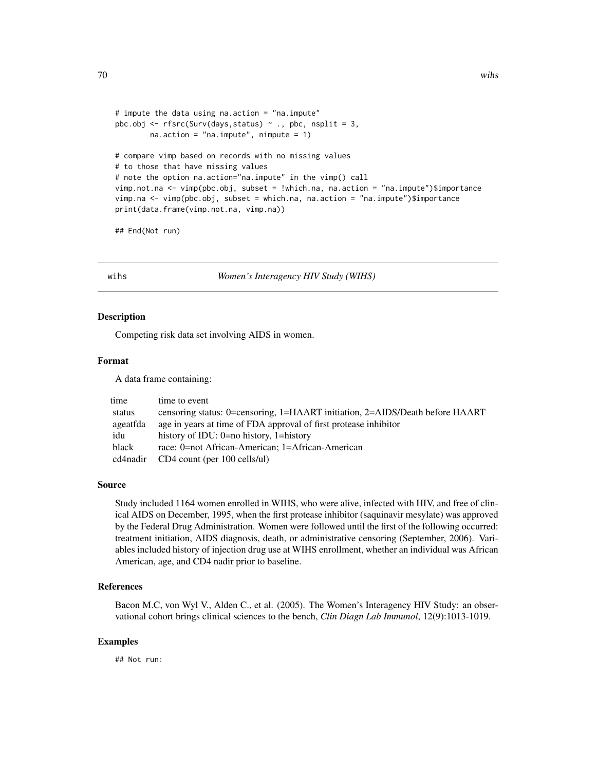```
# impute the data using na.action = "na.impute"
pbc.obj <- rfsrc(Surv(days,status) ~ ., pbc, nsplit = 3,
        na.action = "na.impute", nimpute = 1)

# compare vimp based on records with no missing values
# to those that have missing values
# note the option na.action="na.impute" in the vimp() call
vimp.not.na <- vimp(pbc.obj, subset = !which.na, na.action = "na.impute")$importance
vimp.na <- vimp(pbc.obj, subset = which.na, na.action = "na.impute")$importance
print(data.frame(vimp.not.na, vimp.na))

## End(Not run)
```

## wihs — *Women's Interagency HIV Study (WIHS)*

### Description

Competing risk data set involving AIDS in women.

### Format

A data frame containing:

| | |
|---|---|
| time | time to event |
| status | censoring status: 0=censoring, 1=HAART initiation, 2=AIDS/Death before HAART |
| ageatfda | age in years at time of FDA approval of first protease inhibitor |
| idu | history of IDU: 0=no history, 1=history |
| black | race: 0=not African-American; 1=African-American |
| cd4nadir | CD4 count (per 100 cells/ul) |

### Source

Study included 1164 women enrolled in WIHS, who were alive, infected with HIV, and free of clinical AIDS on December, 1995, when the first protease inhibitor (saquinavir mesylate) was approved by the Federal Drug Administration. Women were followed until the first of the following occurred: treatment initiation, AIDS diagnosis, death, or administrative censoring (September, 2006). Variables included history of injection drug use at WIHS enrollment, whether an individual was African American, age, and CD4 nadir prior to baseline.

### References

Bacon M.C, von Wyl V., Alden C., et al. (2005). The Women's Interagency HIV Study: an observational cohort brings clinical sciences to the bench, *Clin Diagn Lab Immunol*, 12(9):1013-1019.

### Examples

```
## Not run:
```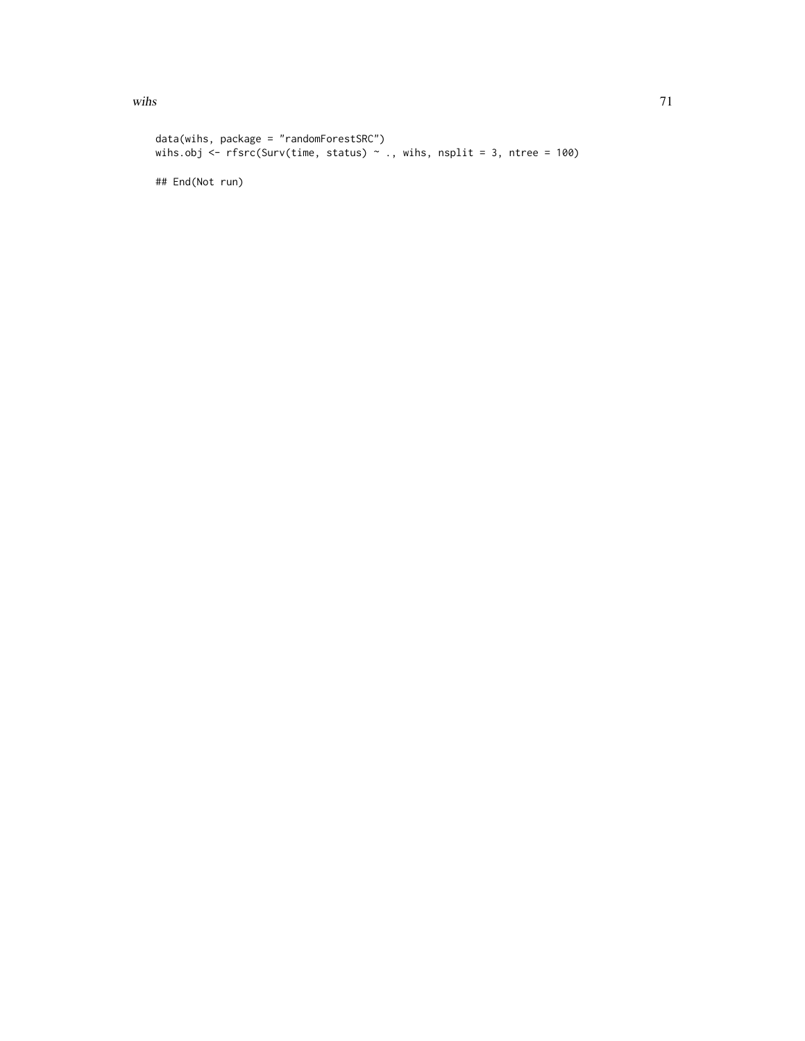```
data(wihs, package = "randomForestSRC")
wihs.obj <- rfsrc(Surv(time, status) ~ ., wihs, nsplit = 3, ntree = 100)

## End(Not run)
```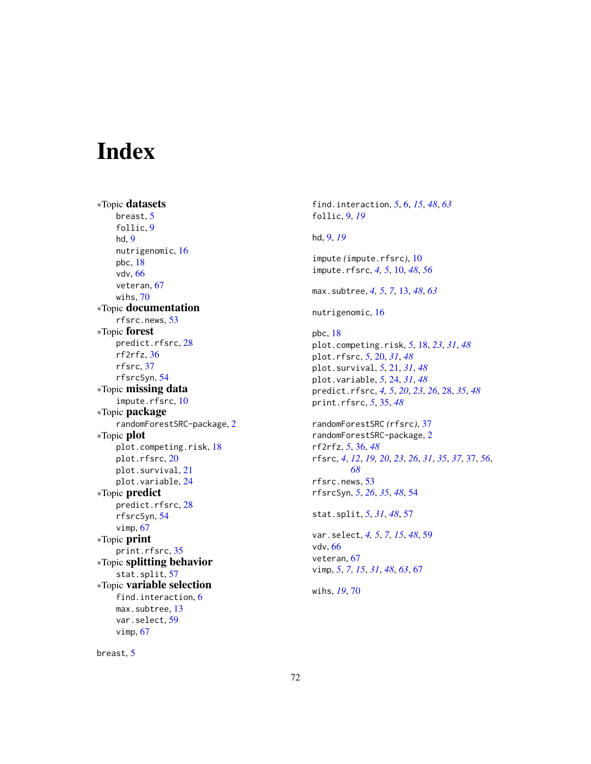# Index

*Topic **datasets**
- breast, 5
- follic, 9
- hd, 9
- nutrigenomic, 16
- pbc, 18
- vdv, 66
- veteran, 67
- wihs, 70

*Topic **documentation**
- rfsrc.news, 53

*Topic **forest**
- predict.rfsrc, 28
- rf2rfz, 36
- rfsrc, 37
- rfsrcSyn, 54

*Topic **missing data**
- impute.rfsrc, 10

*Topic **package**
- randomForestSRC-package, 2

*Topic **plot**
- plot.competing.risk, 18
- plot.rfsrc, 20
- plot.survival, 21
- plot.variable, 24

*Topic **predict**
- predict.rfsrc, 28
- rfsrcSyn, 54
- vimp, 67

*Topic **print**
- print.rfsrc, 35

*Topic **splitting behavior**
- stat.split, 57

*Topic **variable selection**
- find.interaction, 6
- max.subtree, 13
- var.select, 59
- vimp, 67

breast, 5

find.interaction, *5*, 6, *15*, *48*, *63*
follic, 9, *19*

hd, 9, *19*

impute (impute.rfsrc), 10
impute.rfsrc, *4, 5*, 10, *48*, *56*

max.subtree, *4, 5*, *7*, 13, *48*, *63*

nutrigenomic, 16

pbc, 18
plot.competing.risk, *5*, 18, *23*, *31*, *48*
plot.rfsrc, *5*, 20, *31*, *48*
plot.survival, *5*, 21, *31*, *48*
plot.variable, *5*, 24, *31*, *48*
predict.rfsrc, *4, 5*, *20*, *23*, *26*, 28, *35*, *48*
print.rfsrc, *5*, 35, *48*

randomForestSRC (rfsrc), 37
randomForestSRC-package, 2
rf2rfz, *5*, 36, *48*
rfsrc, *4*, *12*, *19, 20*, *23*, *26*, *31*, *35*, *37*, 37, *56*, *68*
rfsrc.news, 53
rfsrcSyn, *5*, *26*, *35*, *48*, 54

stat.split, *5*, *31*, *48*, 57

var.select, *4, 5*, *7*, *15*, *48*, 59
vdv, 66
veteran, 67
vimp, *5*, *7*, *15*, *31*, *48*, *63*, 67

wihs, *19*, 70